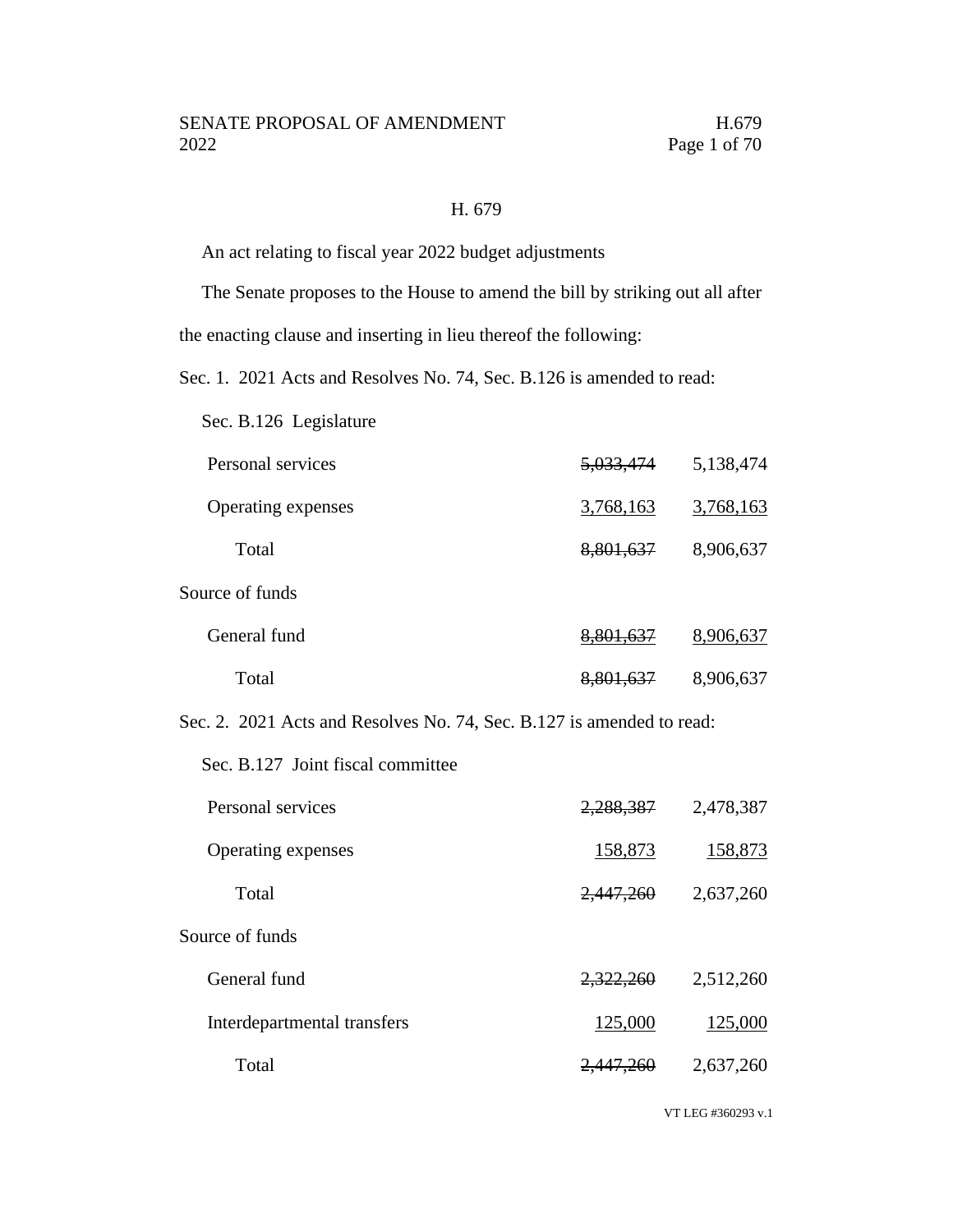H. 679

An act relating to fiscal year 2022 budget adjustments

The Senate proposes to the House to amend the bill by striking out all after the enacting clause and inserting in lieu thereof the following:

Sec. 1. 2021 Acts and Resolves No. 74, Sec. B.126 is amended to read:

Sec. B.126 Legislature

| | | |
|---|---|---|
| Personal services | ~~5,033,474~~ | 5,138,474 |
| Operating expenses | 3,768,163 | 3,768,163 |
| Total | ~~8,801,637~~ | 8,906,637 |
| Source of funds | | |
| General fund | ~~8,801,637~~ | 8,906,637 |
| Total | ~~8,801,637~~ | 8,906,637 |

Sec. 2. 2021 Acts and Resolves No. 74, Sec. B.127 is amended to read:

Sec. B.127 Joint fiscal committee

| | | |
|---|---|---|
| Personal services | ~~2,288,387~~ | 2,478,387 |
| Operating expenses | 158,873 | 158,873 |
| Total | ~~2,447,260~~ | 2,637,260 |
| Source of funds | | |
| General fund | ~~2,322,260~~ | 2,512,260 |
| Interdepartmental transfers | 125,000 | 125,000 |
| Total | ~~2,447,260~~ | 2,637,260 |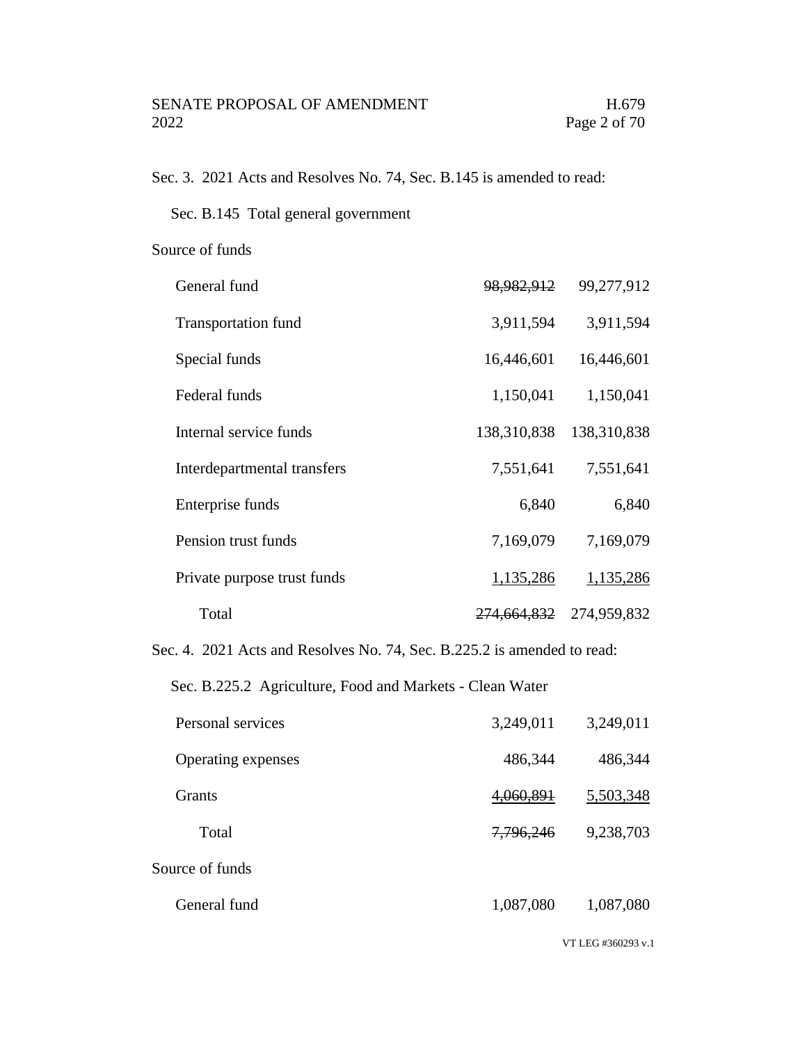Sec. 3. 2021 Acts and Resolves No. 74, Sec. B.145 is amended to read:

Sec. B.145 Total general government

Source of funds

| | | |
|---|---|---|
| General fund | ~~98,982,912~~ | 99,277,912 |
| Transportation fund | 3,911,594 | 3,911,594 |
| Special funds | 16,446,601 | 16,446,601 |
| Federal funds | 1,150,041 | 1,150,041 |
| Internal service funds | 138,310,838 | 138,310,838 |
| Interdepartmental transfers | 7,551,641 | 7,551,641 |
| Enterprise funds | 6,840 | 6,840 |
| Pension trust funds | 7,169,079 | 7,169,079 |
| Private purpose trust funds | 1,135,286 | 1,135,286 |
| Total | ~~274,664,832~~ | 274,959,832 |

Sec. 4. 2021 Acts and Resolves No. 74, Sec. B.225.2 is amended to read:

Sec. B.225.2 Agriculture, Food and Markets - Clean Water

| | | |
|---|---|---|
| Personal services | 3,249,011 | 3,249,011 |
| Operating expenses | 486,344 | 486,344 |
| Grants | ~~4,060,891~~ | 5,503,348 |
| Total | ~~7,796,246~~ | 9,238,703 |

Source of funds

| | | |
|---|---|---|
| General fund | 1,087,080 | 1,087,080 |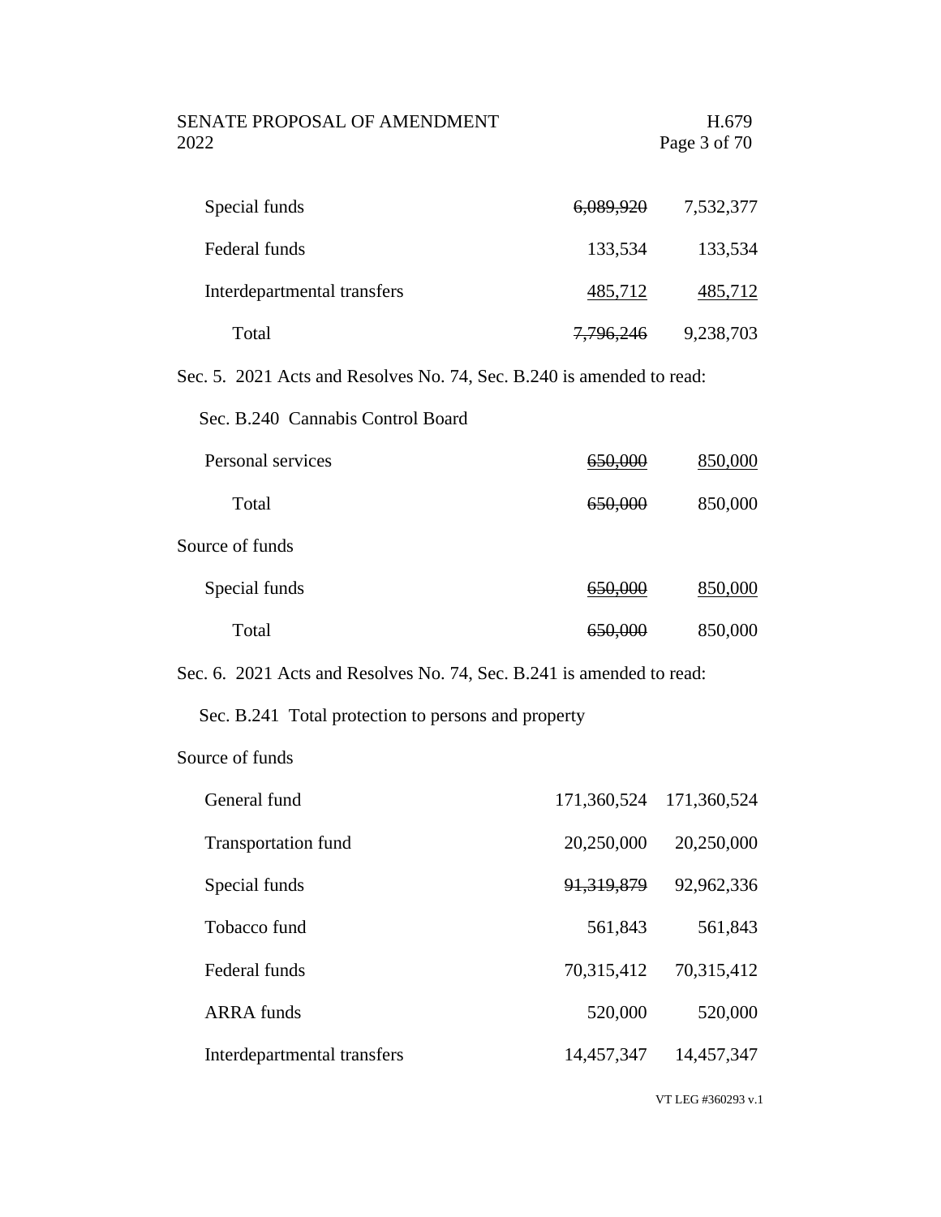| | | |
|---|---|---|
| Special funds | ~~6,089,920~~ | 7,532,377 |
| Federal funds | 133,534 | 133,534 |
| Interdepartmental transfers | 485,712 | 485,712 |
| Total | ~~7,796,246~~ | 9,238,703 |

Sec. 5. 2021 Acts and Resolves No. 74, Sec. B.240 is amended to read:

Sec. B.240 Cannabis Control Board

| | | |
|---|---|---|
| Personal services | ~~650,000~~ | 850,000 |
| Total | ~~650,000~~ | 850,000 |
| Source of funds | | |
| Special funds | ~~650,000~~ | 850,000 |
| Total | ~~650,000~~ | 850,000 |

Sec. 6. 2021 Acts and Resolves No. 74, Sec. B.241 is amended to read:

Sec. B.241 Total protection to persons and property

| | | |
|---|---|---|
| Source of funds | | |
| General fund | 171,360,524 | 171,360,524 |
| Transportation fund | 20,250,000 | 20,250,000 |
| Special funds | ~~91,319,879~~ | 92,962,336 |
| Tobacco fund | 561,843 | 561,843 |
| Federal funds | 70,315,412 | 70,315,412 |
| ARRA funds | 520,000 | 520,000 |
| Interdepartmental transfers | 14,457,347 | 14,457,347 |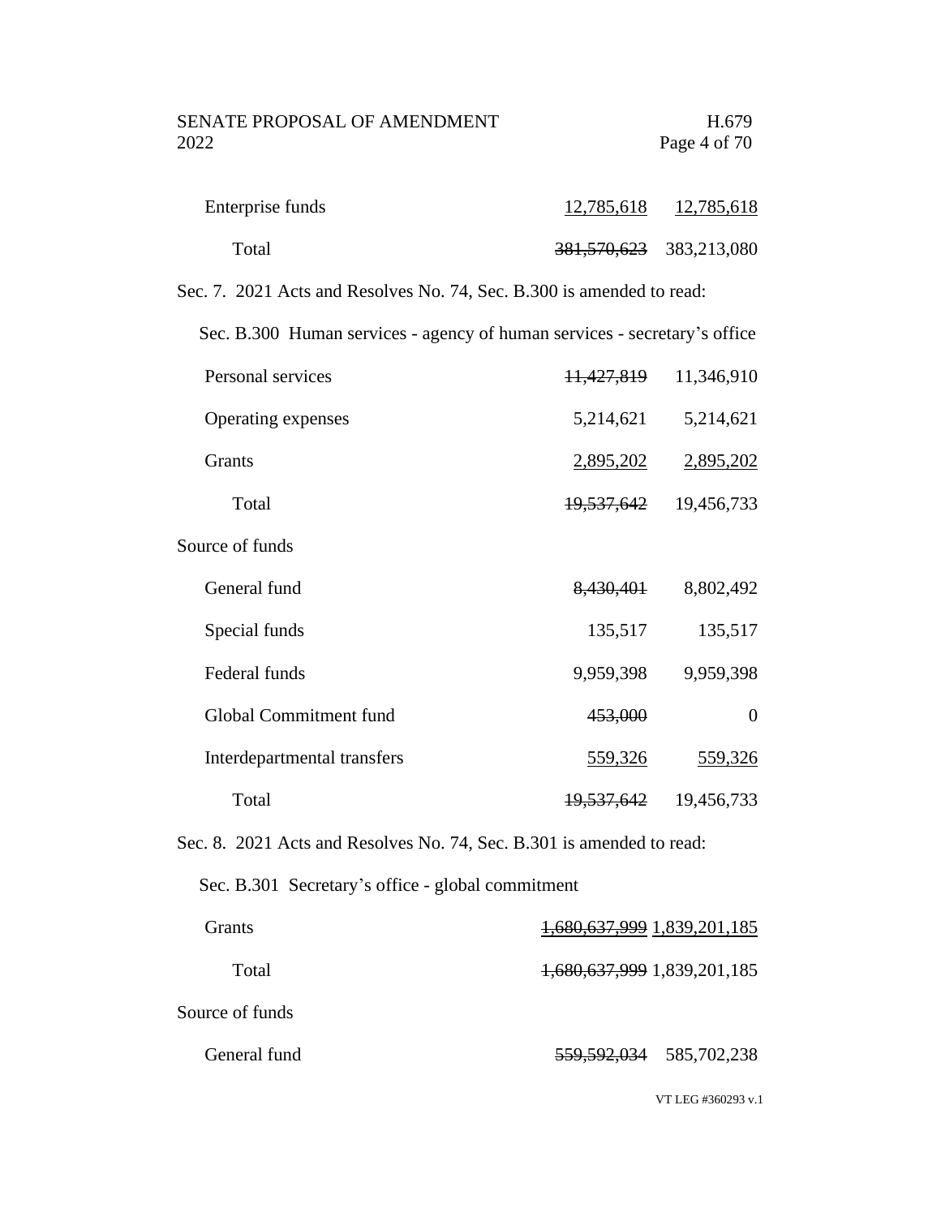| | | |
|---|---|---|
| Enterprise funds | 12,785,618 | 12,785,618 |
| Total | ~~381,570,623~~ | 383,213,080 |

Sec. 7. 2021 Acts and Resolves No. 74, Sec. B.300 is amended to read:

Sec. B.300 Human services - agency of human services - secretary's office

| | | |
|---|---|---|
| Personal services | ~~11,427,819~~ | 11,346,910 |
| Operating expenses | 5,214,621 | 5,214,621 |
| Grants | 2,895,202 | 2,895,202 |
| Total | ~~19,537,642~~ | 19,456,733 |
| Source of funds | | |
| General fund | ~~8,430,401~~ | 8,802,492 |
| Special funds | 135,517 | 135,517 |
| Federal funds | 9,959,398 | 9,959,398 |
| Global Commitment fund | ~~453,000~~ | 0 |
| Interdepartmental transfers | 559,326 | 559,326 |
| Total | ~~19,537,642~~ | 19,456,733 |

Sec. 8. 2021 Acts and Resolves No. 74, Sec. B.301 is amended to read:

Sec. B.301 Secretary's office - global commitment

| | | |
|---|---|---|
| Grants | ~~1,680,637,999~~ | 1,839,201,185 |
| Total | ~~1,680,637,999~~ | 1,839,201,185 |
| Source of funds | | |
| General fund | ~~559,592,034~~ | 585,702,238 |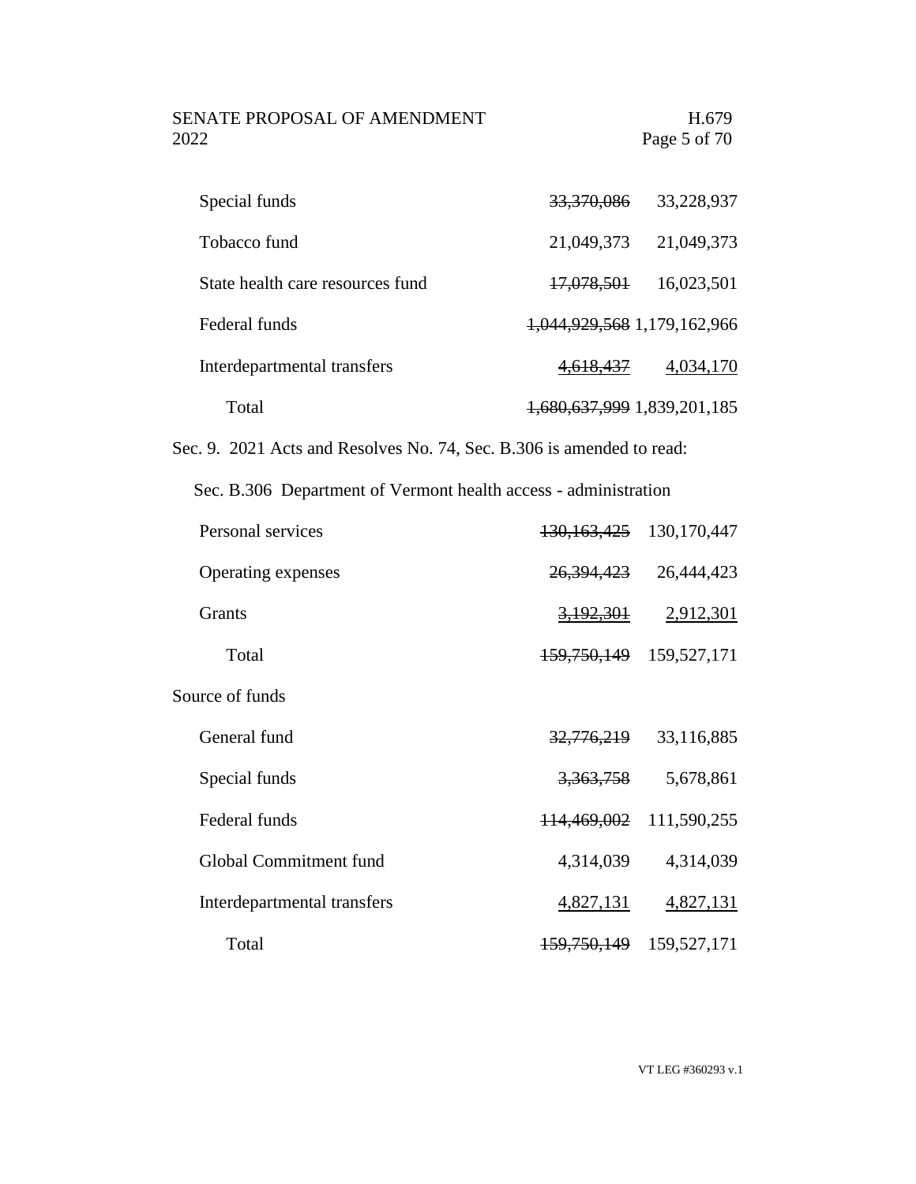| | | |
|---|---|---|
| Special funds | ~~33,370,086~~ | 33,228,937 |
| Tobacco fund | 21,049,373 | 21,049,373 |
| State health care resources fund | ~~17,078,501~~ | 16,023,501 |
| Federal funds | ~~1,044,929,568~~ | 1,179,162,966 |
| Interdepartmental transfers | ~~4,618,437~~ | 4,034,170 |
| Total | ~~1,680,637,999~~ | 1,839,201,185 |

Sec. 9. 2021 Acts and Resolves No. 74, Sec. B.306 is amended to read:

Sec. B.306 Department of Vermont health access - administration

| | | |
|---|---|---|
| Personal services | ~~130,163,425~~ | 130,170,447 |
| Operating expenses | ~~26,394,423~~ | 26,444,423 |
| Grants | ~~3,192,301~~ | 2,912,301 |
| Total | ~~159,750,149~~ | 159,527,171 |
| Source of funds | | |
| General fund | ~~32,776,219~~ | 33,116,885 |
| Special funds | ~~3,363,758~~ | 5,678,861 |
| Federal funds | ~~114,469,002~~ | 111,590,255 |
| Global Commitment fund | 4,314,039 | 4,314,039 |
| Interdepartmental transfers | 4,827,131 | 4,827,131 |
| Total | ~~159,750,149~~ | 159,527,171 |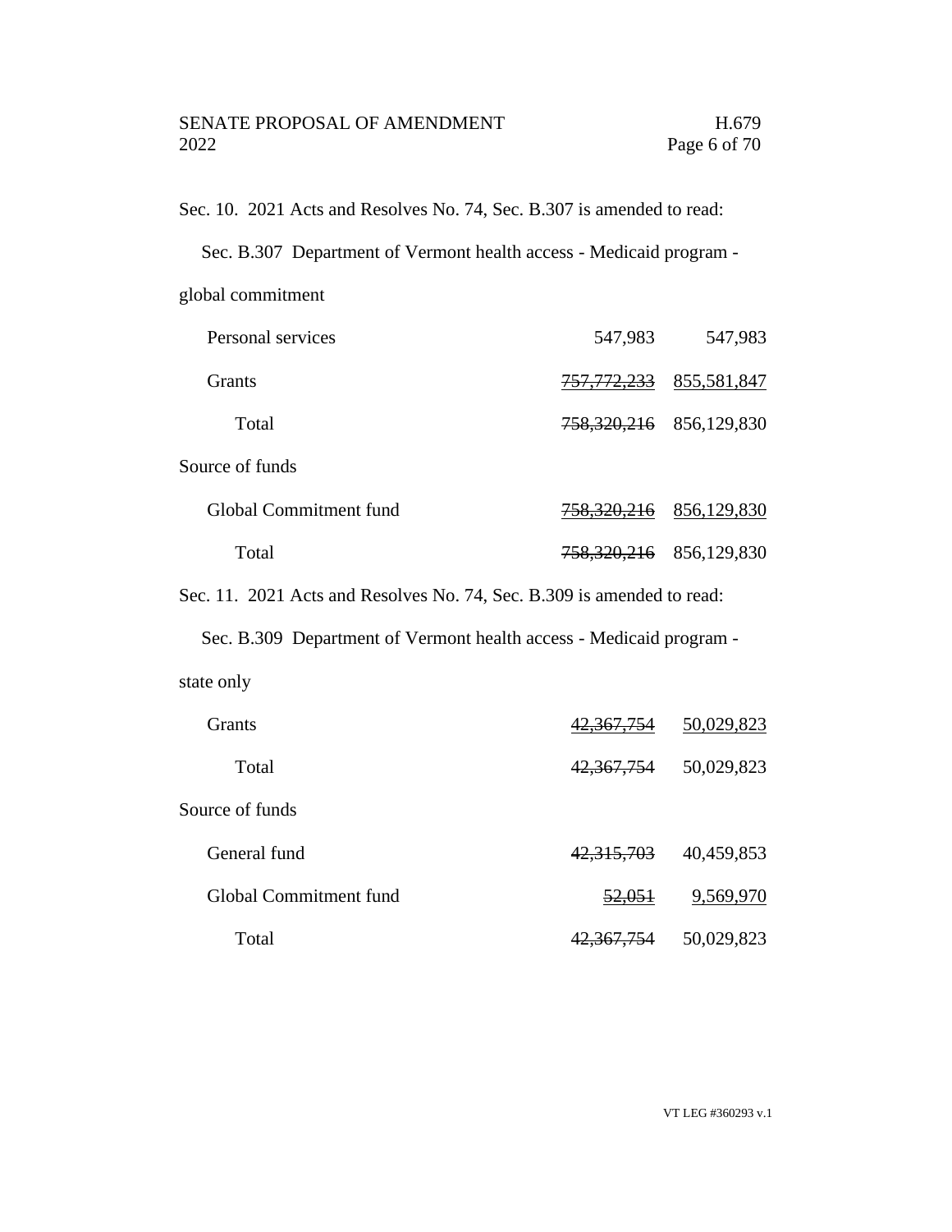Sec. 10. 2021 Acts and Resolves No. 74, Sec. B.307 is amended to read:

Sec. B.307 Department of Vermont health access - Medicaid program - global commitment

| | | |
|---|---|---|
| Personal services | 547,983 | 547,983 |
| Grants | ~~757,772,233~~ | <u>855,581,847</u> |
| Total | ~~758,320,216~~ | 856,129,830 |
| Source of funds | | |
| Global Commitment fund | ~~758,320,216~~ | <u>856,129,830</u> |
| Total | ~~758,320,216~~ | 856,129,830 |

Sec. 11. 2021 Acts and Resolves No. 74, Sec. B.309 is amended to read:

Sec. B.309 Department of Vermont health access - Medicaid program - state only

| | | |
|---|---|---|
| Grants | ~~42,367,754~~ | <u>50,029,823</u> |
| Total | ~~42,367,754~~ | 50,029,823 |
| Source of funds | | |
| General fund | ~~42,315,703~~ | 40,459,853 |
| Global Commitment fund | ~~52,051~~ | <u>9,569,970</u> |
| Total | ~~42,367,754~~ | 50,029,823 |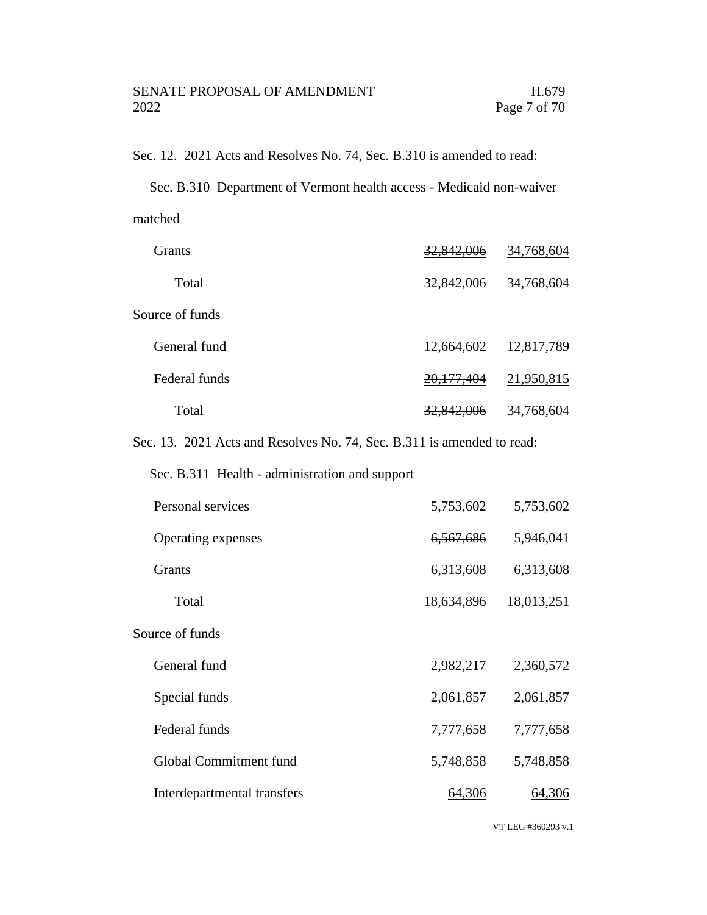Sec. 12. 2021 Acts and Resolves No. 74, Sec. B.310 is amended to read:

Sec. B.310 Department of Vermont health access - Medicaid non-waiver matched

| | | |
|---|---|---|
| Grants | ~~32,842,006~~ | 34,768,604 |
| Total | ~~32,842,006~~ | 34,768,604 |
| Source of funds | | |
| General fund | ~~12,664,602~~ | 12,817,789 |
| Federal funds | ~~20,177,404~~ | 21,950,815 |
| Total | ~~32,842,006~~ | 34,768,604 |

Sec. 13. 2021 Acts and Resolves No. 74, Sec. B.311 is amended to read:

Sec. B.311 Health - administration and support

| | | |
|---|---|---|
| Personal services | 5,753,602 | 5,753,602 |
| Operating expenses | ~~6,567,686~~ | 5,946,041 |
| Grants | 6,313,608 | 6,313,608 |
| Total | ~~18,634,896~~ | 18,013,251 |
| Source of funds | | |
| General fund | ~~2,982,217~~ | 2,360,572 |
| Special funds | 2,061,857 | 2,061,857 |
| Federal funds | 7,777,658 | 7,777,658 |
| Global Commitment fund | 5,748,858 | 5,748,858 |
| Interdepartmental transfers | 64,306 | 64,306 |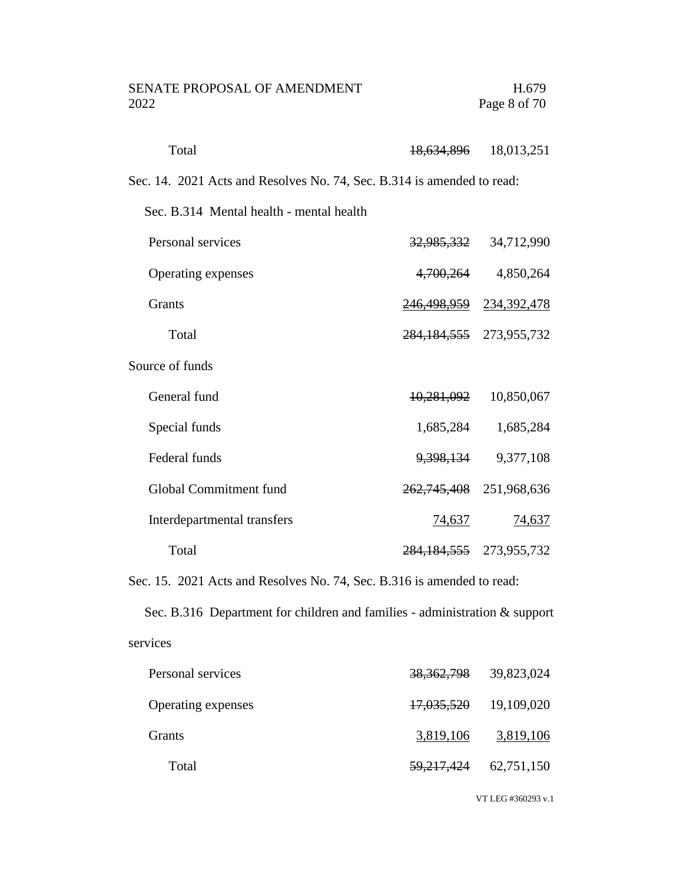| | | |
|---|---|---|
| Total | ~~18,634,896~~ | 18,013,251 |

Sec. 14. 2021 Acts and Resolves No. 74, Sec. B.314 is amended to read:

Sec. B.314 Mental health - mental health

| | | |
|---|---|---|
| Personal services | ~~32,985,332~~ | 34,712,990 |
| Operating expenses | ~~4,700,264~~ | 4,850,264 |
| Grants | ~~246,498,959~~ | 234,392,478 |
| Total | ~~284,184,555~~ | 273,955,732 |
| Source of funds | | |
| General fund | ~~10,281,092~~ | 10,850,067 |
| Special funds | 1,685,284 | 1,685,284 |
| Federal funds | ~~9,398,134~~ | 9,377,108 |
| Global Commitment fund | ~~262,745,408~~ | 251,968,636 |
| Interdepartmental transfers | 74,637 | 74,637 |
| Total | ~~284,184,555~~ | 273,955,732 |

Sec. 15. 2021 Acts and Resolves No. 74, Sec. B.316 is amended to read:

Sec. B.316 Department for children and families - administration & support services

| | | |
|---|---|---|
| Personal services | ~~38,362,798~~ | 39,823,024 |
| Operating expenses | ~~17,035,520~~ | 19,109,020 |
| Grants | 3,819,106 | 3,819,106 |
| Total | ~~59,217,424~~ | 62,751,150 |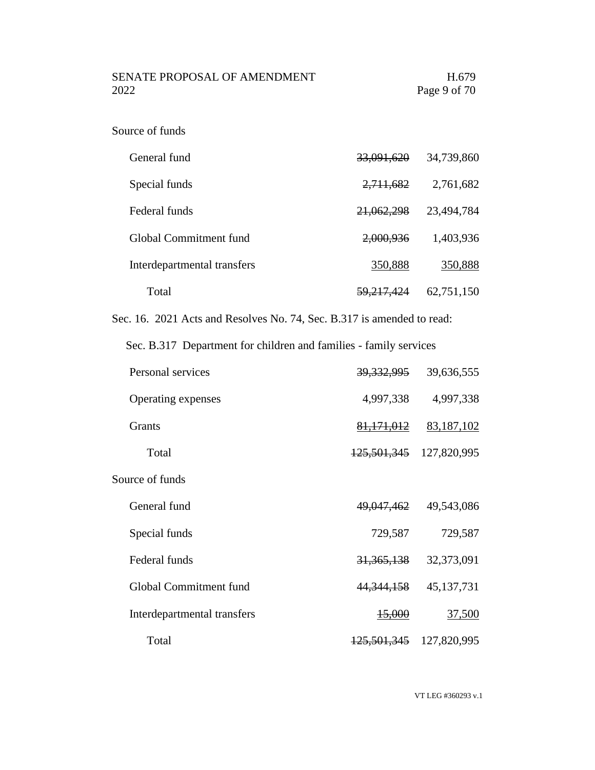Source of funds

| | | |
|---|---|---|
| General fund | ~~33,091,620~~ | 34,739,860 |
| Special funds | ~~2,711,682~~ | 2,761,682 |
| Federal funds | ~~21,062,298~~ | 23,494,784 |
| Global Commitment fund | ~~2,000,936~~ | 1,403,936 |
| Interdepartmental transfers | 350,888 | 350,888 |
| Total | ~~59,217,424~~ | 62,751,150 |

Sec. 16. 2021 Acts and Resolves No. 74, Sec. B.317 is amended to read:

Sec. B.317 Department for children and families - family services

| | | |
|---|---|---|
| Personal services | ~~39,332,995~~ | 39,636,555 |
| Operating expenses | 4,997,338 | 4,997,338 |
| Grants | ~~81,171,012~~ | 83,187,102 |
| Total | ~~125,501,345~~ | 127,820,995 |

Source of funds

| | | |
|---|---|---|
| General fund | ~~49,047,462~~ | 49,543,086 |
| Special funds | 729,587 | 729,587 |
| Federal funds | ~~31,365,138~~ | 32,373,091 |
| Global Commitment fund | ~~44,344,158~~ | 45,137,731 |
| Interdepartmental transfers | ~~15,000~~ | 37,500 |
| Total | ~~125,501,345~~ | 127,820,995 |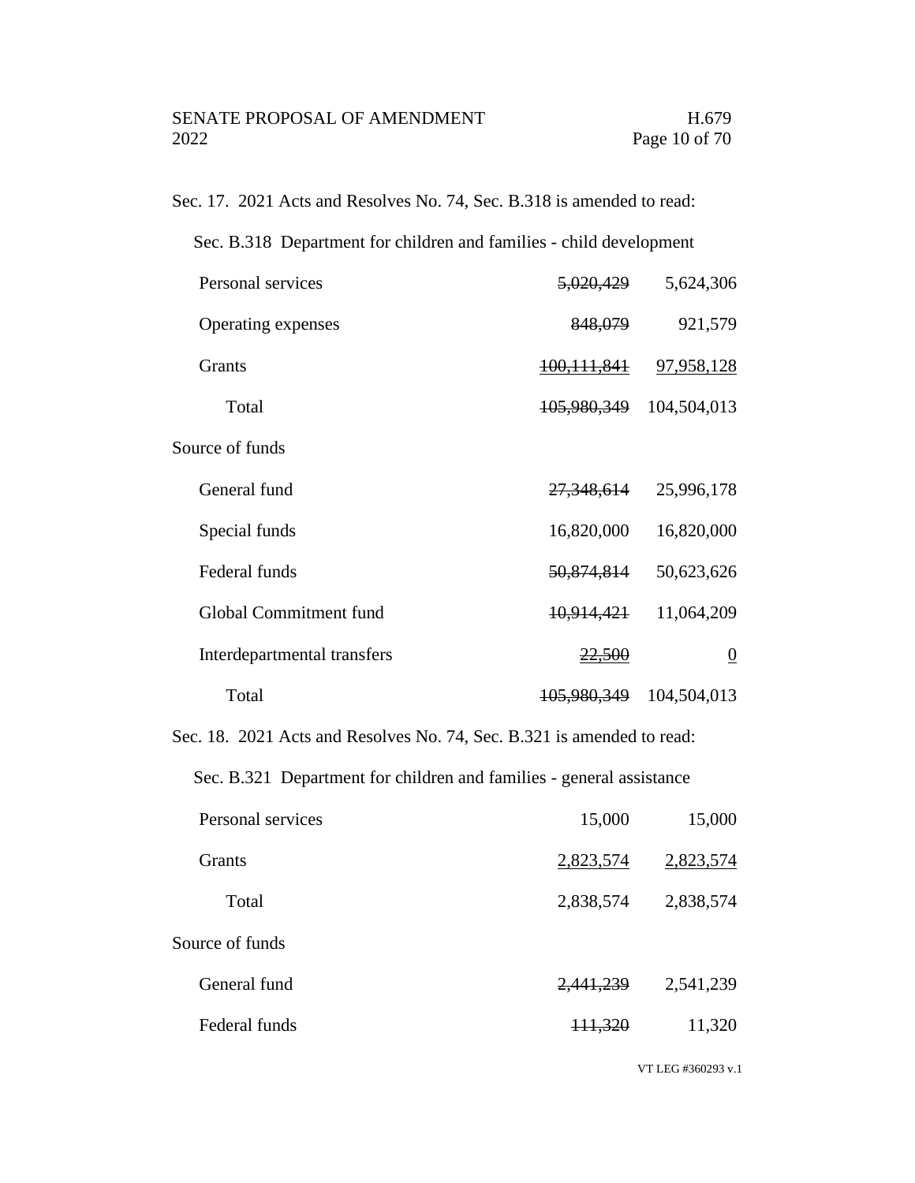Sec. 17. 2021 Acts and Resolves No. 74, Sec. B.318 is amended to read:

Sec. B.318 Department for children and families - child development

| | | |
|---|---|---|
| Personal services | ~~5,020,429~~ | 5,624,306 |
| Operating expenses | ~~848,079~~ | 921,579 |
| Grants | ~~100,111,841~~ | 97,958,128 |
| Total | ~~105,980,349~~ | 104,504,013 |
| Source of funds | | |
| General fund | ~~27,348,614~~ | 25,996,178 |
| Special funds | 16,820,000 | 16,820,000 |
| Federal funds | ~~50,874,814~~ | 50,623,626 |
| Global Commitment fund | ~~10,914,421~~ | 11,064,209 |
| Interdepartmental transfers | ~~22,500~~ | 0 |
| Total | ~~105,980,349~~ | 104,504,013 |

Sec. 18. 2021 Acts and Resolves No. 74, Sec. B.321 is amended to read:

Sec. B.321 Department for children and families - general assistance

| | | |
|---|---|---|
| Personal services | 15,000 | 15,000 |
| Grants | 2,823,574 | 2,823,574 |
| Total | 2,838,574 | 2,838,574 |
| Source of funds | | |
| General fund | ~~2,441,239~~ | 2,541,239 |
| Federal funds | ~~111,320~~ | 11,320 |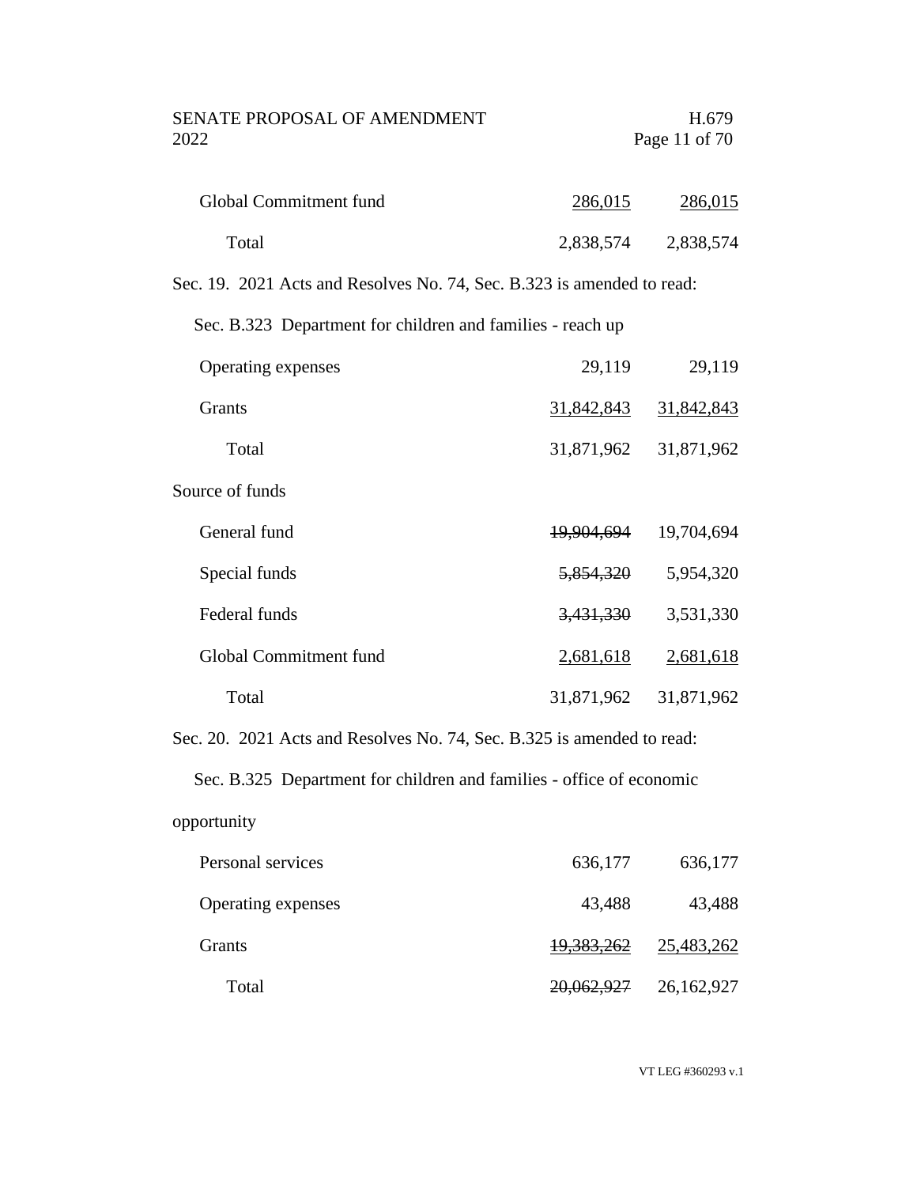| | | |
|---|---|---|
| Global Commitment fund | 286,015 | 286,015 |
| Total | 2,838,574 | 2,838,574 |

Sec. 19. 2021 Acts and Resolves No. 74, Sec. B.323 is amended to read:

Sec. B.323 Department for children and families - reach up

| | | |
|---|---|---|
| Operating expenses | 29,119 | 29,119 |
| Grants | 31,842,843 | 31,842,843 |
| Total | 31,871,962 | 31,871,962 |
| Source of funds | | |
| General fund | ~~19,904,694~~ | 19,704,694 |
| Special funds | ~~5,854,320~~ | 5,954,320 |
| Federal funds | ~~3,431,330~~ | 3,531,330 |
| Global Commitment fund | 2,681,618 | 2,681,618 |
| Total | 31,871,962 | 31,871,962 |

Sec. 20. 2021 Acts and Resolves No. 74, Sec. B.325 is amended to read:

Sec. B.325 Department for children and families - office of economic opportunity

| | | |
|---|---|---|
| Personal services | 636,177 | 636,177 |
| Operating expenses | 43,488 | 43,488 |
| Grants | ~~19,383,262~~ | 25,483,262 |
| Total | ~~20,062,927~~ | 26,162,927 |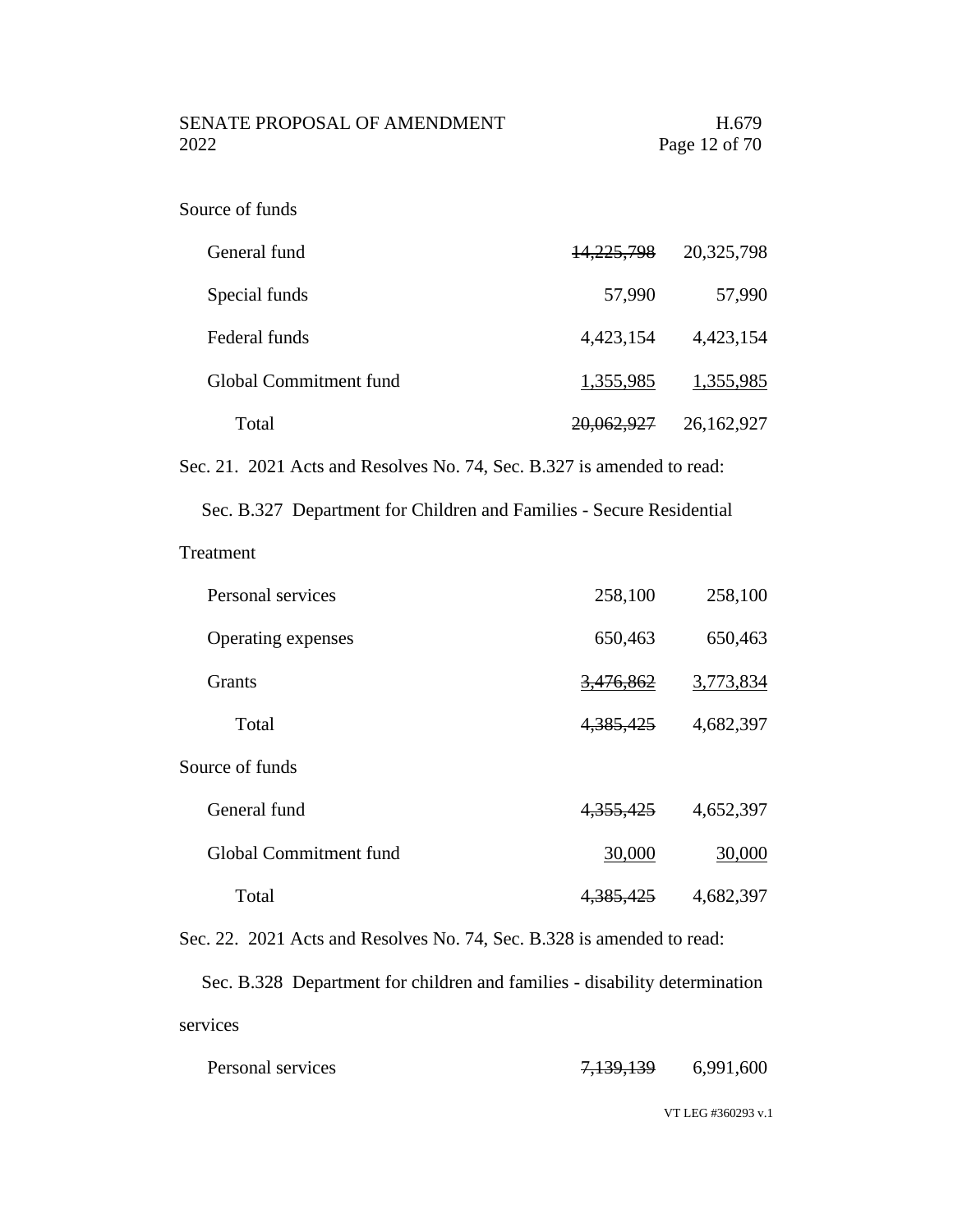Source of funds

| | | |
|---|---|---|
| General fund | ~~14,225,798~~ | 20,325,798 |
| Special funds | 57,990 | 57,990 |
| Federal funds | 4,423,154 | 4,423,154 |
| Global Commitment fund | 1,355,985 | 1,355,985 |
| Total | ~~20,062,927~~ | 26,162,927 |

Sec. 21. 2021 Acts and Resolves No. 74, Sec. B.327 is amended to read:

Sec. B.327 Department for Children and Families - Secure Residential Treatment

| | | |
|---|---|---|
| Personal services | 258,100 | 258,100 |
| Operating expenses | 650,463 | 650,463 |
| Grants | ~~3,476,862~~ | 3,773,834 |
| Total | ~~4,385,425~~ | 4,682,397 |

Source of funds

| | | |
|---|---|---|
| General fund | ~~4,355,425~~ | 4,652,397 |
| Global Commitment fund | 30,000 | 30,000 |
| Total | ~~4,385,425~~ | 4,682,397 |

Sec. 22. 2021 Acts and Resolves No. 74, Sec. B.328 is amended to read:

Sec. B.328 Department for children and families - disability determination services

| | | |
|---|---|---|
| Personal services | ~~7,139,139~~ | 6,991,600 |

VT LEG #360293 v.1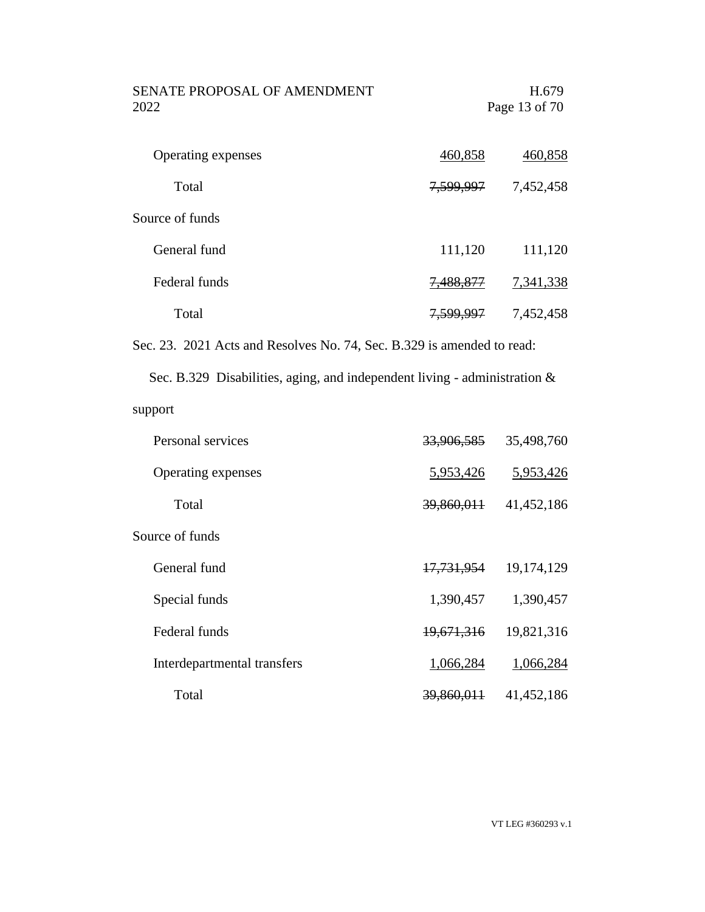| | | |
|---|---|---|
| Operating expenses | <u>460,858</u> | <u>460,858</u> |
| Total | ~~7,599,997~~ | 7,452,458 |
| Source of funds | | |
| General fund | 111,120 | 111,120 |
| Federal funds | ~~7,488,877~~ | <u>7,341,338</u> |
| Total | ~~7,599,997~~ | 7,452,458 |

Sec. 23. 2021 Acts and Resolves No. 74, Sec. B.329 is amended to read:

Sec. B.329 Disabilities, aging, and independent living - administration & support

| | | |
|---|---|---|
| Personal services | ~~33,906,585~~ | 35,498,760 |
| Operating expenses | <u>5,953,426</u> | <u>5,953,426</u> |
| Total | ~~39,860,011~~ | 41,452,186 |
| Source of funds | | |
| General fund | ~~17,731,954~~ | 19,174,129 |
| Special funds | 1,390,457 | 1,390,457 |
| Federal funds | ~~19,671,316~~ | 19,821,316 |
| Interdepartmental transfers | <u>1,066,284</u> | <u>1,066,284</u> |
| Total | ~~39,860,011~~ | 41,452,186 |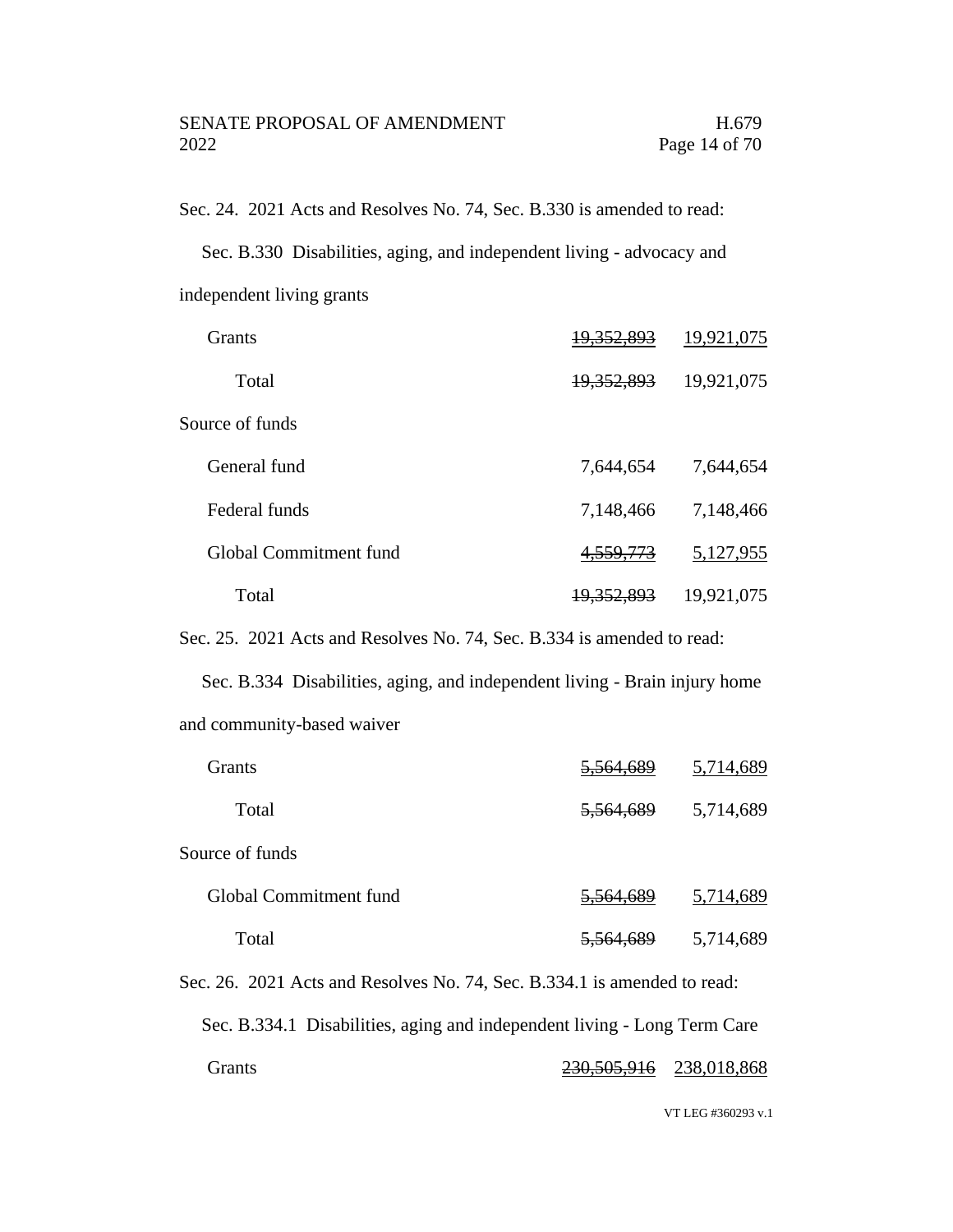Sec. 24. 2021 Acts and Resolves No. 74, Sec. B.330 is amended to read:

Sec. B.330 Disabilities, aging, and independent living - advocacy and independent living grants

| | | |
|---|---|---|
| Grants | ~~19,352,893~~ | <u>19,921,075</u> |
| Total | ~~19,352,893~~ | 19,921,075 |
| Source of funds | | |
| General fund | 7,644,654 | 7,644,654 |
| Federal funds | 7,148,466 | 7,148,466 |
| Global Commitment fund | ~~4,559,773~~ | <u>5,127,955</u> |
| Total | ~~19,352,893~~ | 19,921,075 |

Sec. 25. 2021 Acts and Resolves No. 74, Sec. B.334 is amended to read:

Sec. B.334 Disabilities, aging, and independent living - Brain injury home and community-based waiver

| | | |
|---|---|---|
| Grants | ~~5,564,689~~ | <u>5,714,689</u> |
| Total | ~~5,564,689~~ | 5,714,689 |
| Source of funds | | |
| Global Commitment fund | ~~5,564,689~~ | <u>5,714,689</u> |
| Total | ~~5,564,689~~ | 5,714,689 |

Sec. 26. 2021 Acts and Resolves No. 74, Sec. B.334.1 is amended to read:

Sec. B.334.1 Disabilities, aging and independent living - Long Term Care

| | | |
|---|---|---|
| Grants | ~~230,505,916~~ | <u>238,018,868</u> |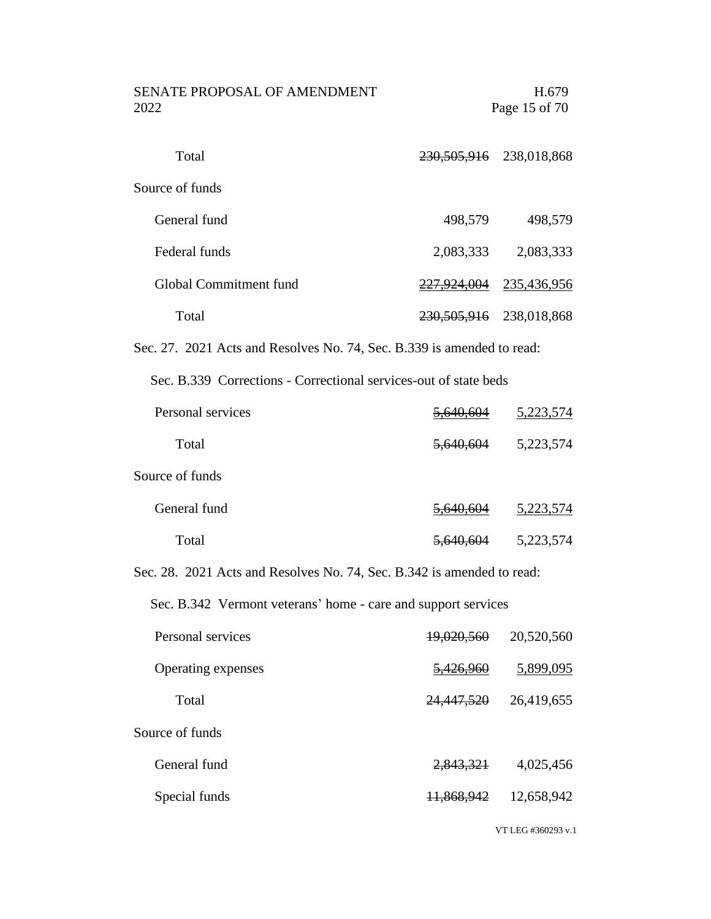| | | |
|---|---|---|
| Total | ~~230,505,916~~ | 238,018,868 |
| Source of funds | | |
| General fund | 498,579 | 498,579 |
| Federal funds | 2,083,333 | 2,083,333 |
| Global Commitment fund | ~~227,924,004~~ | 235,436,956 |
| Total | ~~230,505,916~~ | 238,018,868 |

Sec. 27. 2021 Acts and Resolves No. 74, Sec. B.339 is amended to read:

Sec. B.339 Corrections - Correctional services-out of state beds

| | | |
|---|---|---|
| Personal services | ~~5,640,604~~ | 5,223,574 |
| Total | ~~5,640,604~~ | 5,223,574 |
| Source of funds | | |
| General fund | ~~5,640,604~~ | 5,223,574 |
| Total | ~~5,640,604~~ | 5,223,574 |

Sec. 28. 2021 Acts and Resolves No. 74, Sec. B.342 is amended to read:

Sec. B.342 Vermont veterans' home - care and support services

| | | |
|---|---|---|
| Personal services | ~~19,020,560~~ | 20,520,560 |
| Operating expenses | ~~5,426,960~~ | 5,899,095 |
| Total | ~~24,447,520~~ | 26,419,655 |
| Source of funds | | |
| General fund | ~~2,843,321~~ | 4,025,456 |
| Special funds | ~~11,868,942~~ | 12,658,942 |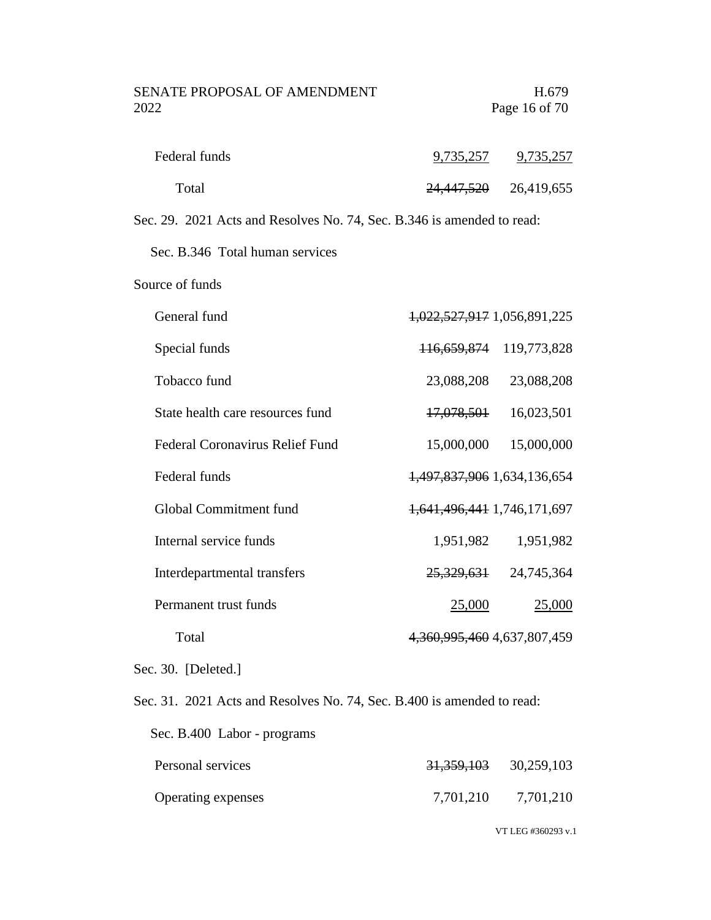| | | |
|---|---|---|
| Federal funds | 9,735,257 | 9,735,257 |
| Total | ~~24,447,520~~ | 26,419,655 |

Sec. 29. 2021 Acts and Resolves No. 74, Sec. B.346 is amended to read:

Sec. B.346 Total human services

Source of funds

| | | |
|---|---|---|
| General fund | ~~1,022,527,917~~ | 1,056,891,225 |
| Special funds | ~~116,659,874~~ | 119,773,828 |
| Tobacco fund | 23,088,208 | 23,088,208 |
| State health care resources fund | ~~17,078,501~~ | 16,023,501 |
| Federal Coronavirus Relief Fund | 15,000,000 | 15,000,000 |
| Federal funds | ~~1,497,837,906~~ | 1,634,136,654 |
| Global Commitment fund | ~~1,641,496,441~~ | 1,746,171,697 |
| Internal service funds | 1,951,982 | 1,951,982 |
| Interdepartmental transfers | ~~25,329,631~~ | 24,745,364 |
| Permanent trust funds | 25,000 | 25,000 |
| Total | ~~4,360,995,460~~ | 4,637,807,459 |

Sec. 30. [Deleted.]

Sec. 31. 2021 Acts and Resolves No. 74, Sec. B.400 is amended to read:

Sec. B.400 Labor - programs

| | | |
|---|---|---|
| Personal services | ~~31,359,103~~ | 30,259,103 |
| Operating expenses | 7,701,210 | 7,701,210 |

VT LEG #360293 v.1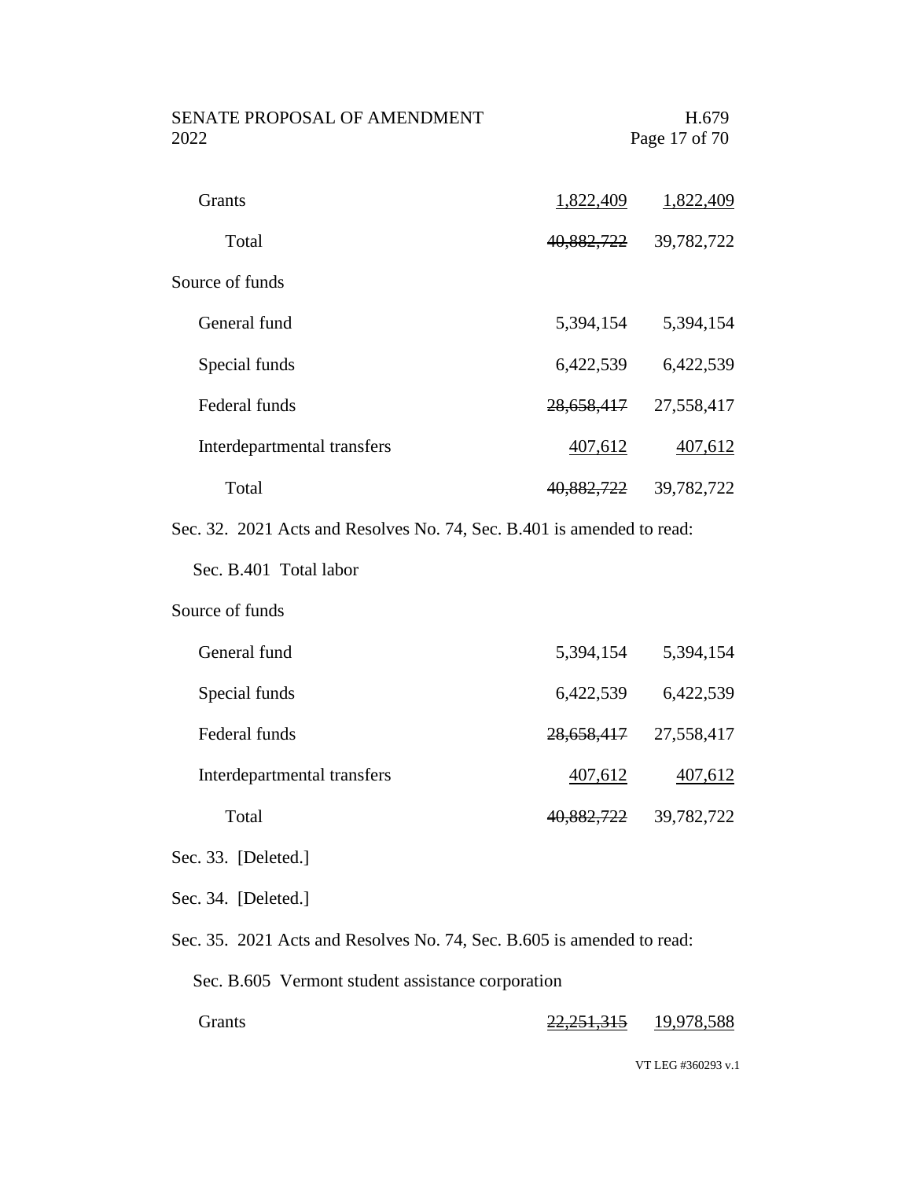| | | |
|---|---|---|
| Grants | 1,822,409 | 1,822,409 |
| Total | ~~40,882,722~~ | 39,782,722 |
| Source of funds | | |
| General fund | 5,394,154 | 5,394,154 |
| Special funds | 6,422,539 | 6,422,539 |
| Federal funds | ~~28,658,417~~ | 27,558,417 |
| Interdepartmental transfers | 407,612 | 407,612 |
| Total | ~~40,882,722~~ | 39,782,722 |

Sec. 32. 2021 Acts and Resolves No. 74, Sec. B.401 is amended to read:

Sec. B.401 Total labor

| | | |
|---|---|---|
| Source of funds | | |
| General fund | 5,394,154 | 5,394,154 |
| Special funds | 6,422,539 | 6,422,539 |
| Federal funds | ~~28,658,417~~ | 27,558,417 |
| Interdepartmental transfers | 407,612 | 407,612 |
| Total | ~~40,882,722~~ | 39,782,722 |

Sec. 33. [Deleted.]

Sec. 34. [Deleted.]

Sec. 35. 2021 Acts and Resolves No. 74, Sec. B.605 is amended to read:

Sec. B.605 Vermont student assistance corporation

| | | |
|---|---|---|
| Grants | ~~22,251,315~~ | 19,978,588 |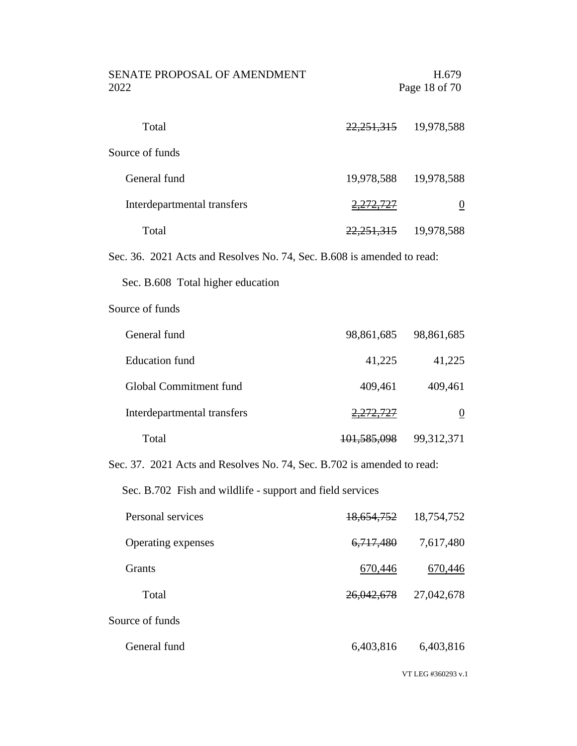| | | |
|---|---|---|
| Total | ~~22,251,315~~ | 19,978,588 |
| Source of funds | | |
| General fund | 19,978,588 | 19,978,588 |
| Interdepartmental transfers | ~~2,272,727~~ | <u>0</u> |
| Total | ~~22,251,315~~ | 19,978,588 |

Sec. 36. 2021 Acts and Resolves No. 74, Sec. B.608 is amended to read:

Sec. B.608 Total higher education

| | | |
|---|---|---|
| Source of funds | | |
| General fund | 98,861,685 | 98,861,685 |
| Education fund | 41,225 | 41,225 |
| Global Commitment fund | 409,461 | 409,461 |
| Interdepartmental transfers | ~~2,272,727~~ | <u>0</u> |
| Total | ~~101,585,098~~ | 99,312,371 |

Sec. 37. 2021 Acts and Resolves No. 74, Sec. B.702 is amended to read:

Sec. B.702 Fish and wildlife - support and field services

| | | |
|---|---|---|
| Personal services | ~~18,654,752~~ | 18,754,752 |
| Operating expenses | ~~6,717,480~~ | 7,617,480 |
| Grants | <u>670,446</u> | <u>670,446</u> |
| Total | ~~26,042,678~~ | 27,042,678 |
| Source of funds | | |
| General fund | 6,403,816 | 6,403,816 |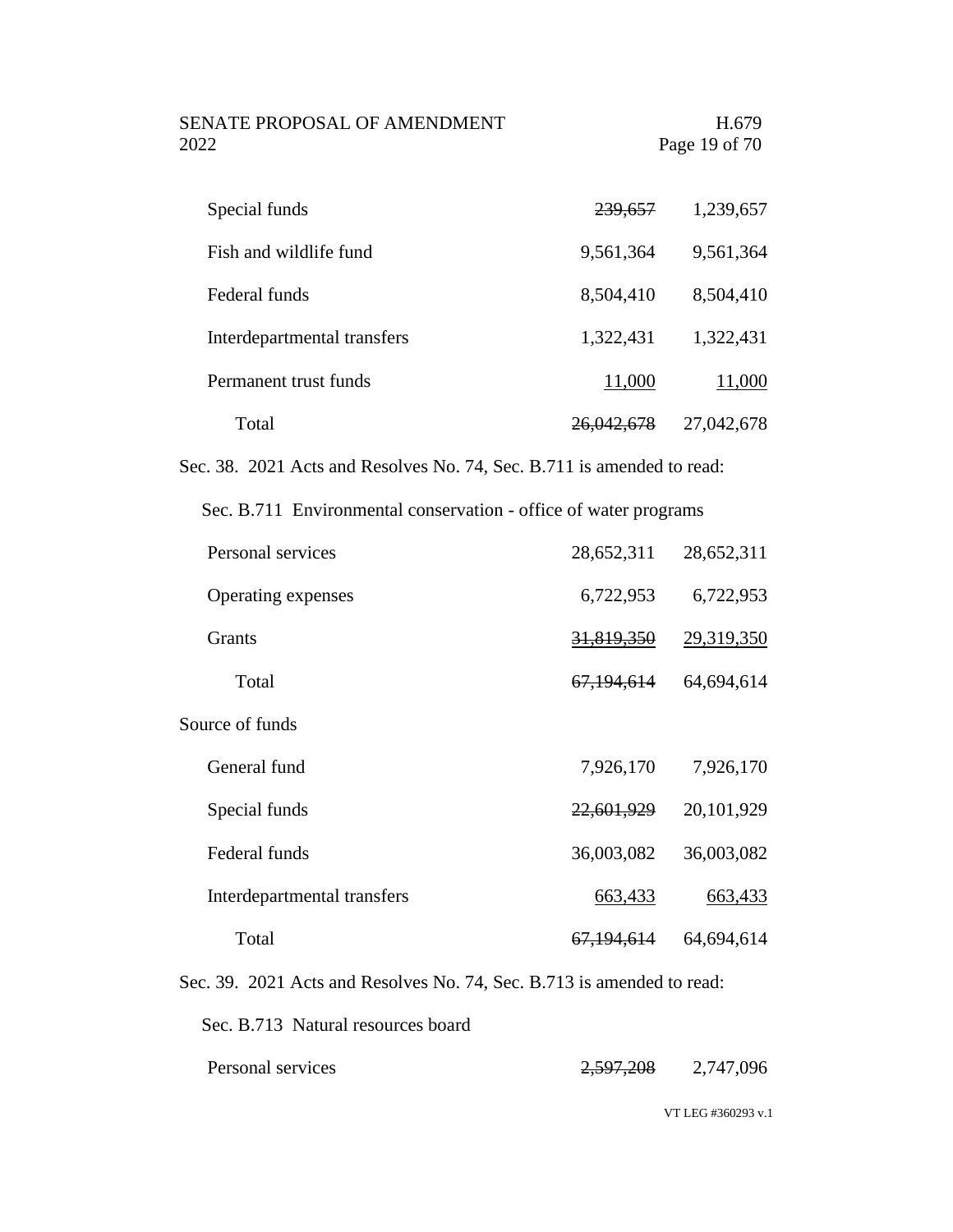| | | |
|---|---|---|
| Special funds | ~~239,657~~ | 1,239,657 |
| Fish and wildlife fund | 9,561,364 | 9,561,364 |
| Federal funds | 8,504,410 | 8,504,410 |
| Interdepartmental transfers | 1,322,431 | 1,322,431 |
| Permanent trust funds | 11,000 | 11,000 |
| Total | ~~26,042,678~~ | 27,042,678 |

Sec. 38. 2021 Acts and Resolves No. 74, Sec. B.711 is amended to read:

Sec. B.711 Environmental conservation - office of water programs

| | | |
|---|---|---|
| Personal services | 28,652,311 | 28,652,311 |
| Operating expenses | 6,722,953 | 6,722,953 |
| Grants | ~~31,819,350~~ | 29,319,350 |
| Total | ~~67,194,614~~ | 64,694,614 |
| Source of funds | | |
| General fund | 7,926,170 | 7,926,170 |
| Special funds | ~~22,601,929~~ | 20,101,929 |
| Federal funds | 36,003,082 | 36,003,082 |
| Interdepartmental transfers | 663,433 | 663,433 |
| Total | ~~67,194,614~~ | 64,694,614 |

Sec. 39. 2021 Acts and Resolves No. 74, Sec. B.713 is amended to read:

Sec. B.713 Natural resources board

| | | |
|---|---|---|
| Personal services | ~~2,597,208~~ | 2,747,096 |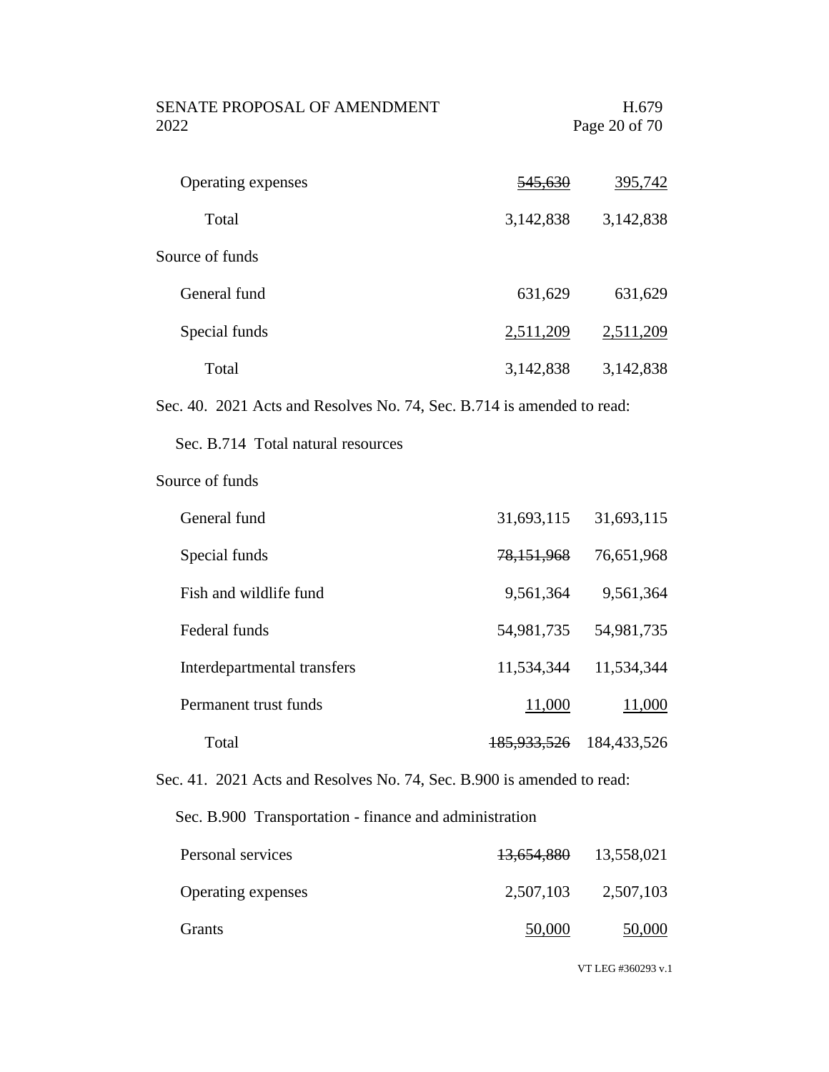| | | |
|---|---|---|
| Operating expenses | ~~545,630~~ | 395,742 |
| Total | 3,142,838 | 3,142,838 |
| Source of funds | | |
| General fund | 631,629 | 631,629 |
| Special funds | 2,511,209 | 2,511,209 |
| Total | 3,142,838 | 3,142,838 |

Sec. 40. 2021 Acts and Resolves No. 74, Sec. B.714 is amended to read:

Sec. B.714 Total natural resources

| | | |
|---|---|---|
| Source of funds | | |
| General fund | 31,693,115 | 31,693,115 |
| Special funds | ~~78,151,968~~ | 76,651,968 |
| Fish and wildlife fund | 9,561,364 | 9,561,364 |
| Federal funds | 54,981,735 | 54,981,735 |
| Interdepartmental transfers | 11,534,344 | 11,534,344 |
| Permanent trust funds | 11,000 | 11,000 |
| Total | ~~185,933,526~~ | 184,433,526 |

Sec. 41. 2021 Acts and Resolves No. 74, Sec. B.900 is amended to read:

Sec. B.900 Transportation - finance and administration

| | | |
|---|---|---|
| Personal services | ~~13,654,880~~ | 13,558,021 |
| Operating expenses | 2,507,103 | 2,507,103 |
| Grants | 50,000 | 50,000 |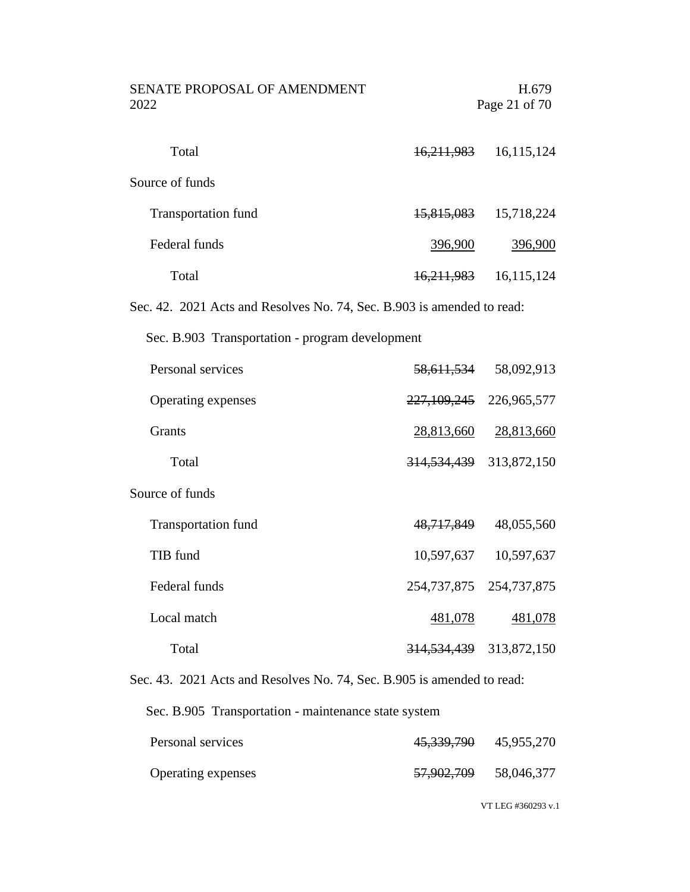| | | |
|---|---|---|
| Total | ~~16,211,983~~ | 16,115,124 |
| Source of funds | | |
| Transportation fund | ~~15,815,083~~ | 15,718,224 |
| Federal funds | 396,900 | 396,900 |
| Total | ~~16,211,983~~ | 16,115,124 |

Sec. 42. 2021 Acts and Resolves No. 74, Sec. B.903 is amended to read:

Sec. B.903 Transportation - program development

| | | |
|---|---|---|
| Personal services | ~~58,611,534~~ | 58,092,913 |
| Operating expenses | ~~227,109,245~~ | 226,965,577 |
| Grants | 28,813,660 | 28,813,660 |
| Total | ~~314,534,439~~ | 313,872,150 |
| Source of funds | | |
| Transportation fund | ~~48,717,849~~ | 48,055,560 |
| TIB fund | 10,597,637 | 10,597,637 |
| Federal funds | 254,737,875 | 254,737,875 |
| Local match | 481,078 | 481,078 |
| Total | ~~314,534,439~~ | 313,872,150 |

Sec. 43. 2021 Acts and Resolves No. 74, Sec. B.905 is amended to read:

Sec. B.905 Transportation - maintenance state system

| | | |
|---|---|---|
| Personal services | ~~45,339,790~~ | 45,955,270 |
| Operating expenses | ~~57,902,709~~ | 58,046,377 |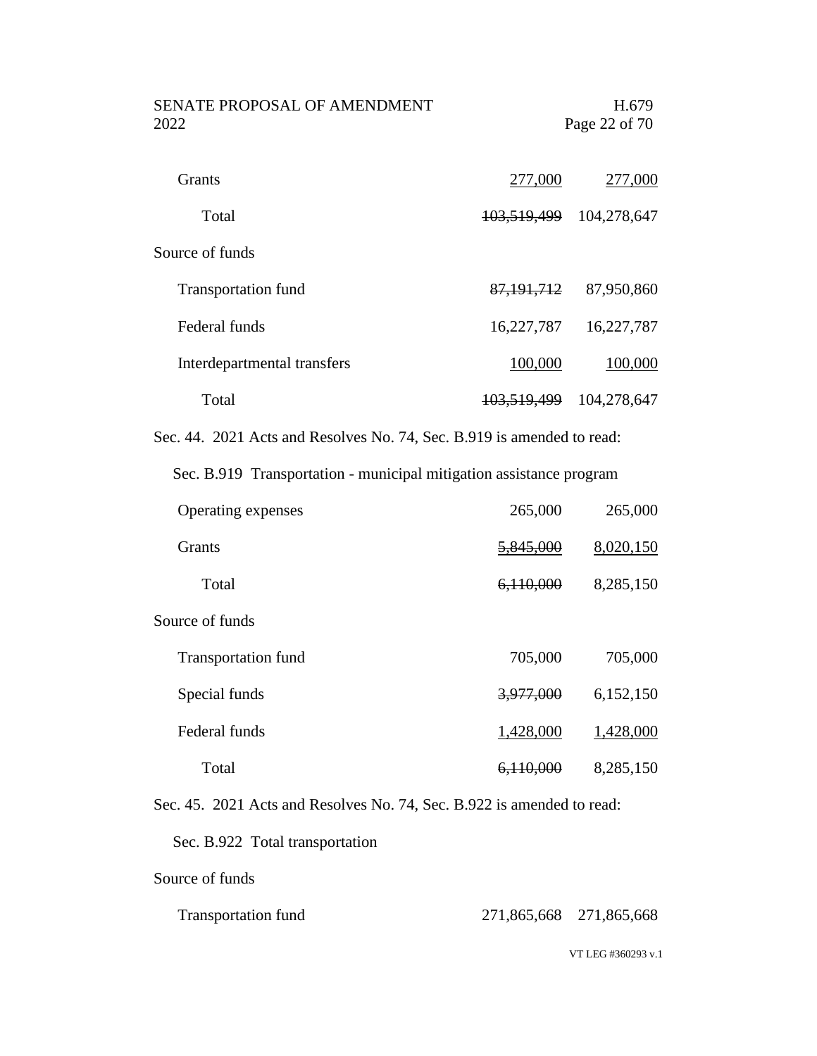| | | |
|---|---|---|
| Grants | <u>277,000</u> | <u>277,000</u> |
| Total | ~~103,519,499~~ | 104,278,647 |
| Source of funds | | |
| Transportation fund | ~~87,191,712~~ | 87,950,860 |
| Federal funds | 16,227,787 | 16,227,787 |
| Interdepartmental transfers | <u>100,000</u> | <u>100,000</u> |
| Total | ~~103,519,499~~ | 104,278,647 |

Sec. 44. 2021 Acts and Resolves No. 74, Sec. B.919 is amended to read:

Sec. B.919 Transportation - municipal mitigation assistance program

| | | |
|---|---|---|
| Operating expenses | 265,000 | 265,000 |
| Grants | <u>~~5,845,000~~</u> | <u>8,020,150</u> |
| Total | ~~6,110,000~~ | 8,285,150 |
| Source of funds | | |
| Transportation fund | 705,000 | 705,000 |
| Special funds | ~~3,977,000~~ | 6,152,150 |
| Federal funds | <u>1,428,000</u> | <u>1,428,000</u> |
| Total | ~~6,110,000~~ | 8,285,150 |

Sec. 45. 2021 Acts and Resolves No. 74, Sec. B.922 is amended to read:

Sec. B.922 Total transportation

| | | |
|---|---|---|
| Source of funds | | |
| Transportation fund | 271,865,668 | 271,865,668 |

VT LEG #360293 v.1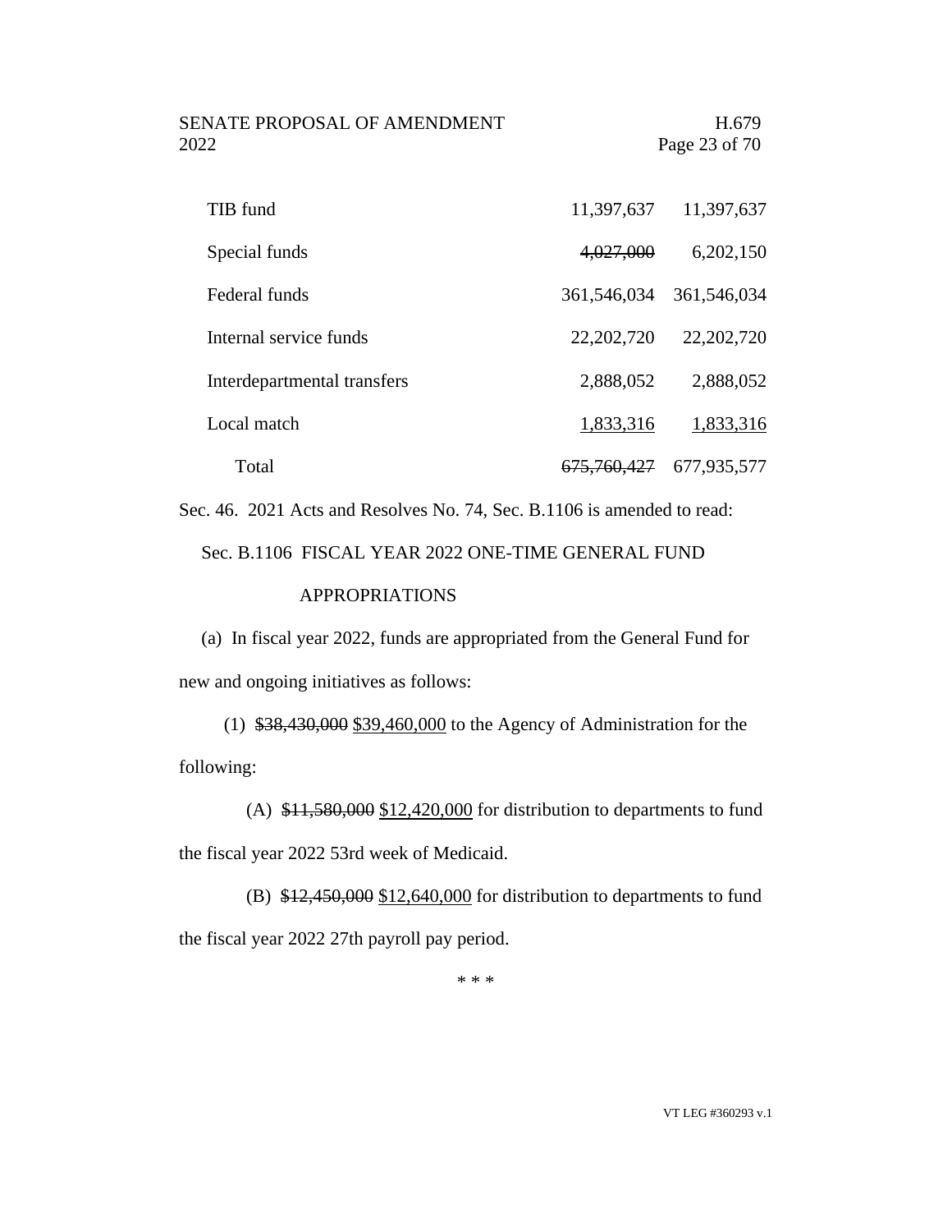| | | |
|---|---|---|
| TIB fund | 11,397,637 | 11,397,637 |
| Special funds | ~~4,027,000~~ | 6,202,150 |
| Federal funds | 361,546,034 | 361,546,034 |
| Internal service funds | 22,202,720 | 22,202,720 |
| Interdepartmental transfers | 2,888,052 | 2,888,052 |
| Local match | 1,833,316 | 1,833,316 |
| Total | ~~675,760,427~~ | 677,935,577 |

Sec. 46. 2021 Acts and Resolves No. 74, Sec. B.1106 is amended to read:

Sec. B.1106 FISCAL YEAR 2022 ONE-TIME GENERAL FUND APPROPRIATIONS

(a) In fiscal year 2022, funds are appropriated from the General Fund for new and ongoing initiatives as follows:

(1) ~~$38,430,000~~ <u>$39,460,000</u> to the Agency of Administration for the following:

(A) ~~$11,580,000~~ <u>$12,420,000</u> for distribution to departments to fund the fiscal year 2022 53rd week of Medicaid.

(B) ~~$12,450,000~~ <u>$12,640,000</u> for distribution to departments to fund the fiscal year 2022 27th payroll pay period.

\* \* \*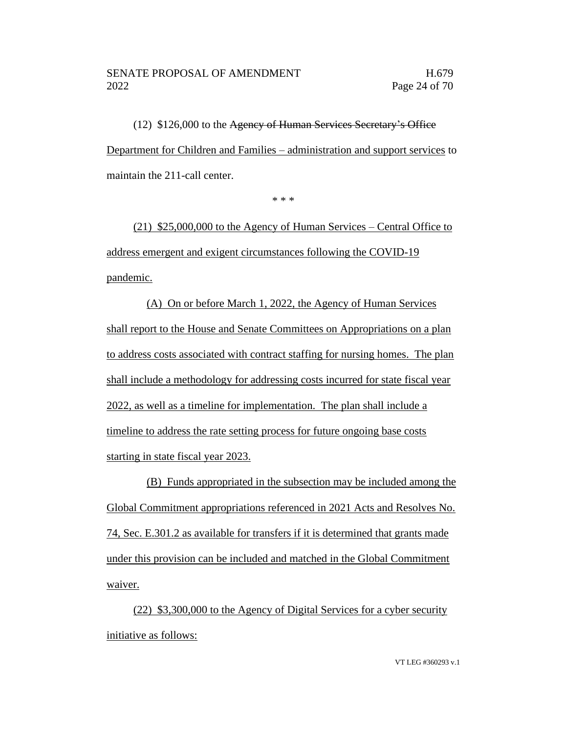(12) $126,000 to the ~~Agency of Human Services Secretary's Office~~ <u>Department for Children and Families – administration and support services</u> to maintain the 211-call center.

\* \* \*

<u>(21) $25,000,000 to the Agency of Human Services – Central Office to address emergent and exigent circumstances following the COVID-19 pandemic.</u>

<u>(A) On or before March 1, 2022, the Agency of Human Services shall report to the House and Senate Committees on Appropriations on a plan to address costs associated with contract staffing for nursing homes. The plan shall include a methodology for addressing costs incurred for state fiscal year 2022, as well as a timeline for implementation. The plan shall include a timeline to address the rate setting process for future ongoing base costs starting in state fiscal year 2023.</u>

<u>(B) Funds appropriated in the subsection may be included among the Global Commitment appropriations referenced in 2021 Acts and Resolves No. 74, Sec. E.301.2 as available for transfers if it is determined that grants made under this provision can be included and matched in the Global Commitment waiver.</u>

<u>(22) $3,300,000 to the Agency of Digital Services for a cyber security initiative as follows:</u>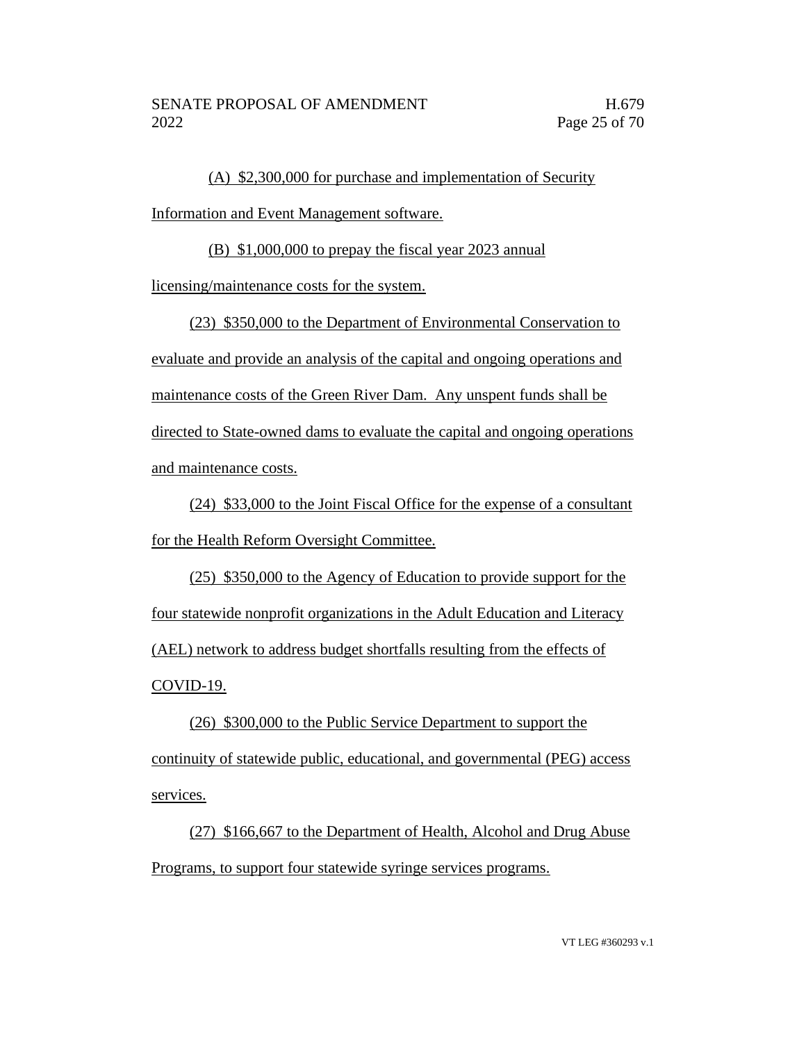(A) $2,300,000 for purchase and implementation of Security Information and Event Management software.

(B) $1,000,000 to prepay the fiscal year 2023 annual licensing/maintenance costs for the system.

(23) $350,000 to the Department of Environmental Conservation to evaluate and provide an analysis of the capital and ongoing operations and maintenance costs of the Green River Dam. Any unspent funds shall be directed to State-owned dams to evaluate the capital and ongoing operations and maintenance costs.

(24) $33,000 to the Joint Fiscal Office for the expense of a consultant for the Health Reform Oversight Committee.

(25) $350,000 to the Agency of Education to provide support for the four statewide nonprofit organizations in the Adult Education and Literacy (AEL) network to address budget shortfalls resulting from the effects of COVID-19.

(26) $300,000 to the Public Service Department to support the continuity of statewide public, educational, and governmental (PEG) access services.

(27) $166,667 to the Department of Health, Alcohol and Drug Abuse Programs, to support four statewide syringe services programs.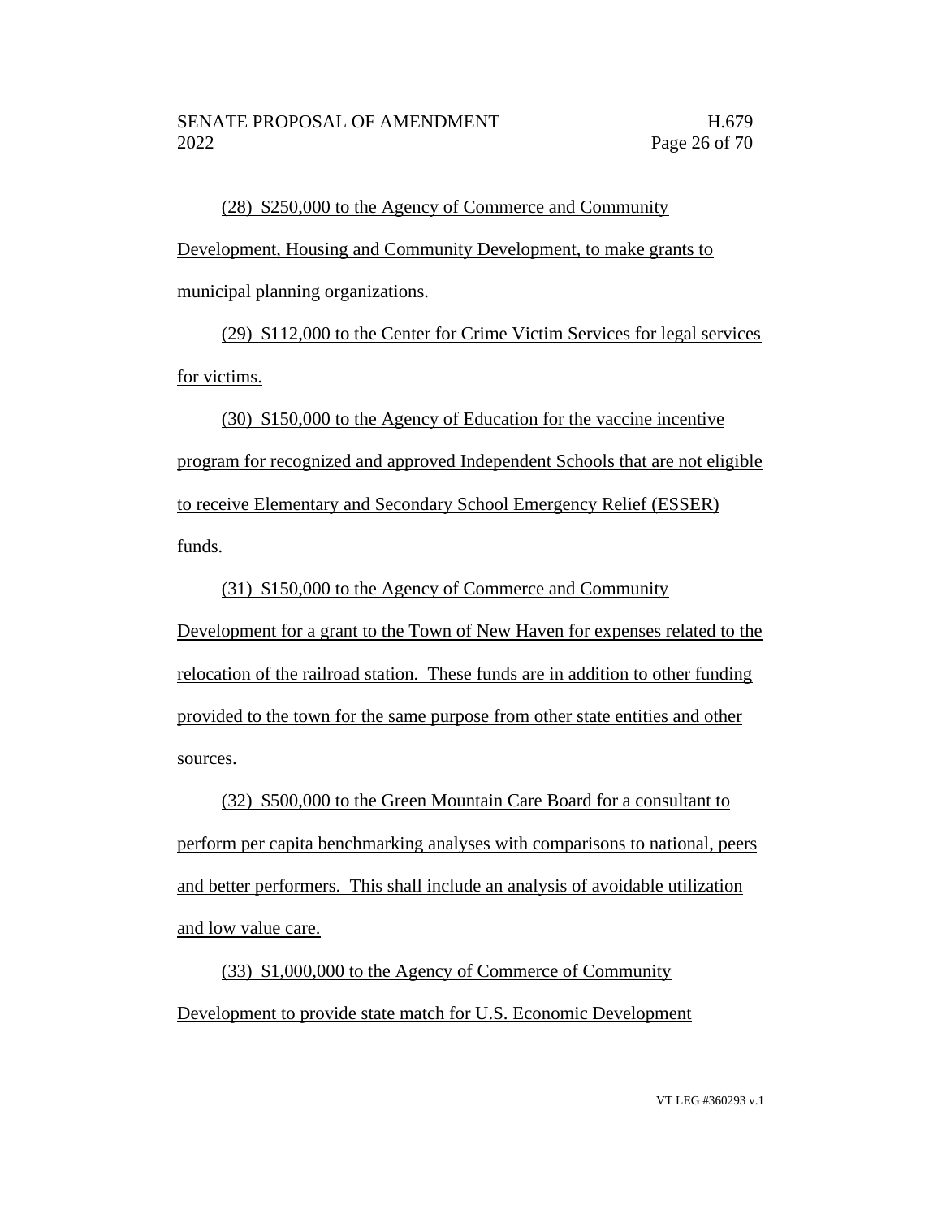(28) $250,000 to the Agency of Commerce and Community Development, Housing and Community Development, to make grants to municipal planning organizations.

(29) $112,000 to the Center for Crime Victim Services for legal services for victims.

(30) $150,000 to the Agency of Education for the vaccine incentive program for recognized and approved Independent Schools that are not eligible to receive Elementary and Secondary School Emergency Relief (ESSER) funds.

(31) $150,000 to the Agency of Commerce and Community Development for a grant to the Town of New Haven for expenses related to the relocation of the railroad station. These funds are in addition to other funding provided to the town for the same purpose from other state entities and other sources.

(32) $500,000 to the Green Mountain Care Board for a consultant to perform per capita benchmarking analyses with comparisons to national, peers and better performers. This shall include an analysis of avoidable utilization and low value care.

(33) $1,000,000 to the Agency of Commerce of Community Development to provide state match for U.S. Economic Development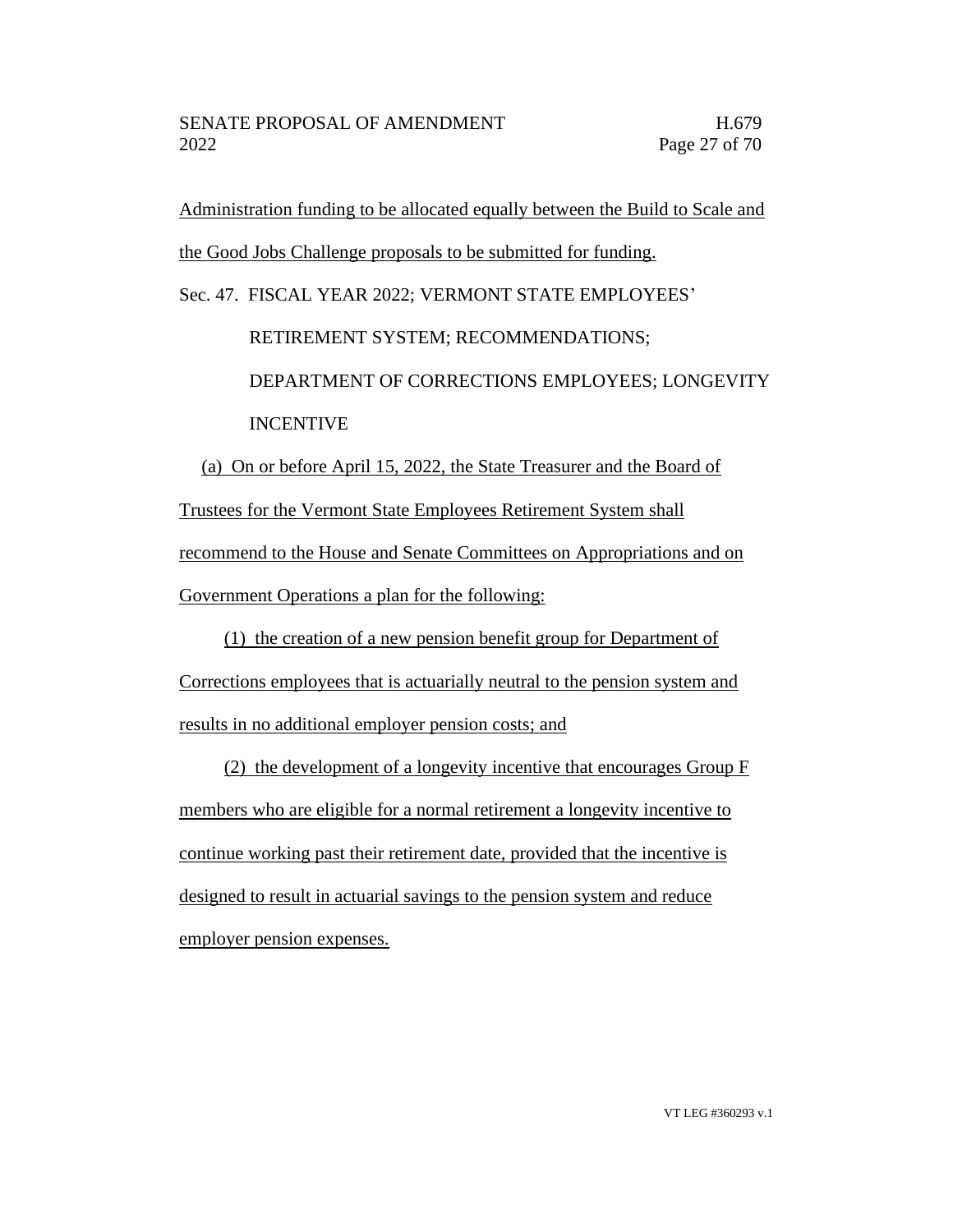Administration funding to be allocated equally between the Build to Scale and the Good Jobs Challenge proposals to be submitted for funding.

Sec. 47. FISCAL YEAR 2022; VERMONT STATE EMPLOYEES' RETIREMENT SYSTEM; RECOMMENDATIONS; DEPARTMENT OF CORRECTIONS EMPLOYEES; LONGEVITY INCENTIVE

(a) On or before April 15, 2022, the State Treasurer and the Board of Trustees for the Vermont State Employees Retirement System shall recommend to the House and Senate Committees on Appropriations and on Government Operations a plan for the following:

(1) the creation of a new pension benefit group for Department of Corrections employees that is actuarially neutral to the pension system and results in no additional employer pension costs; and

(2) the development of a longevity incentive that encourages Group F members who are eligible for a normal retirement a longevity incentive to continue working past their retirement date, provided that the incentive is designed to result in actuarial savings to the pension system and reduce employer pension expenses.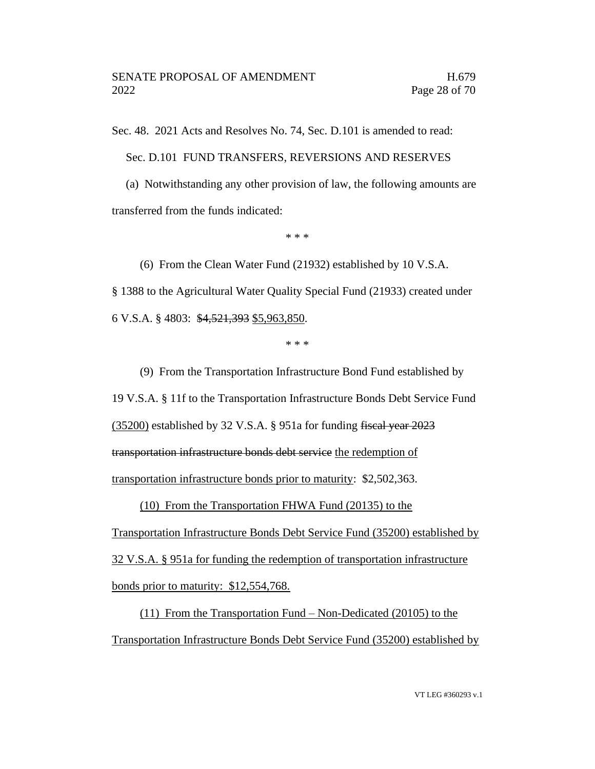Sec. 48. 2021 Acts and Resolves No. 74, Sec. D.101 is amended to read:

Sec. D.101 FUND TRANSFERS, REVERSIONS AND RESERVES

(a) Notwithstanding any other provision of law, the following amounts are transferred from the funds indicated:

\* \* \*

(6) From the Clean Water Fund (21932) established by 10 V.S.A. § 1388 to the Agricultural Water Quality Special Fund (21933) created under 6 V.S.A. § 4803: ~~$4,521,393~~ <u>$5,963,850</u>.

\* \* \*

(9) From the Transportation Infrastructure Bond Fund established by 19 V.S.A. § 11f to the Transportation Infrastructure Bonds Debt Service Fund <u>(35200)</u> established by 32 V.S.A. § 951a for funding ~~fiscal year 2023 transportation infrastructure bonds debt service~~ <u>the redemption of transportation infrastructure bonds prior to maturity</u>: $2,502,363.

<u>(10) From the Transportation FHWA Fund (20135) to the Transportation Infrastructure Bonds Debt Service Fund (35200) established by 32 V.S.A. § 951a for funding the redemption of transportation infrastructure bonds prior to maturity: $12,554,768.</u>

<u>(11) From the Transportation Fund – Non-Dedicated (20105) to the Transportation Infrastructure Bonds Debt Service Fund (35200) established by</u>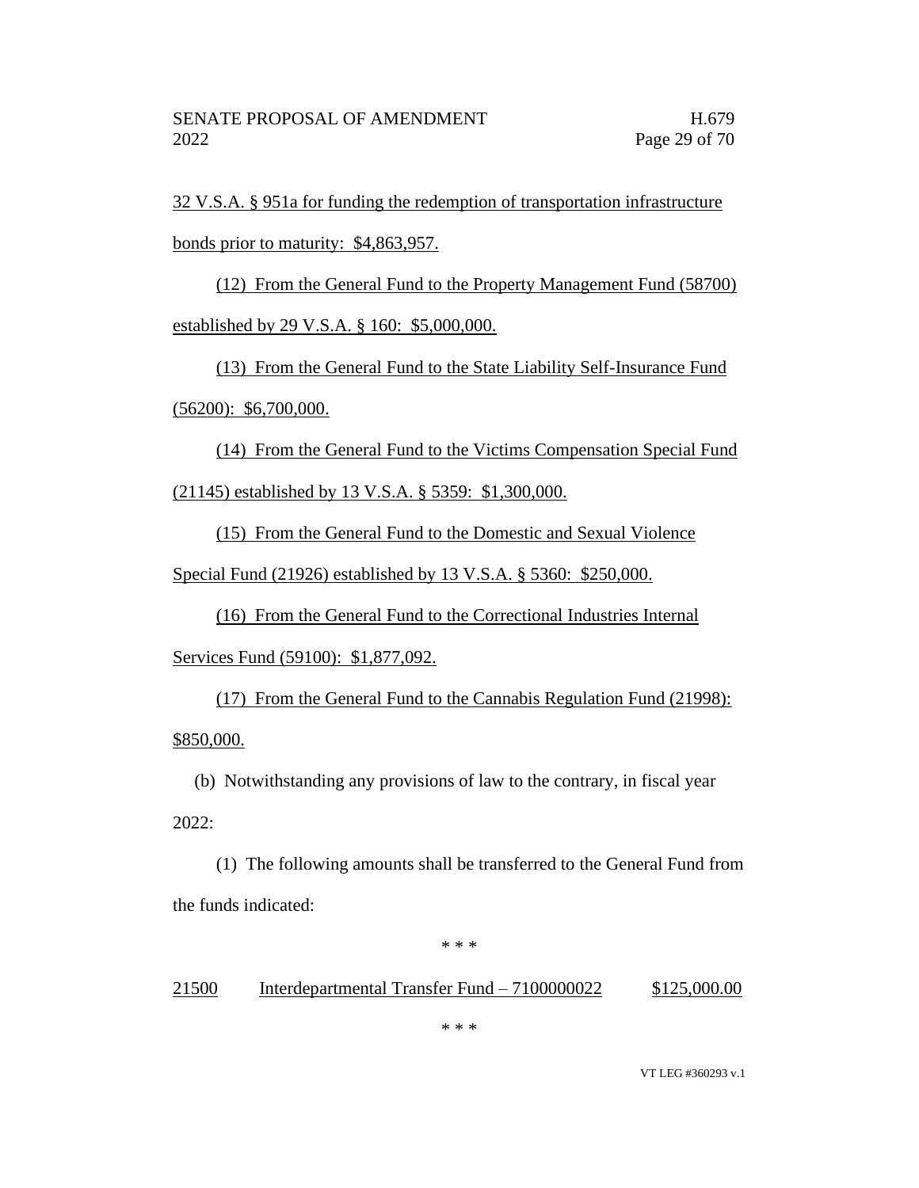32 V.S.A. § 951a for funding the redemption of transportation infrastructure bonds prior to maturity: $4,863,957.

(12) From the General Fund to the Property Management Fund (58700) established by 29 V.S.A. § 160: $5,000,000.

(13) From the General Fund to the State Liability Self-Insurance Fund (56200): $6,700,000.

(14) From the General Fund to the Victims Compensation Special Fund (21145) established by 13 V.S.A. § 5359: $1,300,000.

(15) From the General Fund to the Domestic and Sexual Violence Special Fund (21926) established by 13 V.S.A. § 5360: $250,000.

(16) From the General Fund to the Correctional Industries Internal Services Fund (59100): $1,877,092.

(17) From the General Fund to the Cannabis Regulation Fund (21998): $850,000.

(b) Notwithstanding any provisions of law to the contrary, in fiscal year 2022:

(1) The following amounts shall be transferred to the General Fund from the funds indicated:

\* \* \*

| | | |
|---|---|---|
| 21500 | Interdepartmental Transfer Fund – 7100000022 | $125,000.00 |

\* \* \*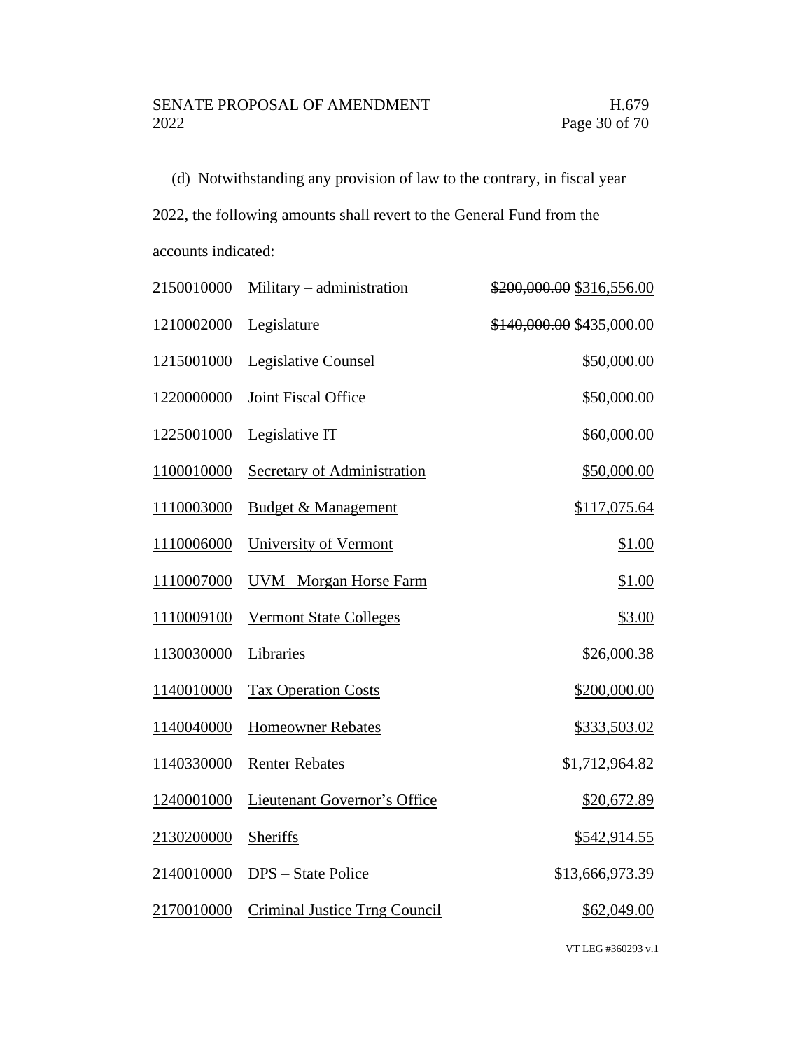(d) Notwithstanding any provision of law to the contrary, in fiscal year 2022, the following amounts shall revert to the General Fund from the accounts indicated:

| | | |
|---|---|---|
| 2150010000 | Military – administration | ~~$200,000.00~~ $316,556.00 |
| 1210002000 | Legislature | ~~$140,000.00~~ $435,000.00 |
| 1215001000 | Legislative Counsel | $50,000.00 |
| 1220000000 | Joint Fiscal Office | $50,000.00 |
| 1225001000 | Legislative IT | $60,000.00 |
| 1100010000 | Secretary of Administration | $50,000.00 |
| 1110003000 | Budget & Management | $117,075.64 |
| 1110006000 | University of Vermont | $1.00 |
| 1110007000 | UVM– Morgan Horse Farm | $1.00 |
| 1110009100 | Vermont State Colleges | $3.00 |
| 1130030000 | Libraries | $26,000.38 |
| 1140010000 | Tax Operation Costs | $200,000.00 |
| 1140040000 | Homeowner Rebates | $333,503.02 |
| 1140330000 | Renter Rebates | $1,712,964.82 |
| 1240001000 | Lieutenant Governor's Office | $20,672.89 |
| 2130200000 | Sheriffs | $542,914.55 |
| 2140010000 | DPS – State Police | $13,666,973.39 |
| 2170010000 | Criminal Justice Trng Council | $62,049.00 |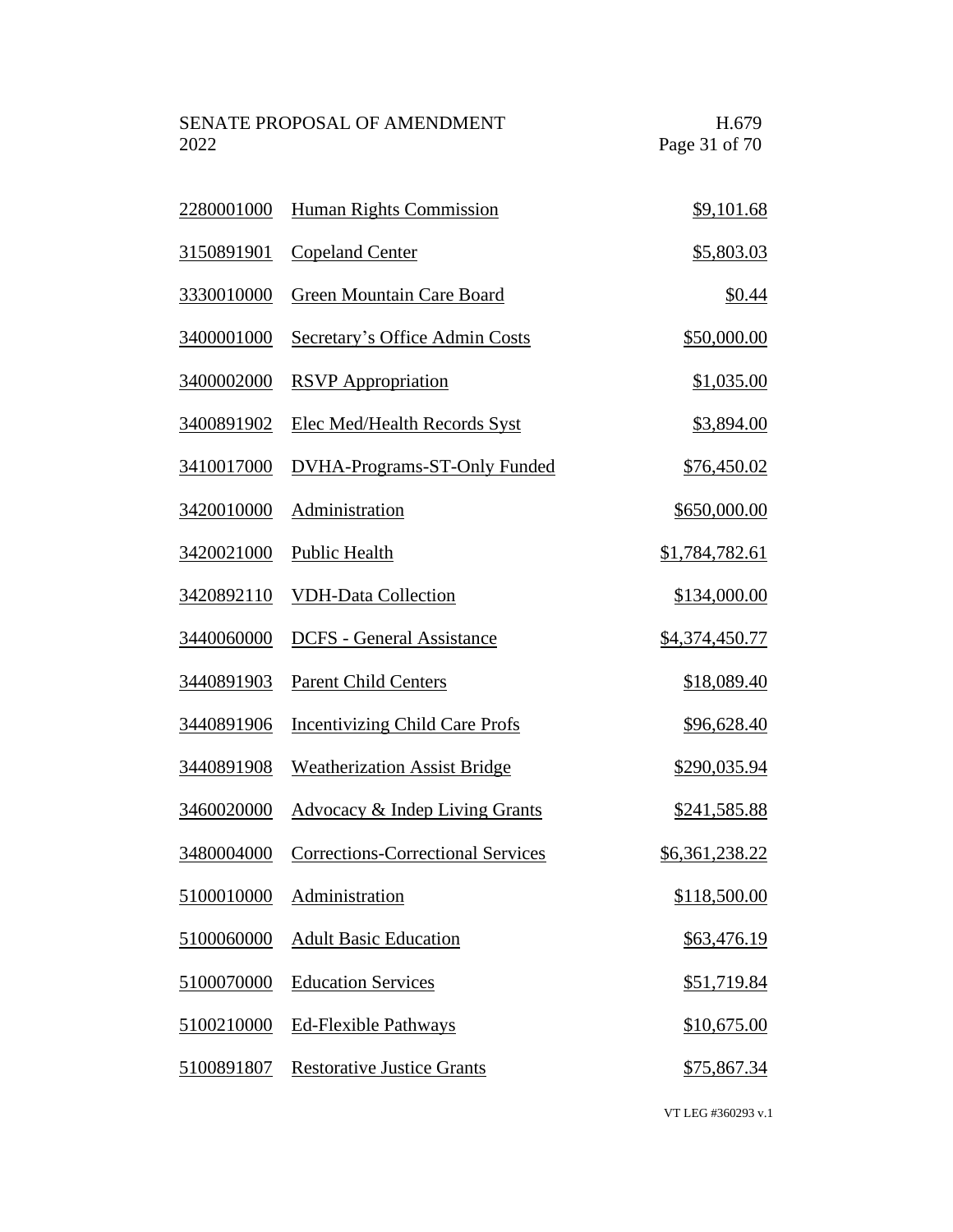| | | |
|---|---|---|
| 2280001000 | Human Rights Commission | $9,101.68 |
| 3150891901 | Copeland Center | $5,803.03 |
| 3330010000 | Green Mountain Care Board | $0.44 |
| 3400001000 | Secretary's Office Admin Costs | $50,000.00 |
| 3400002000 | RSVP Appropriation | $1,035.00 |
| 3400891902 | Elec Med/Health Records Syst | $3,894.00 |
| 3410017000 | DVHA-Programs-ST-Only Funded | $76,450.02 |
| 3420010000 | Administration | $650,000.00 |
| 3420021000 | Public Health | $1,784,782.61 |
| 3420892110 | VDH-Data Collection | $134,000.00 |
| 3440060000 | DCFS - General Assistance | $4,374,450.77 |
| 3440891903 | Parent Child Centers | $18,089.40 |
| 3440891906 | Incentivizing Child Care Profs | $96,628.40 |
| 3440891908 | Weatherization Assist Bridge | $290,035.94 |
| 3460020000 | Advocacy & Indep Living Grants | $241,585.88 |
| 3480004000 | Corrections-Correctional Services | $6,361,238.22 |
| 5100010000 | Administration | $118,500.00 |
| 5100060000 | Adult Basic Education | $63,476.19 |
| 5100070000 | Education Services | $51,719.84 |
| 5100210000 | Ed-Flexible Pathways | $10,675.00 |
| 5100891807 | Restorative Justice Grants | $75,867.34 |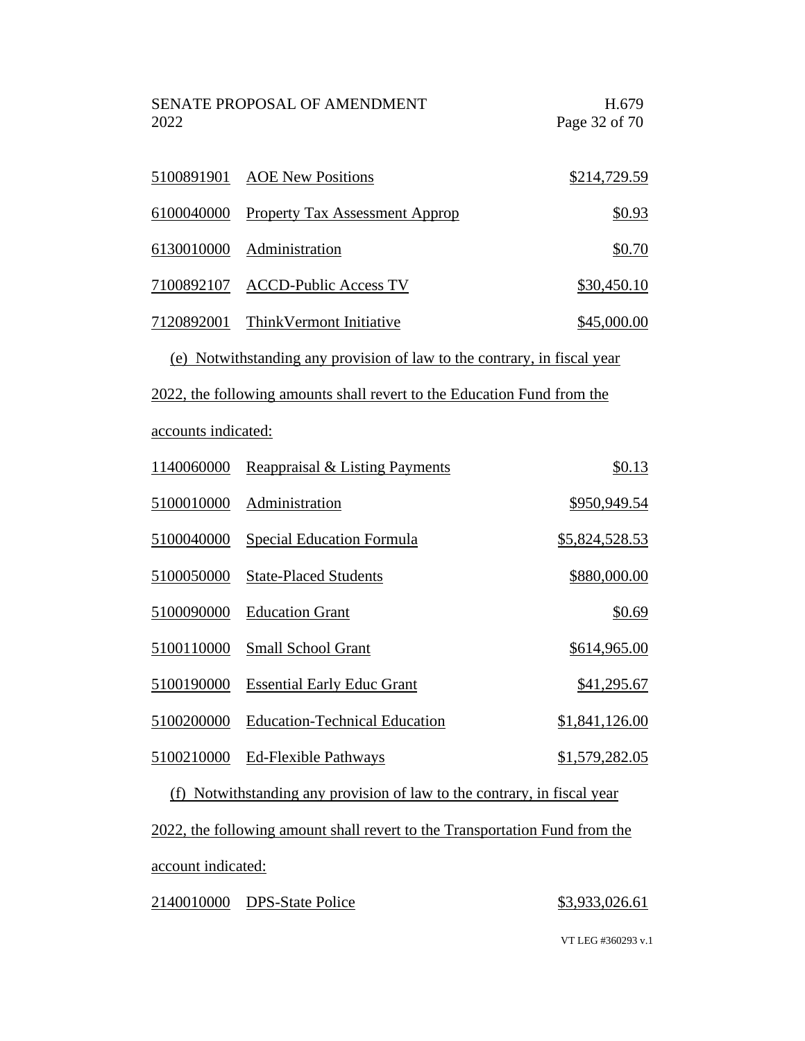| | | |
|---|---|---|
| 5100891901 | AOE New Positions | $214,729.59 |
| 6100040000 | Property Tax Assessment Approp | $0.93 |
| 6130010000 | Administration | $0.70 |
| 7100892107 | ACCD-Public Access TV | $30,450.10 |
| 7120892001 | ThinkVermont Initiative | $45,000.00 |

(e) Notwithstanding any provision of law to the contrary, in fiscal year 2022, the following amounts shall revert to the Education Fund from the accounts indicated:

| | | |
|---|---|---|
| 1140060000 | Reappraisal & Listing Payments | $0.13 |
| 5100010000 | Administration | $950,949.54 |
| 5100040000 | Special Education Formula | $5,824,528.53 |
| 5100050000 | State-Placed Students | $880,000.00 |
| 5100090000 | Education Grant | $0.69 |
| 5100110000 | Small School Grant | $614,965.00 |
| 5100190000 | Essential Early Educ Grant | $41,295.67 |
| 5100200000 | Education-Technical Education | $1,841,126.00 |
| 5100210000 | Ed-Flexible Pathways | $1,579,282.05 |

(f) Notwithstanding any provision of law to the contrary, in fiscal year 2022, the following amount shall revert to the Transportation Fund from the account indicated:

| | | |
|---|---|---|
| 2140010000 | DPS-State Police | $3,933,026.61 |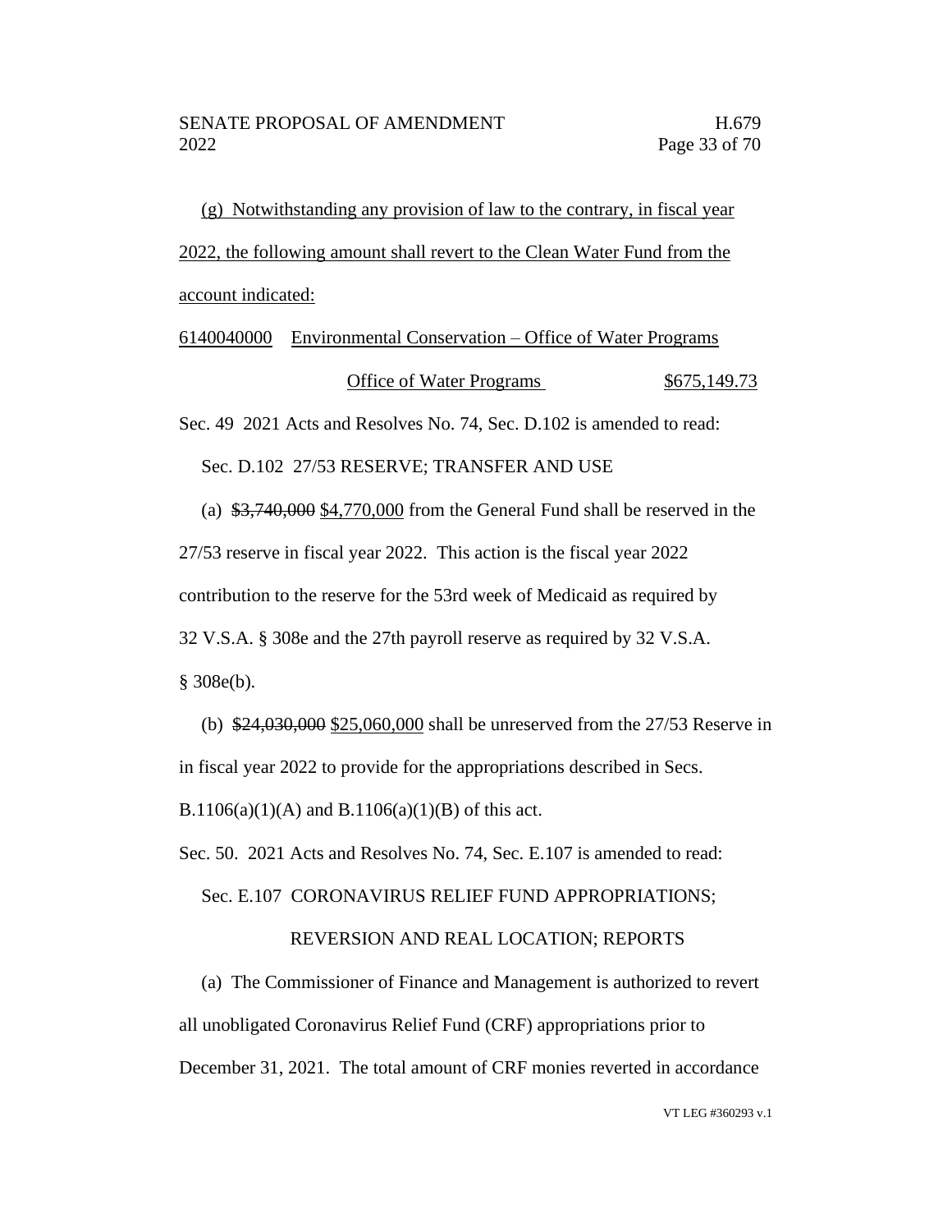(g) Notwithstanding any provision of law to the contrary, in fiscal year 2022, the following amount shall revert to the Clean Water Fund from the account indicated:

6140040000 Environmental Conservation – Office of Water Programs

Office of Water Programs $675,149.73

Sec. 49 2021 Acts and Resolves No. 74, Sec. D.102 is amended to read:

Sec. D.102 27/53 RESERVE; TRANSFER AND USE

(a) ~~$3,740,000~~ $4,770,000 from the General Fund shall be reserved in the 27/53 reserve in fiscal year 2022. This action is the fiscal year 2022 contribution to the reserve for the 53rd week of Medicaid as required by 32 V.S.A. § 308e and the 27th payroll reserve as required by 32 V.S.A. § 308e(b).

(b) ~~$24,030,000~~ $25,060,000 shall be unreserved from the 27/53 Reserve in in fiscal year 2022 to provide for the appropriations described in Secs. B.1106(a)(1)(A) and B.1106(a)(1)(B) of this act.

Sec. 50. 2021 Acts and Resolves No. 74, Sec. E.107 is amended to read:

Sec. E.107 CORONAVIRUS RELIEF FUND APPROPRIATIONS; REVERSION AND REAL LOCATION; REPORTS

(a) The Commissioner of Finance and Management is authorized to revert all unobligated Coronavirus Relief Fund (CRF) appropriations prior to December 31, 2021. The total amount of CRF monies reverted in accordance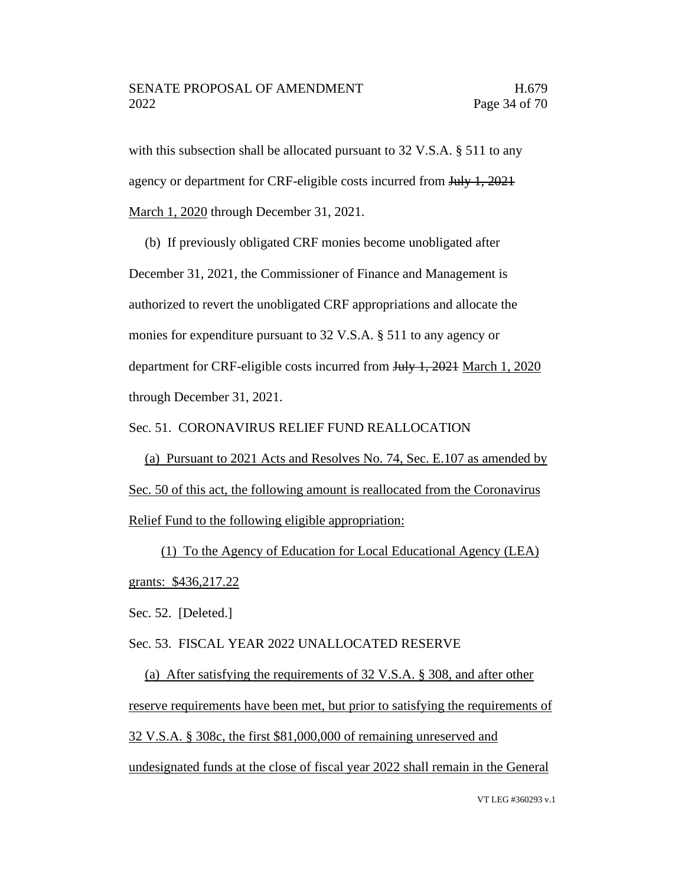with this subsection shall be allocated pursuant to 32 V.S.A. § 511 to any agency or department for CRF-eligible costs incurred from ~~July 1, 2021~~ <u>March 1, 2020</u> through December 31, 2021.

(b) If previously obligated CRF monies become unobligated after December 31, 2021, the Commissioner of Finance and Management is authorized to revert the unobligated CRF appropriations and allocate the monies for expenditure pursuant to 32 V.S.A. § 511 to any agency or department for CRF-eligible costs incurred from ~~July 1, 2021~~ <u>March 1, 2020</u> through December 31, 2021.

Sec. 51. CORONAVIRUS RELIEF FUND REALLOCATION

<u>(a) Pursuant to 2021 Acts and Resolves No. 74, Sec. E.107 as amended by Sec. 50 of this act, the following amount is reallocated from the Coronavirus Relief Fund to the following eligible appropriation:</u>

<u>(1) To the Agency of Education for Local Educational Agency (LEA) grants: $436,217.22</u>

Sec. 52. [Deleted.]

Sec. 53. FISCAL YEAR 2022 UNALLOCATED RESERVE

<u>(a) After satisfying the requirements of 32 V.S.A. § 308, and after other reserve requirements have been met, but prior to satisfying the requirements of 32 V.S.A. § 308c, the first $81,000,000 of remaining unreserved and undesignated funds at the close of fiscal year 2022 shall remain in the General</u>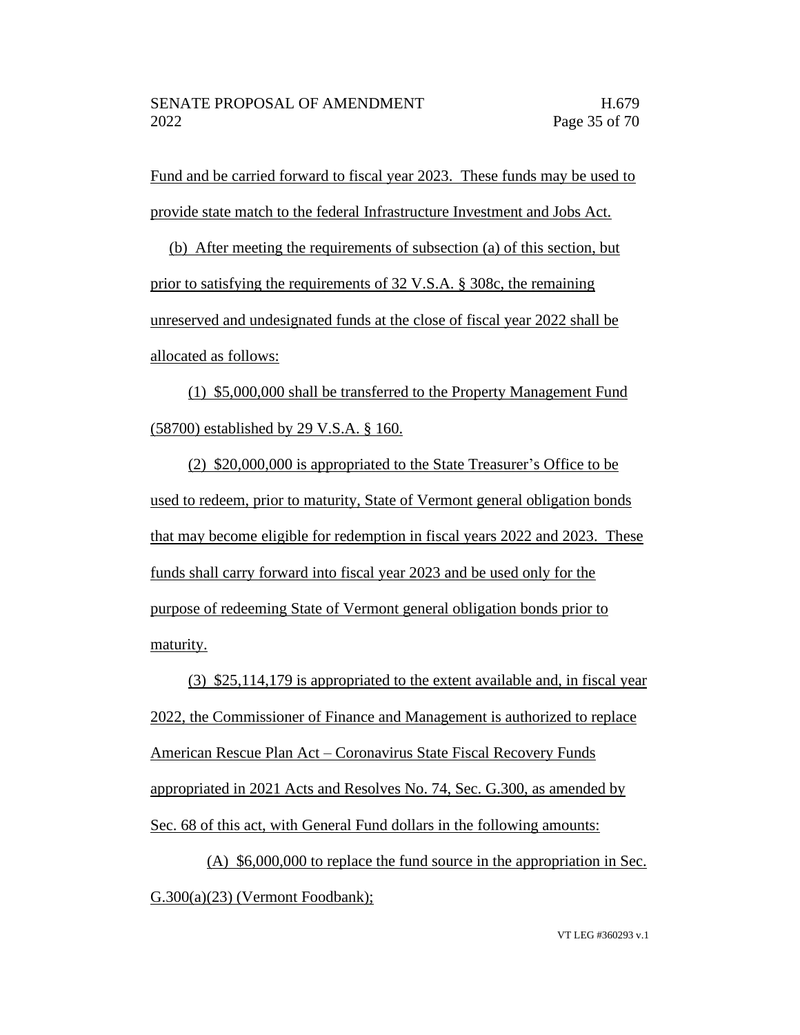Fund and be carried forward to fiscal year 2023. These funds may be used to provide state match to the federal Infrastructure Investment and Jobs Act.

(b) After meeting the requirements of subsection (a) of this section, but prior to satisfying the requirements of 32 V.S.A. § 308c, the remaining unreserved and undesignated funds at the close of fiscal year 2022 shall be allocated as follows:

(1) $5,000,000 shall be transferred to the Property Management Fund (58700) established by 29 V.S.A. § 160.

(2) $20,000,000 is appropriated to the State Treasurer's Office to be used to redeem, prior to maturity, State of Vermont general obligation bonds that may become eligible for redemption in fiscal years 2022 and 2023. These funds shall carry forward into fiscal year 2023 and be used only for the purpose of redeeming State of Vermont general obligation bonds prior to maturity.

(3) $25,114,179 is appropriated to the extent available and, in fiscal year 2022, the Commissioner of Finance and Management is authorized to replace American Rescue Plan Act – Coronavirus State Fiscal Recovery Funds appropriated in 2021 Acts and Resolves No. 74, Sec. G.300, as amended by Sec. 68 of this act, with General Fund dollars in the following amounts:

(A) $6,000,000 to replace the fund source in the appropriation in Sec. G.300(a)(23) (Vermont Foodbank);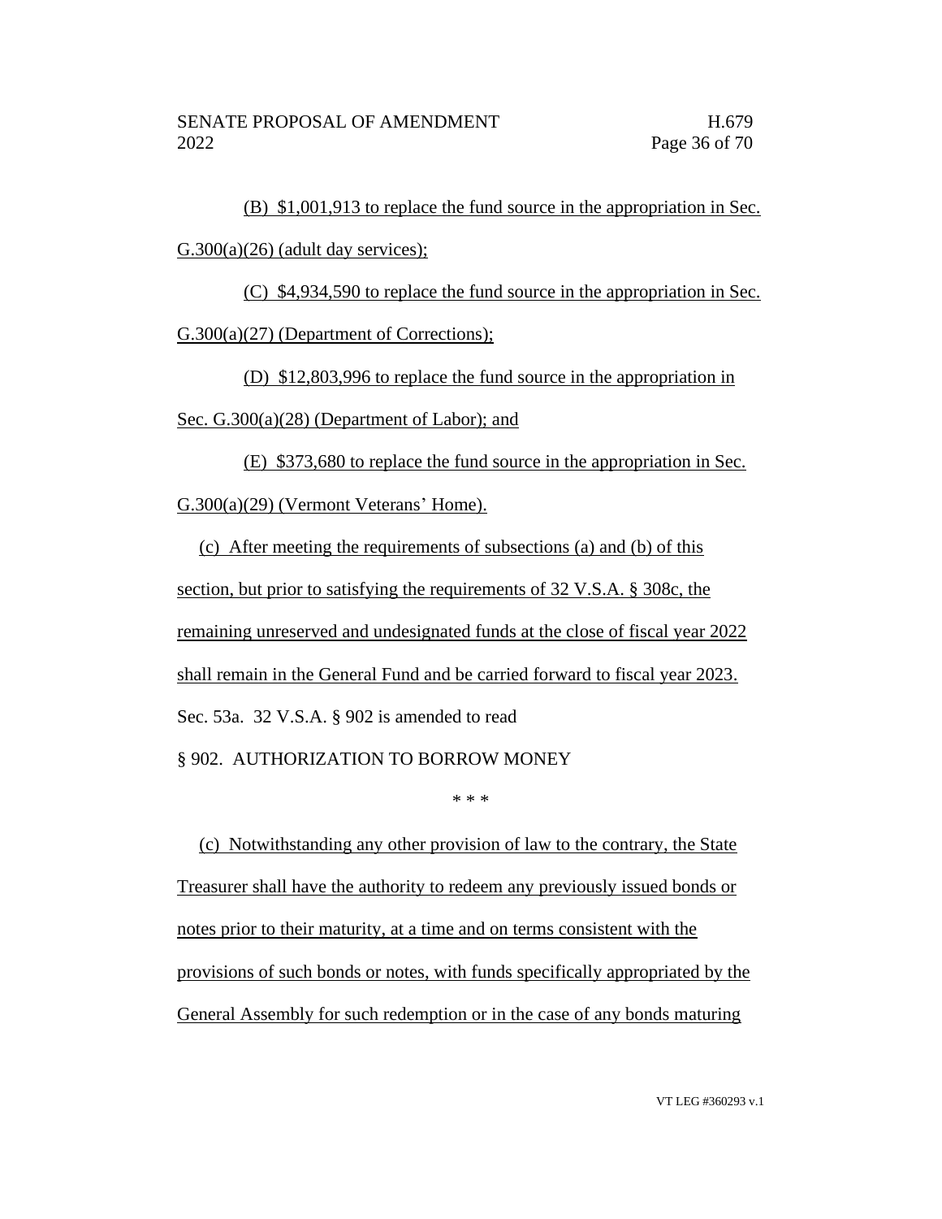(B) $1,001,913 to replace the fund source in the appropriation in Sec. G.300(a)(26) (adult day services);

(C) $4,934,590 to replace the fund source in the appropriation in Sec. G.300(a)(27) (Department of Corrections);

(D) $12,803,996 to replace the fund source in the appropriation in Sec. G.300(a)(28) (Department of Labor); and

(E) $373,680 to replace the fund source in the appropriation in Sec. G.300(a)(29) (Vermont Veterans' Home).

(c) After meeting the requirements of subsections (a) and (b) of this section, but prior to satisfying the requirements of 32 V.S.A. § 308c, the remaining unreserved and undesignated funds at the close of fiscal year 2022 shall remain in the General Fund and be carried forward to fiscal year 2023.

Sec. 53a. 32 V.S.A. § 902 is amended to read

§ 902. AUTHORIZATION TO BORROW MONEY

\* \* \*

(c) Notwithstanding any other provision of law to the contrary, the State Treasurer shall have the authority to redeem any previously issued bonds or notes prior to their maturity, at a time and on terms consistent with the provisions of such bonds or notes, with funds specifically appropriated by the General Assembly for such redemption or in the case of any bonds maturing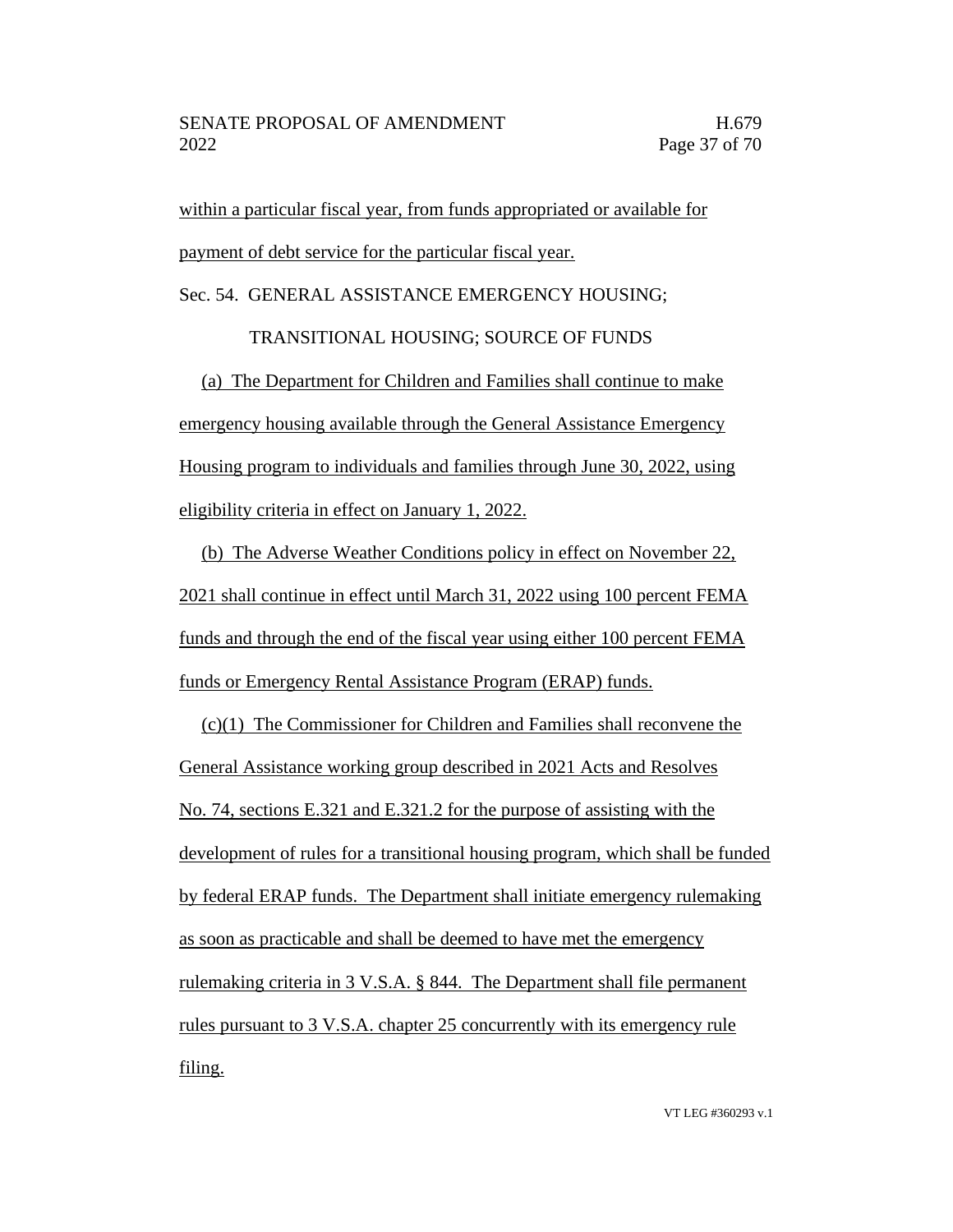within a particular fiscal year, from funds appropriated or available for payment of debt service for the particular fiscal year.

Sec. 54. GENERAL ASSISTANCE EMERGENCY HOUSING; TRANSITIONAL HOUSING; SOURCE OF FUNDS

(a) The Department for Children and Families shall continue to make emergency housing available through the General Assistance Emergency Housing program to individuals and families through June 30, 2022, using eligibility criteria in effect on January 1, 2022.

(b) The Adverse Weather Conditions policy in effect on November 22, 2021 shall continue in effect until March 31, 2022 using 100 percent FEMA funds and through the end of the fiscal year using either 100 percent FEMA funds or Emergency Rental Assistance Program (ERAP) funds.

(c)(1) The Commissioner for Children and Families shall reconvene the General Assistance working group described in 2021 Acts and Resolves No. 74, sections E.321 and E.321.2 for the purpose of assisting with the development of rules for a transitional housing program, which shall be funded by federal ERAP funds. The Department shall initiate emergency rulemaking as soon as practicable and shall be deemed to have met the emergency rulemaking criteria in 3 V.S.A. § 844. The Department shall file permanent rules pursuant to 3 V.S.A. chapter 25 concurrently with its emergency rule filing.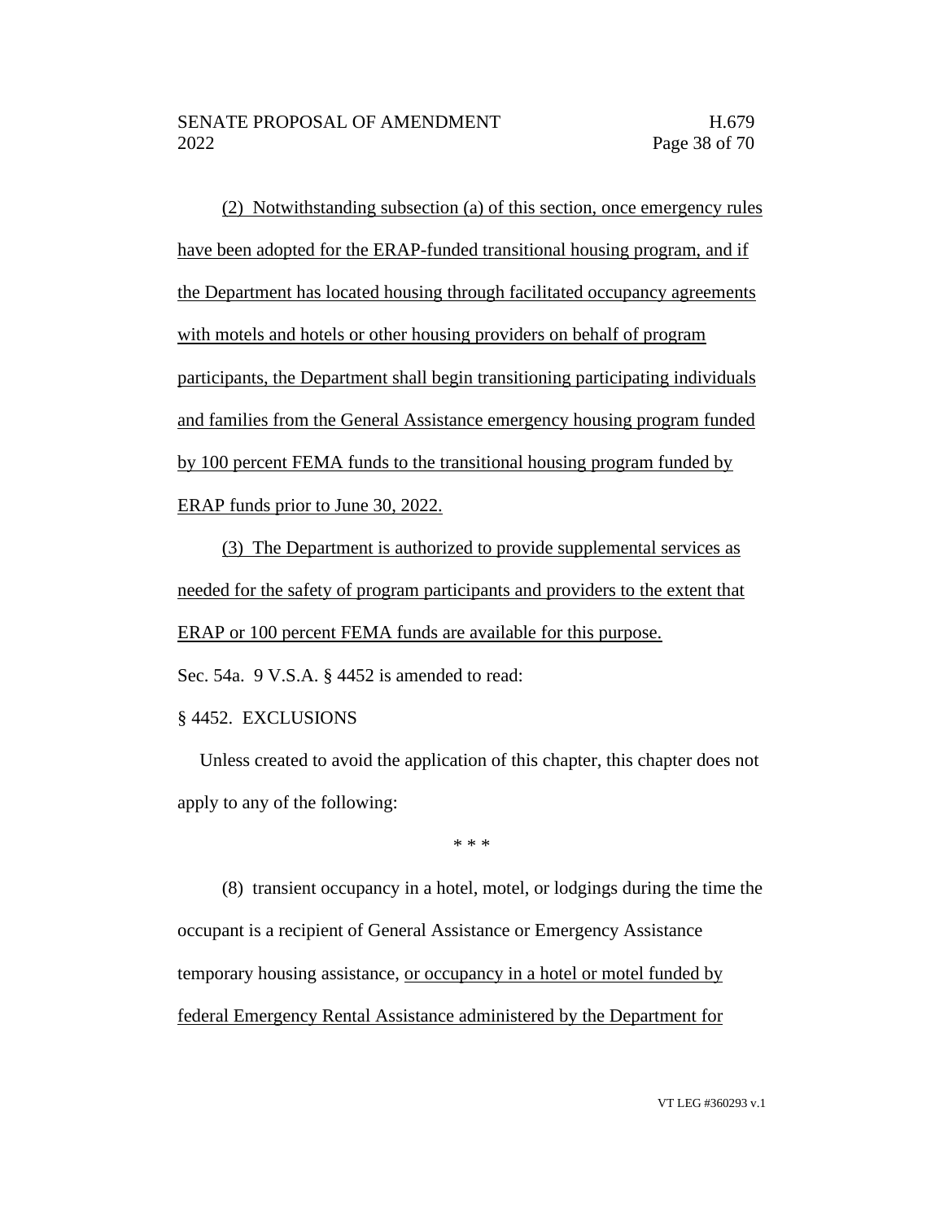(2) Notwithstanding subsection (a) of this section, once emergency rules have been adopted for the ERAP-funded transitional housing program, and if the Department has located housing through facilitated occupancy agreements with motels and hotels or other housing providers on behalf of program participants, the Department shall begin transitioning participating individuals and families from the General Assistance emergency housing program funded by 100 percent FEMA funds to the transitional housing program funded by ERAP funds prior to June 30, 2022.

(3) The Department is authorized to provide supplemental services as needed for the safety of program participants and providers to the extent that ERAP or 100 percent FEMA funds are available for this purpose.

Sec. 54a. 9 V.S.A. § 4452 is amended to read:

§ 4452. EXCLUSIONS

Unless created to avoid the application of this chapter, this chapter does not apply to any of the following:

\* \* \*

(8) transient occupancy in a hotel, motel, or lodgings during the time the occupant is a recipient of General Assistance or Emergency Assistance temporary housing assistance, or occupancy in a hotel or motel funded by federal Emergency Rental Assistance administered by the Department for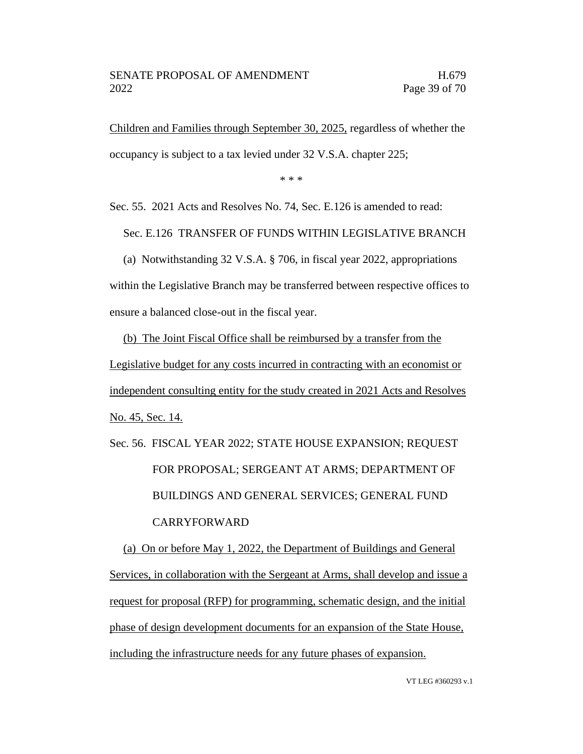Children and Families through September 30, 2025, regardless of whether the occupancy is subject to a tax levied under 32 V.S.A. chapter 225;

\* \* \*

Sec. 55. 2021 Acts and Resolves No. 74, Sec. E.126 is amended to read:

Sec. E.126 TRANSFER OF FUNDS WITHIN LEGISLATIVE BRANCH

(a) Notwithstanding 32 V.S.A. § 706, in fiscal year 2022, appropriations within the Legislative Branch may be transferred between respective offices to ensure a balanced close-out in the fiscal year.

(b) The Joint Fiscal Office shall be reimbursed by a transfer from the Legislative budget for any costs incurred in contracting with an economist or independent consulting entity for the study created in 2021 Acts and Resolves No. 45, Sec. 14.

Sec. 56. FISCAL YEAR 2022; STATE HOUSE EXPANSION; REQUEST FOR PROPOSAL; SERGEANT AT ARMS; DEPARTMENT OF BUILDINGS AND GENERAL SERVICES; GENERAL FUND CARRYFORWARD

(a) On or before May 1, 2022, the Department of Buildings and General Services, in collaboration with the Sergeant at Arms, shall develop and issue a request for proposal (RFP) for programming, schematic design, and the initial phase of design development documents for an expansion of the State House, including the infrastructure needs for any future phases of expansion.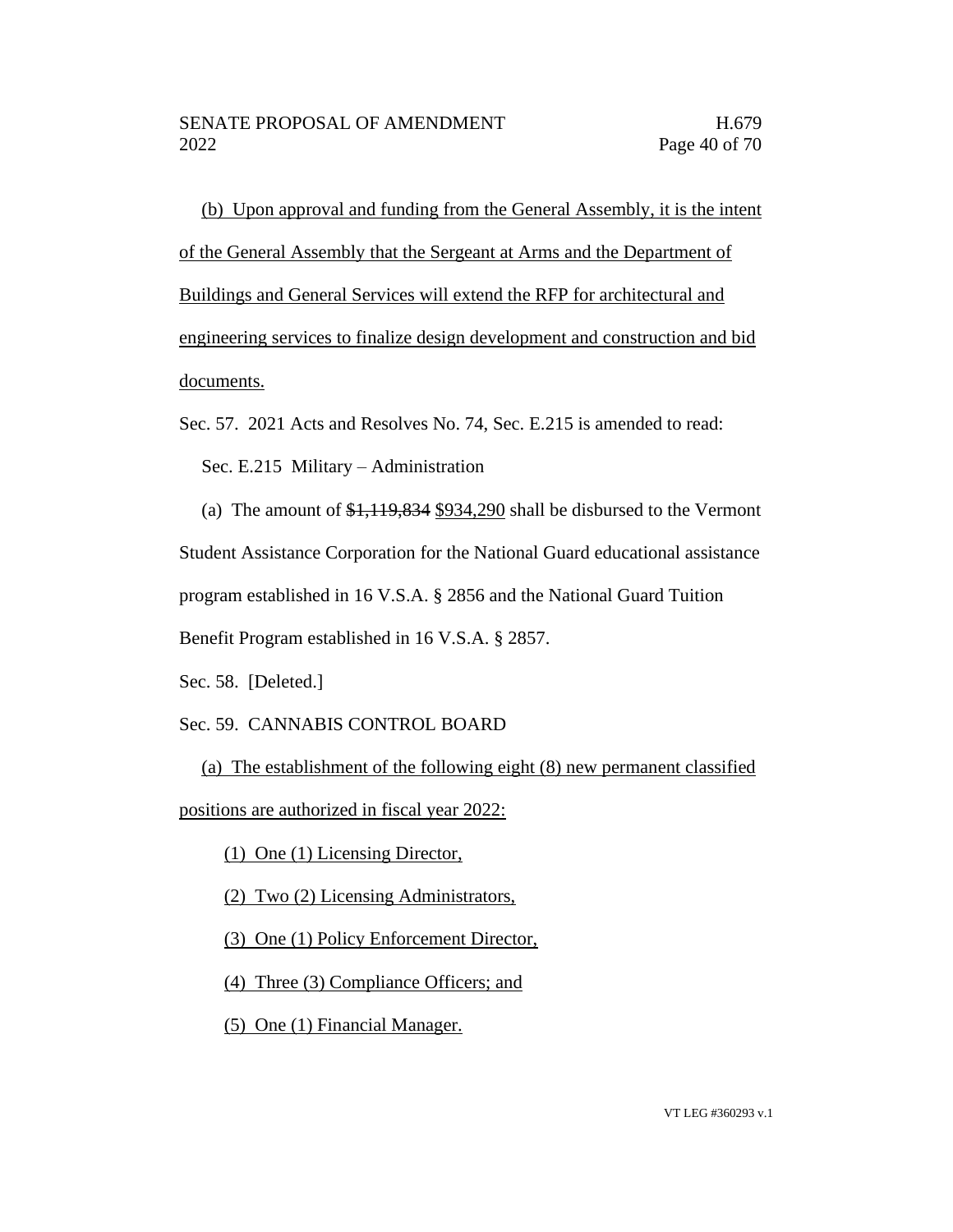(b) Upon approval and funding from the General Assembly, it is the intent of the General Assembly that the Sergeant at Arms and the Department of Buildings and General Services will extend the RFP for architectural and engineering services to finalize design development and construction and bid documents.

Sec. 57. 2021 Acts and Resolves No. 74, Sec. E.215 is amended to read:

Sec. E.215 Military – Administration

(a) The amount of ~~$1,119,834~~ $934,290 shall be disbursed to the Vermont Student Assistance Corporation for the National Guard educational assistance program established in 16 V.S.A. § 2856 and the National Guard Tuition Benefit Program established in 16 V.S.A. § 2857.

Sec. 58. [Deleted.]

Sec. 59. CANNABIS CONTROL BOARD

(a) The establishment of the following eight (8) new permanent classified positions are authorized in fiscal year 2022:

(1) One (1) Licensing Director,

(2) Two (2) Licensing Administrators,

(3) One (1) Policy Enforcement Director,

(4) Three (3) Compliance Officers; and

(5) One (1) Financial Manager.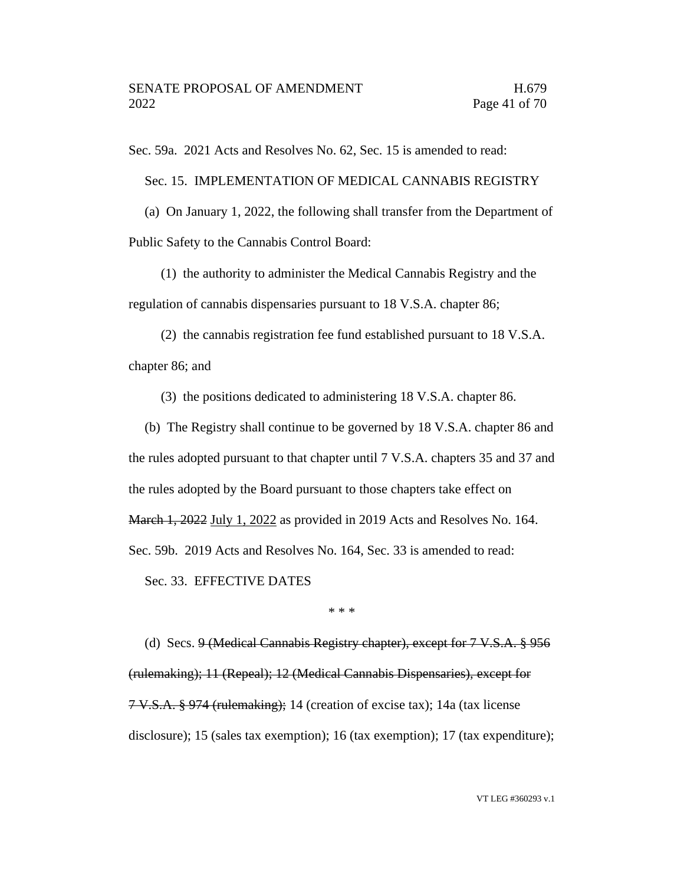Sec. 59a. 2021 Acts and Resolves No. 62, Sec. 15 is amended to read:

Sec. 15. IMPLEMENTATION OF MEDICAL CANNABIS REGISTRY

(a) On January 1, 2022, the following shall transfer from the Department of Public Safety to the Cannabis Control Board:

(1) the authority to administer the Medical Cannabis Registry and the regulation of cannabis dispensaries pursuant to 18 V.S.A. chapter 86;

(2) the cannabis registration fee fund established pursuant to 18 V.S.A. chapter 86; and

(3) the positions dedicated to administering 18 V.S.A. chapter 86.

(b) The Registry shall continue to be governed by 18 V.S.A. chapter 86 and the rules adopted pursuant to that chapter until 7 V.S.A. chapters 35 and 37 and the rules adopted by the Board pursuant to those chapters take effect on ~~March 1, 2022~~ <u>July 1, 2022</u> as provided in 2019 Acts and Resolves No. 164.

Sec. 59b. 2019 Acts and Resolves No. 164, Sec. 33 is amended to read:

Sec. 33. EFFECTIVE DATES

\* \* \*

(d) Secs. ~~9 (Medical Cannabis Registry chapter), except for 7 V.S.A. § 956 (rulemaking); 11 (Repeal); 12 (Medical Cannabis Dispensaries), except for 7 V.S.A. § 974 (rulemaking);~~ 14 (creation of excise tax); 14a (tax license disclosure); 15 (sales tax exemption); 16 (tax exemption); 17 (tax expenditure);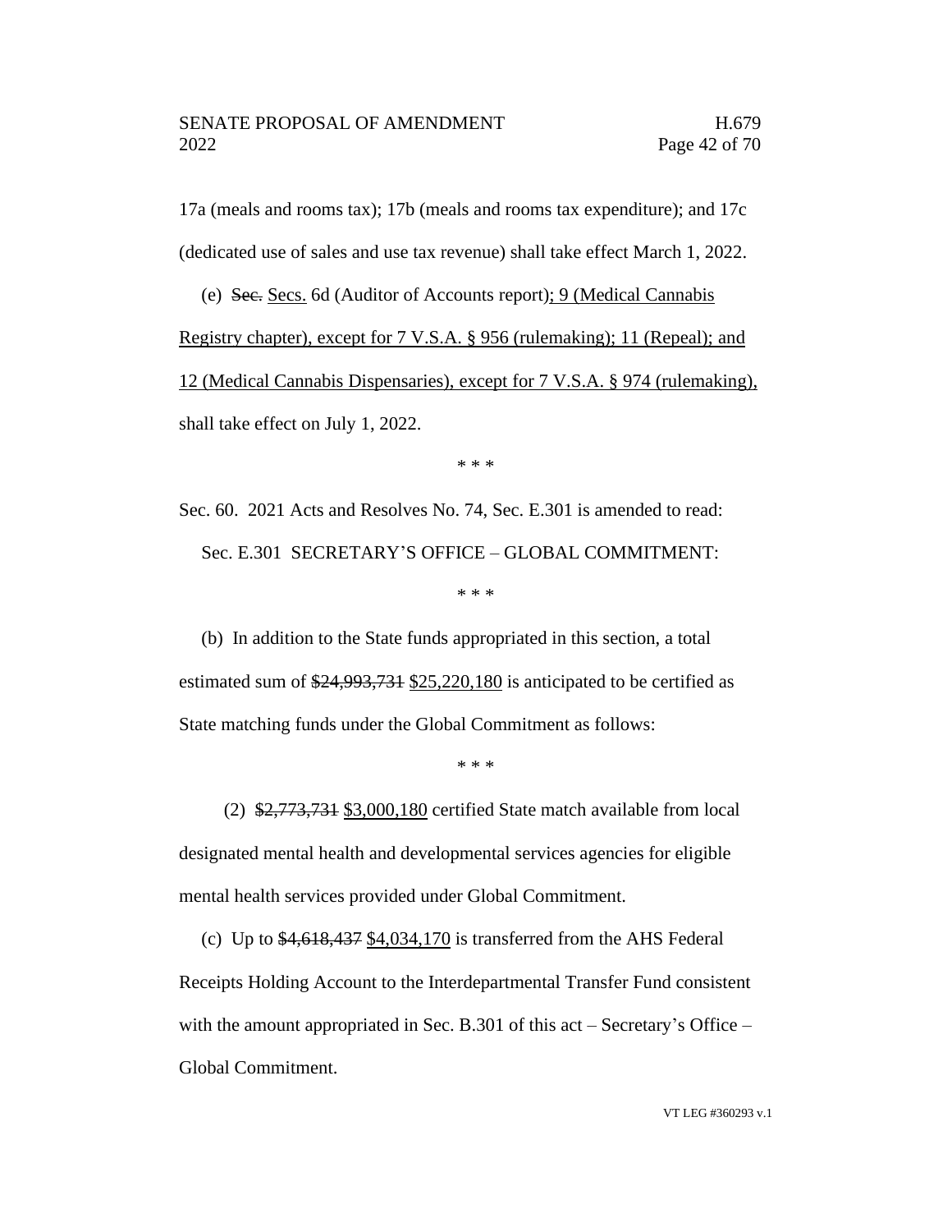17a (meals and rooms tax); 17b (meals and rooms tax expenditure); and 17c (dedicated use of sales and use tax revenue) shall take effect March 1, 2022.

(e) ~~Sec.~~ Secs. 6d (Auditor of Accounts report); 9 (Medical Cannabis Registry chapter), except for 7 V.S.A. § 956 (rulemaking); 11 (Repeal); and 12 (Medical Cannabis Dispensaries), except for 7 V.S.A. § 974 (rulemaking), shall take effect on July 1, 2022.

\* \* \*

Sec. 60. 2021 Acts and Resolves No. 74, Sec. E.301 is amended to read:

Sec. E.301 SECRETARY'S OFFICE – GLOBAL COMMITMENT:

\* \* \*

(b) In addition to the State funds appropriated in this section, a total estimated sum of ~~$24,993,731~~ $25,220,180 is anticipated to be certified as State matching funds under the Global Commitment as follows:

\* \* \*

(2) ~~$2,773,731~~ $3,000,180 certified State match available from local designated mental health and developmental services agencies for eligible mental health services provided under Global Commitment.

(c) Up to ~~$4,618,437~~ $4,034,170 is transferred from the AHS Federal Receipts Holding Account to the Interdepartmental Transfer Fund consistent with the amount appropriated in Sec. B.301 of this act – Secretary's Office – Global Commitment.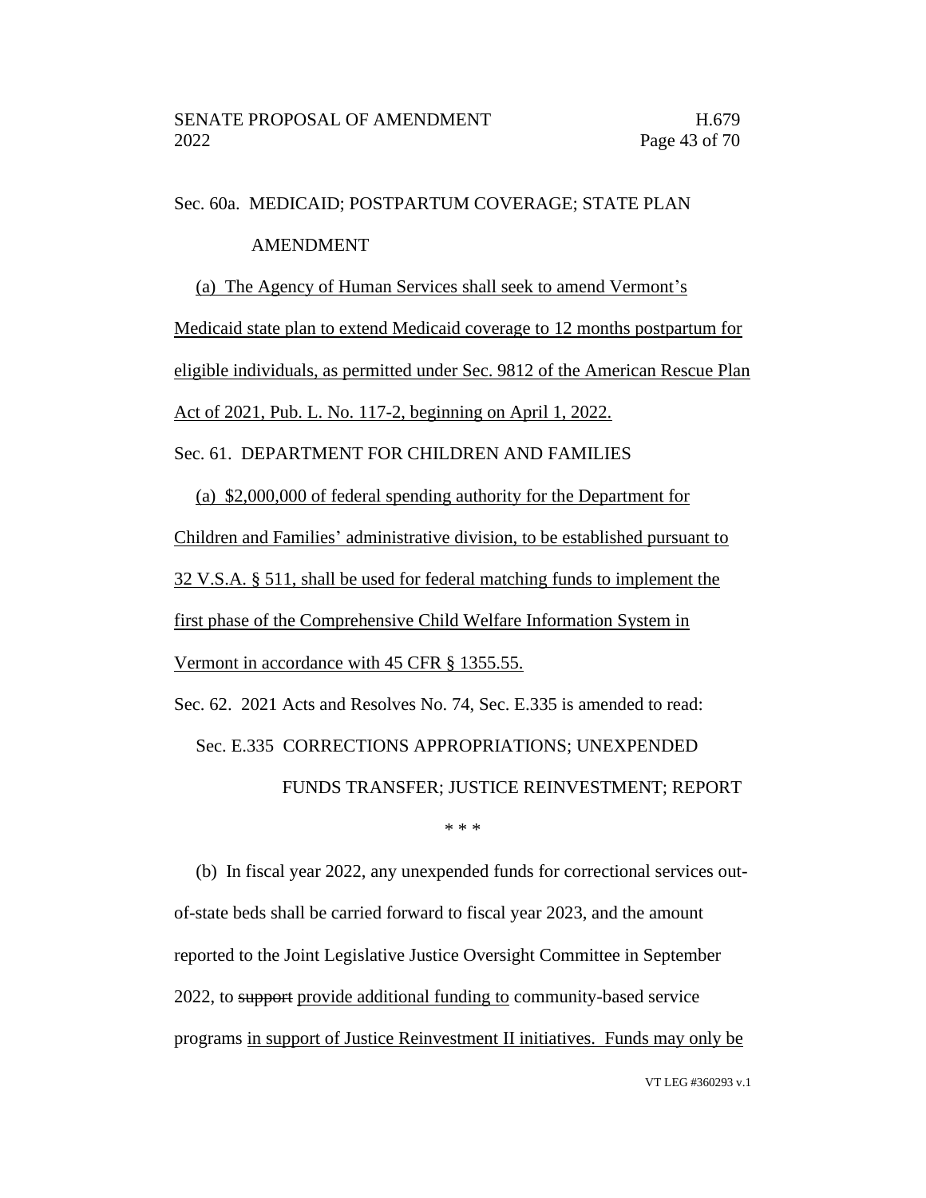Sec. 60a. MEDICAID; POSTPARTUM COVERAGE; STATE PLAN AMENDMENT

(a) The Agency of Human Services shall seek to amend Vermont's Medicaid state plan to extend Medicaid coverage to 12 months postpartum for eligible individuals, as permitted under Sec. 9812 of the American Rescue Plan Act of 2021, Pub. L. No. 117-2, beginning on April 1, 2022.

Sec. 61. DEPARTMENT FOR CHILDREN AND FAMILIES

(a) $2,000,000 of federal spending authority for the Department for Children and Families' administrative division, to be established pursuant to 32 V.S.A. § 511, shall be used for federal matching funds to implement the first phase of the Comprehensive Child Welfare Information System in Vermont in accordance with 45 CFR § 1355.55.

Sec. 62. 2021 Acts and Resolves No. 74, Sec. E.335 is amended to read:

Sec. E.335 CORRECTIONS APPROPRIATIONS; UNEXPENDED FUNDS TRANSFER; JUSTICE REINVESTMENT; REPORT

\* \* \*

(b) In fiscal year 2022, any unexpended funds for correctional services out-of-state beds shall be carried forward to fiscal year 2023, and the amount reported to the Joint Legislative Justice Oversight Committee in September 2022, to ~~support~~ provide additional funding to community-based service programs in support of Justice Reinvestment II initiatives. Funds may only be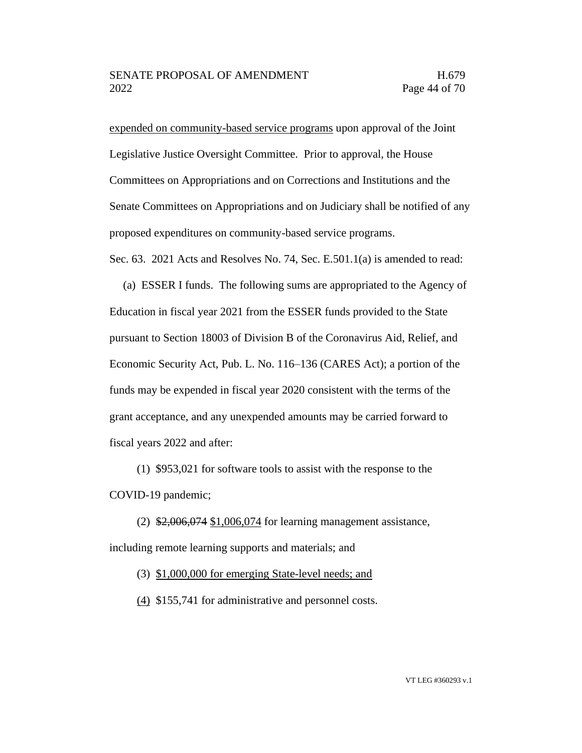<u>expended on community-based service programs</u> upon approval of the Joint Legislative Justice Oversight Committee. Prior to approval, the House Committees on Appropriations and on Corrections and Institutions and the Senate Committees on Appropriations and on Judiciary shall be notified of any proposed expenditures on community-based service programs.

Sec. 63. 2021 Acts and Resolves No. 74, Sec. E.501.1(a) is amended to read:

(a) ESSER I funds. The following sums are appropriated to the Agency of Education in fiscal year 2021 from the ESSER funds provided to the State pursuant to Section 18003 of Division B of the Coronavirus Aid, Relief, and Economic Security Act, Pub. L. No. 116–136 (CARES Act); a portion of the funds may be expended in fiscal year 2020 consistent with the terms of the grant acceptance, and any unexpended amounts may be carried forward to fiscal years 2022 and after:

(1) $953,021 for software tools to assist with the response to the COVID-19 pandemic;

(2) ~~$2,006,074~~ <u>$1,006,074</u> for learning management assistance, including remote learning supports and materials; and

(3) <u>$1,000,000 for emerging State-level needs; and</u>

<u>(4)</u> $155,741 for administrative and personnel costs.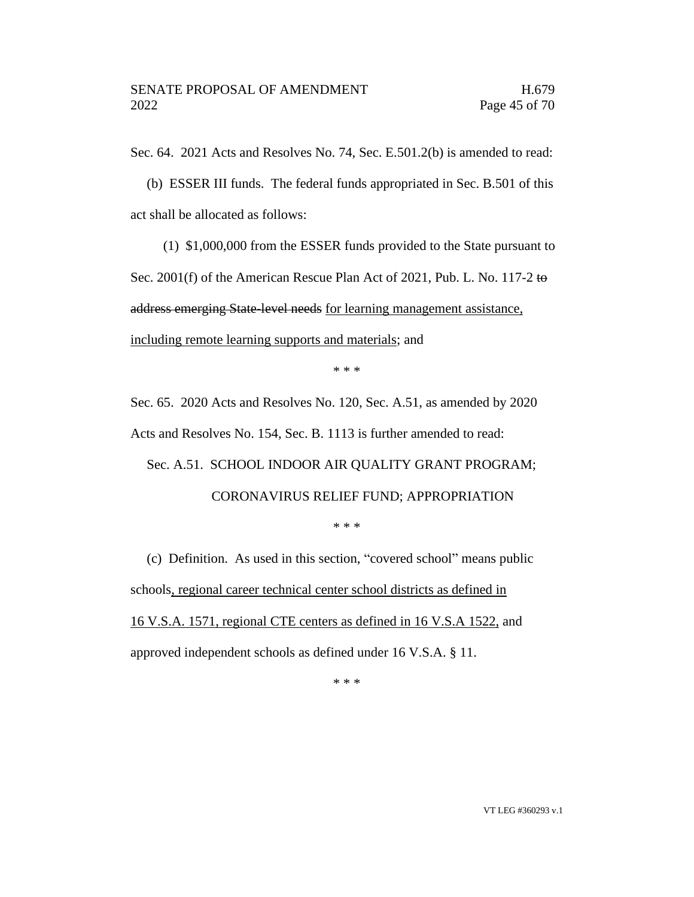Sec. 64. 2021 Acts and Resolves No. 74, Sec. E.501.2(b) is amended to read:

(b) ESSER III funds. The federal funds appropriated in Sec. B.501 of this act shall be allocated as follows:

(1) $1,000,000 from the ESSER funds provided to the State pursuant to Sec. 2001(f) of the American Rescue Plan Act of 2021, Pub. L. No. 117-2 ~~to address emerging State-level needs~~ <u>for learning management assistance, including remote learning supports and materials</u>; and

\* \* \*

Sec. 65. 2020 Acts and Resolves No. 120, Sec. A.51, as amended by 2020 Acts and Resolves No. 154, Sec. B. 1113 is further amended to read:

Sec. A.51. SCHOOL INDOOR AIR QUALITY GRANT PROGRAM; CORONAVIRUS RELIEF FUND; APPROPRIATION

\* \* \*

(c) Definition. As used in this section, "covered school" means public schools<u>, regional career technical center school districts as defined in 16 V.S.A. 1571, regional CTE centers as defined in 16 V.S.A 1522,</u> and approved independent schools as defined under 16 V.S.A. § 11.

\* \* \*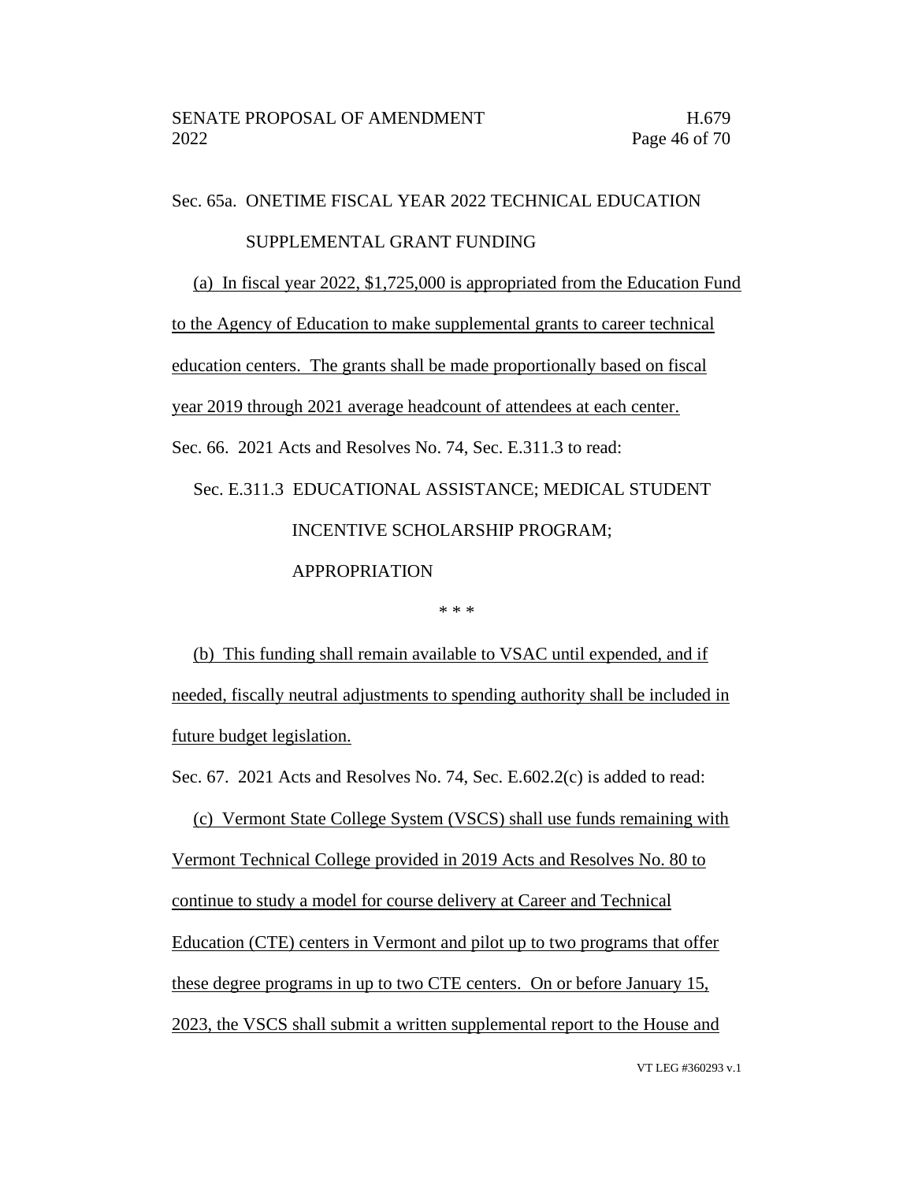Sec. 65a. ONETIME FISCAL YEAR 2022 TECHNICAL EDUCATION SUPPLEMENTAL GRANT FUNDING

(a) In fiscal year 2022, $1,725,000 is appropriated from the Education Fund to the Agency of Education to make supplemental grants to career technical education centers. The grants shall be made proportionally based on fiscal year 2019 through 2021 average headcount of attendees at each center.

Sec. 66. 2021 Acts and Resolves No. 74, Sec. E.311.3 to read:

Sec. E.311.3 EDUCATIONAL ASSISTANCE; MEDICAL STUDENT INCENTIVE SCHOLARSHIP PROGRAM; APPROPRIATION

\* \* \*

(b) This funding shall remain available to VSAC until expended, and if needed, fiscally neutral adjustments to spending authority shall be included in future budget legislation.

Sec. 67. 2021 Acts and Resolves No. 74, Sec. E.602.2(c) is added to read:

(c) Vermont State College System (VSCS) shall use funds remaining with Vermont Technical College provided in 2019 Acts and Resolves No. 80 to continue to study a model for course delivery at Career and Technical Education (CTE) centers in Vermont and pilot up to two programs that offer these degree programs in up to two CTE centers. On or before January 15, 2023, the VSCS shall submit a written supplemental report to the House and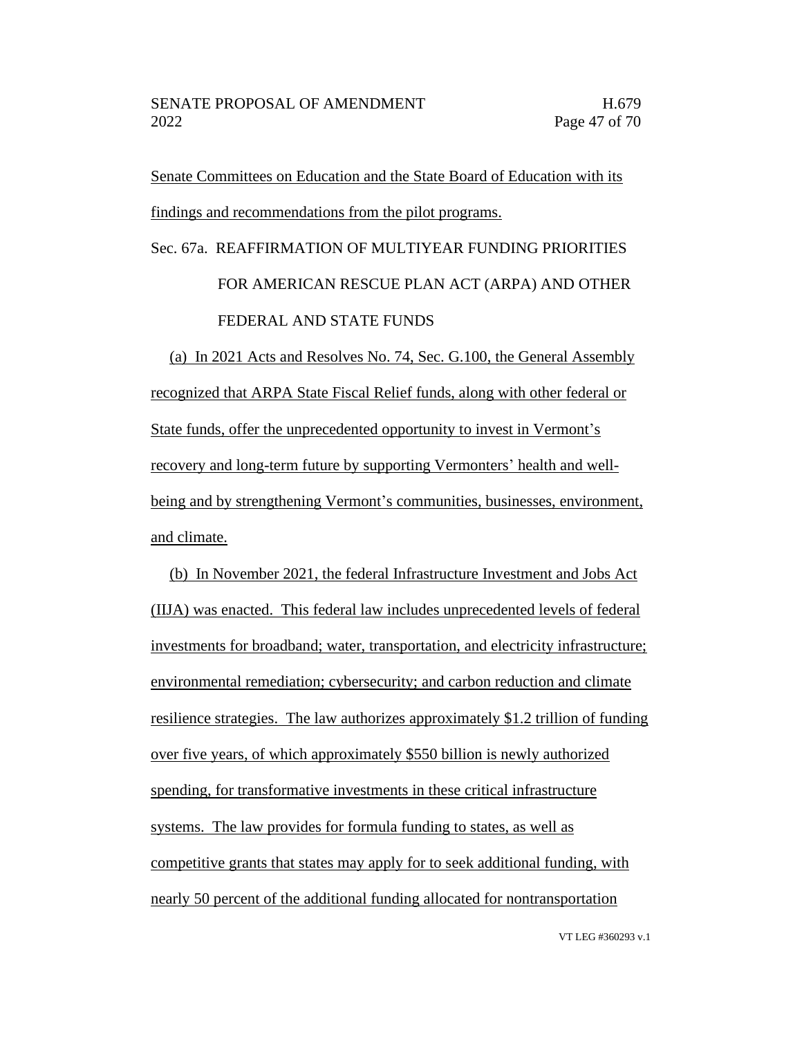Senate Committees on Education and the State Board of Education with its findings and recommendations from the pilot programs.

Sec. 67a. REAFFIRMATION OF MULTIYEAR FUNDING PRIORITIES FOR AMERICAN RESCUE PLAN ACT (ARPA) AND OTHER FEDERAL AND STATE FUNDS

(a) In 2021 Acts and Resolves No. 74, Sec. G.100, the General Assembly recognized that ARPA State Fiscal Relief funds, along with other federal or State funds, offer the unprecedented opportunity to invest in Vermont's recovery and long-term future by supporting Vermonters' health and well-being and by strengthening Vermont's communities, businesses, environment, and climate.

(b) In November 2021, the federal Infrastructure Investment and Jobs Act (IIJA) was enacted. This federal law includes unprecedented levels of federal investments for broadband; water, transportation, and electricity infrastructure; environmental remediation; cybersecurity; and carbon reduction and climate resilience strategies. The law authorizes approximately $1.2 trillion of funding over five years, of which approximately $550 billion is newly authorized spending, for transformative investments in these critical infrastructure systems. The law provides for formula funding to states, as well as competitive grants that states may apply for to seek additional funding, with nearly 50 percent of the additional funding allocated for nontransportation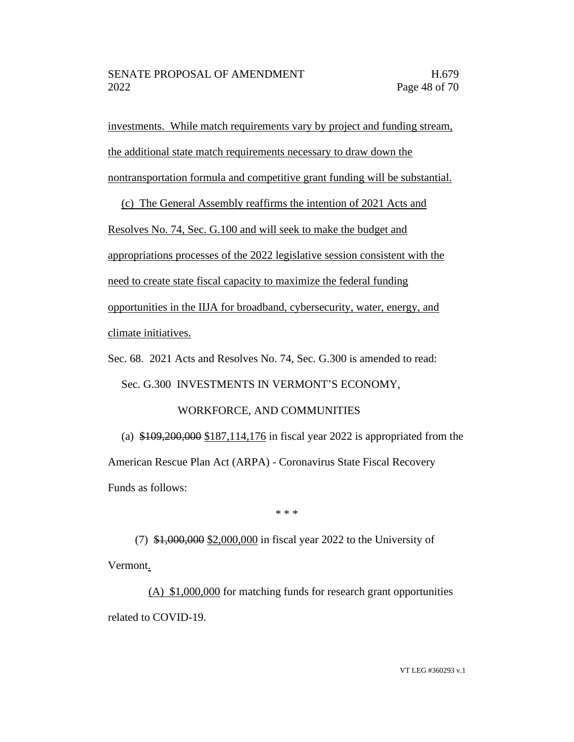investments. While match requirements vary by project and funding stream, the additional state match requirements necessary to draw down the nontransportation formula and competitive grant funding will be substantial.

(c) The General Assembly reaffirms the intention of 2021 Acts and Resolves No. 74, Sec. G.100 and will seek to make the budget and appropriations processes of the 2022 legislative session consistent with the need to create state fiscal capacity to maximize the federal funding opportunities in the IIJA for broadband, cybersecurity, water, energy, and climate initiatives.

Sec. 68. 2021 Acts and Resolves No. 74, Sec. G.300 is amended to read:

Sec. G.300 INVESTMENTS IN VERMONT'S ECONOMY, WORKFORCE, AND COMMUNITIES

(a) ~~$109,200,000~~ $187,114,176 in fiscal year 2022 is appropriated from the American Rescue Plan Act (ARPA) - Coronavirus State Fiscal Recovery Funds as follows:

\* \* \*

(7) ~~$1,000,000~~ $2,000,000 in fiscal year 2022 to the University of Vermont.

(A) $1,000,000 for matching funds for research grant opportunities related to COVID-19.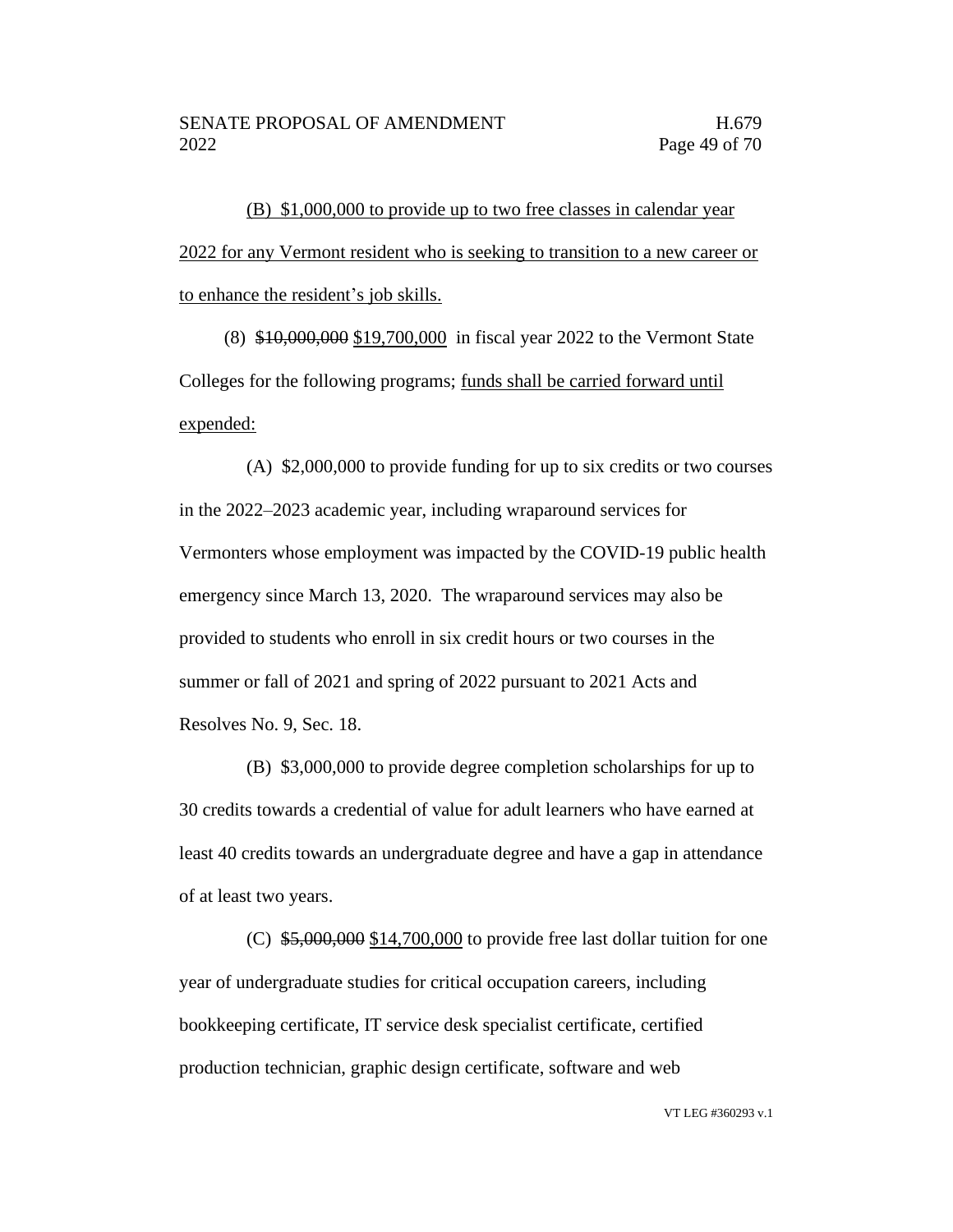(B) $1,000,000 to provide up to two free classes in calendar year 2022 for any Vermont resident who is seeking to transition to a new career or to enhance the resident's job skills.

(8) ~~$10,000,000~~ $19,700,000 in fiscal year 2022 to the Vermont State Colleges for the following programs; funds shall be carried forward until expended:

(A) $2,000,000 to provide funding for up to six credits or two courses in the 2022–2023 academic year, including wraparound services for Vermonters whose employment was impacted by the COVID-19 public health emergency since March 13, 2020. The wraparound services may also be provided to students who enroll in six credit hours or two courses in the summer or fall of 2021 and spring of 2022 pursuant to 2021 Acts and Resolves No. 9, Sec. 18.

(B) $3,000,000 to provide degree completion scholarships for up to 30 credits towards a credential of value for adult learners who have earned at least 40 credits towards an undergraduate degree and have a gap in attendance of at least two years.

(C) ~~$5,000,000~~ $14,700,000 to provide free last dollar tuition for one year of undergraduate studies for critical occupation careers, including bookkeeping certificate, IT service desk specialist certificate, certified production technician, graphic design certificate, software and web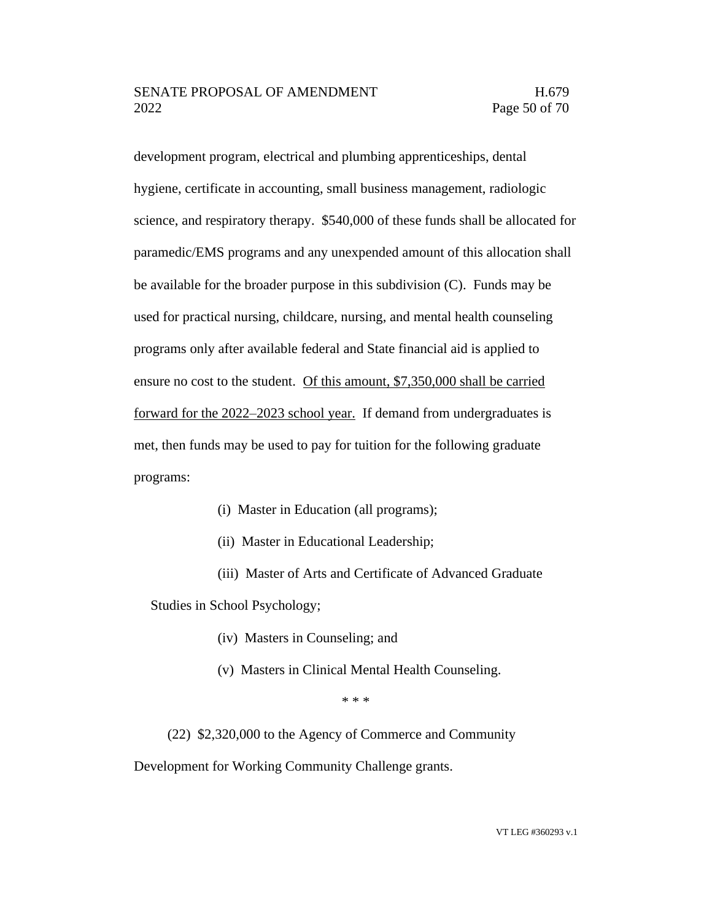development program, electrical and plumbing apprenticeships, dental hygiene, certificate in accounting, small business management, radiologic science, and respiratory therapy. $540,000 of these funds shall be allocated for paramedic/EMS programs and any unexpended amount of this allocation shall be available for the broader purpose in this subdivision (C). Funds may be used for practical nursing, childcare, nursing, and mental health counseling programs only after available federal and State financial aid is applied to ensure no cost to the student. <u>Of this amount, $7,350,000 shall be carried forward for the 2022–2023 school year.</u> If demand from undergraduates is met, then funds may be used to pay for tuition for the following graduate programs:

(i) Master in Education (all programs);

(ii) Master in Educational Leadership;

(iii) Master of Arts and Certificate of Advanced Graduate Studies in School Psychology;

(iv) Masters in Counseling; and

(v) Masters in Clinical Mental Health Counseling.

\* \* \*

(22) $2,320,000 to the Agency of Commerce and Community Development for Working Community Challenge grants.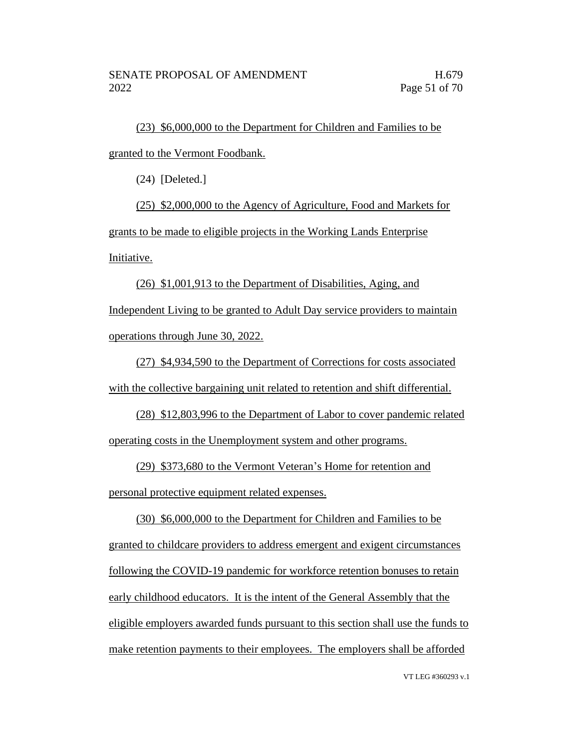(23) $6,000,000 to the Department for Children and Families to be granted to the Vermont Foodbank.

(24) [Deleted.]

(25) $2,000,000 to the Agency of Agriculture, Food and Markets for grants to be made to eligible projects in the Working Lands Enterprise Initiative.

(26) $1,001,913 to the Department of Disabilities, Aging, and Independent Living to be granted to Adult Day service providers to maintain operations through June 30, 2022.

(27) $4,934,590 to the Department of Corrections for costs associated with the collective bargaining unit related to retention and shift differential.

(28) $12,803,996 to the Department of Labor to cover pandemic related operating costs in the Unemployment system and other programs.

(29) $373,680 to the Vermont Veteran's Home for retention and personal protective equipment related expenses.

(30) $6,000,000 to the Department for Children and Families to be granted to childcare providers to address emergent and exigent circumstances following the COVID-19 pandemic for workforce retention bonuses to retain early childhood educators. It is the intent of the General Assembly that the eligible employers awarded funds pursuant to this section shall use the funds to make retention payments to their employees. The employers shall be afforded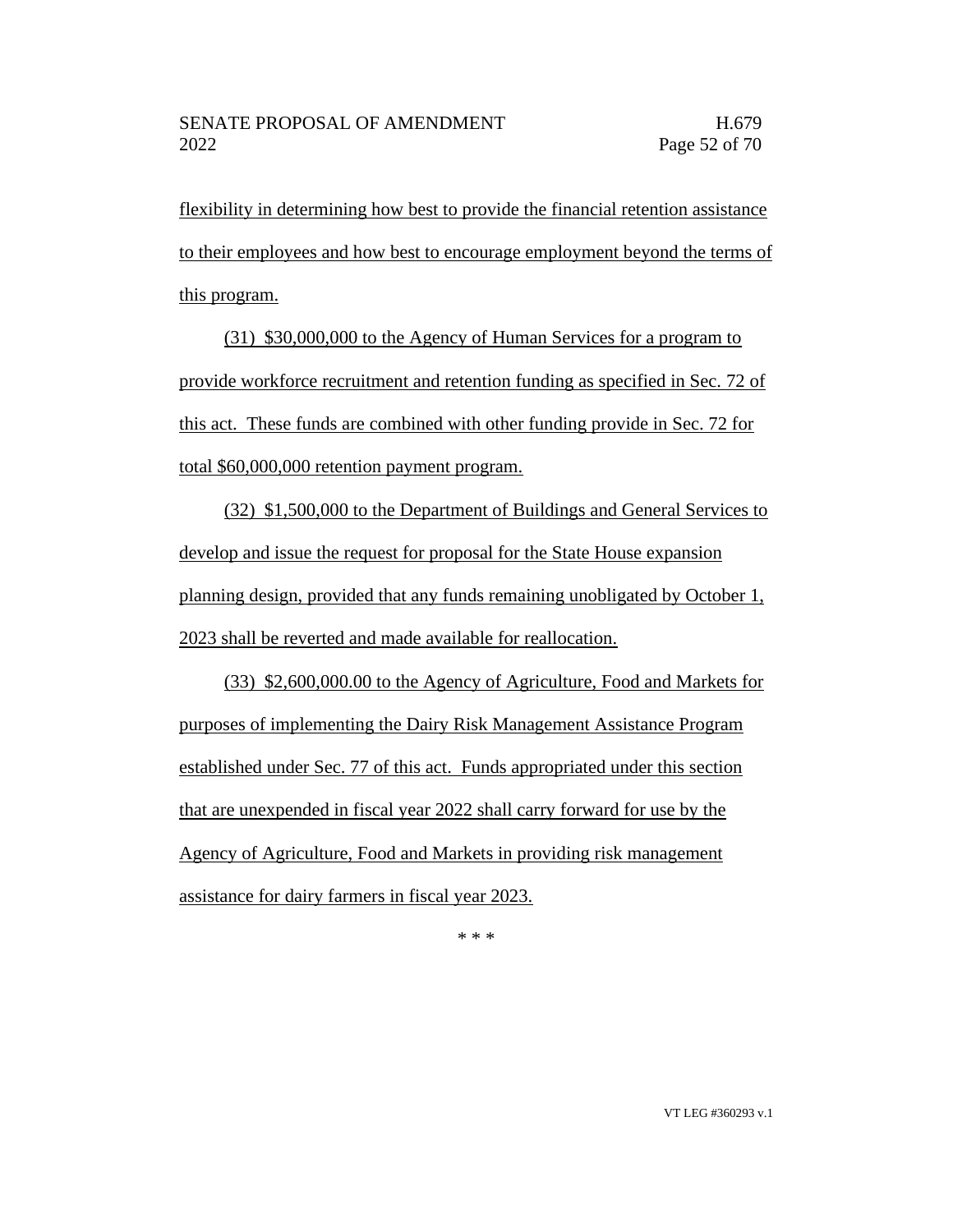flexibility in determining how best to provide the financial retention assistance to their employees and how best to encourage employment beyond the terms of this program.

(31) $30,000,000 to the Agency of Human Services for a program to provide workforce recruitment and retention funding as specified in Sec. 72 of this act. These funds are combined with other funding provide in Sec. 72 for total $60,000,000 retention payment program.

(32) $1,500,000 to the Department of Buildings and General Services to develop and issue the request for proposal for the State House expansion planning design, provided that any funds remaining unobligated by October 1, 2023 shall be reverted and made available for reallocation.

(33) $2,600,000.00 to the Agency of Agriculture, Food and Markets for purposes of implementing the Dairy Risk Management Assistance Program established under Sec. 77 of this act. Funds appropriated under this section that are unexpended in fiscal year 2022 shall carry forward for use by the Agency of Agriculture, Food and Markets in providing risk management assistance for dairy farmers in fiscal year 2023.

\* \* \*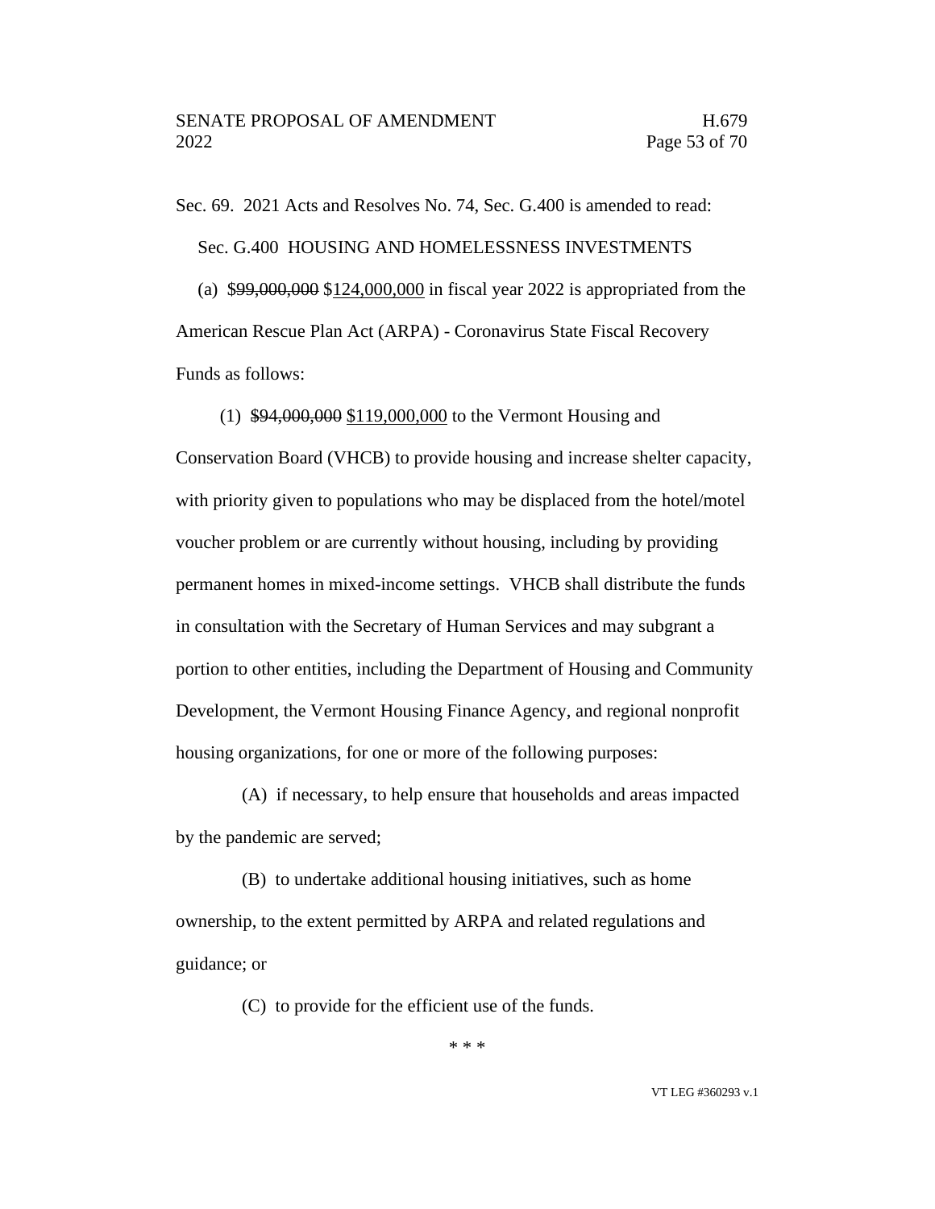Sec. 69. 2021 Acts and Resolves No. 74, Sec. G.400 is amended to read:

Sec. G.400 HOUSING AND HOMELESSNESS INVESTMENTS

(a) ~~$99,000,000~~ $<u>124,000,000</u> in fiscal year 2022 is appropriated from the American Rescue Plan Act (ARPA) - Coronavirus State Fiscal Recovery Funds as follows:

(1) ~~$94,000,000~~ <u>$119,000,000</u> to the Vermont Housing and Conservation Board (VHCB) to provide housing and increase shelter capacity, with priority given to populations who may be displaced from the hotel/motel voucher problem or are currently without housing, including by providing permanent homes in mixed-income settings. VHCB shall distribute the funds in consultation with the Secretary of Human Services and may subgrant a portion to other entities, including the Department of Housing and Community Development, the Vermont Housing Finance Agency, and regional nonprofit housing organizations, for one or more of the following purposes:

(A) if necessary, to help ensure that households and areas impacted by the pandemic are served;

(B) to undertake additional housing initiatives, such as home ownership, to the extent permitted by ARPA and related regulations and guidance; or

(C) to provide for the efficient use of the funds.

\* \* \*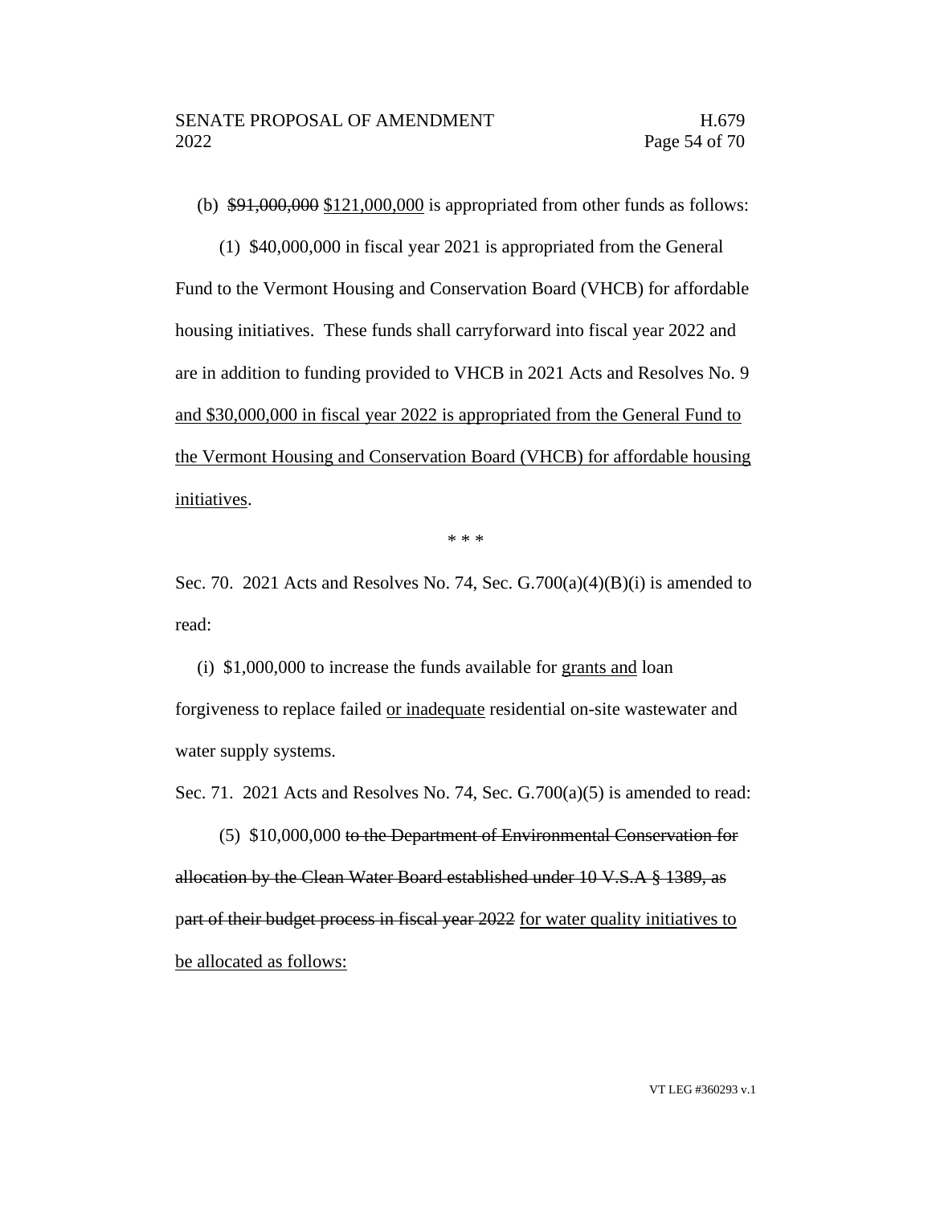(b) ~~$91,000,000~~ <u>$121,000,000</u> is appropriated from other funds as follows:

(1) $40,000,000 in fiscal year 2021 is appropriated from the General Fund to the Vermont Housing and Conservation Board (VHCB) for affordable housing initiatives. These funds shall carryforward into fiscal year 2022 and are in addition to funding provided to VHCB in 2021 Acts and Resolves No. 9 <u>and $30,000,000 in fiscal year 2022 is appropriated from the General Fund to the Vermont Housing and Conservation Board (VHCB) for affordable housing initiatives</u>.

\* \* \*

Sec. 70. 2021 Acts and Resolves No. 74, Sec. G.700(a)(4)(B)(i) is amended to read:

(i) $1,000,000 to increase the funds available for <u>grants and</u> loan forgiveness to replace failed <u>or inadequate</u> residential on-site wastewater and water supply systems.

Sec. 71. 2021 Acts and Resolves No. 74, Sec. G.700(a)(5) is amended to read:

(5) $10,000,000 ~~to the Department of Environmental Conservation for allocation by the Clean Water Board established under 10 V.S.A § 1389, as part of their budget process in fiscal year 2022~~ <u>for water quality initiatives to be allocated as follows:</u>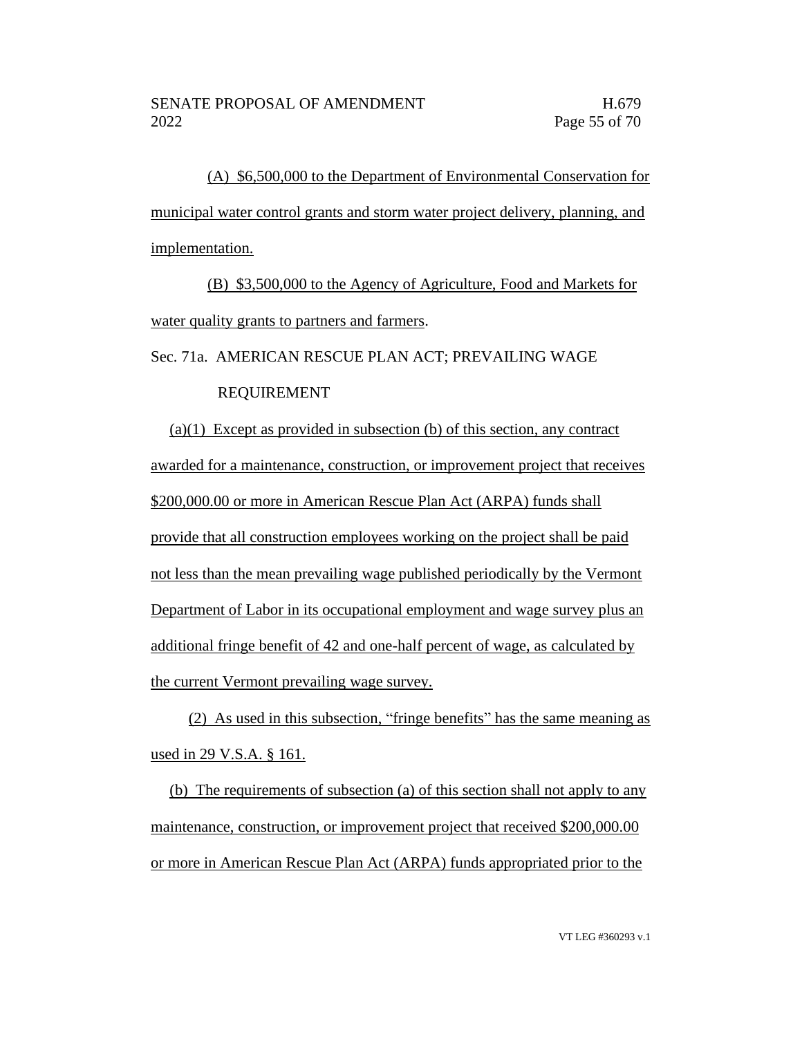(A) $6,500,000 to the Department of Environmental Conservation for municipal water control grants and storm water project delivery, planning, and implementation.

(B) $3,500,000 to the Agency of Agriculture, Food and Markets for water quality grants to partners and farmers.

Sec. 71a. AMERICAN RESCUE PLAN ACT; PREVAILING WAGE REQUIREMENT

(a)(1) Except as provided in subsection (b) of this section, any contract awarded for a maintenance, construction, or improvement project that receives $200,000.00 or more in American Rescue Plan Act (ARPA) funds shall provide that all construction employees working on the project shall be paid not less than the mean prevailing wage published periodically by the Vermont Department of Labor in its occupational employment and wage survey plus an additional fringe benefit of 42 and one-half percent of wage, as calculated by the current Vermont prevailing wage survey.

(2) As used in this subsection, "fringe benefits" has the same meaning as used in 29 V.S.A. § 161.

(b) The requirements of subsection (a) of this section shall not apply to any maintenance, construction, or improvement project that received $200,000.00 or more in American Rescue Plan Act (ARPA) funds appropriated prior to the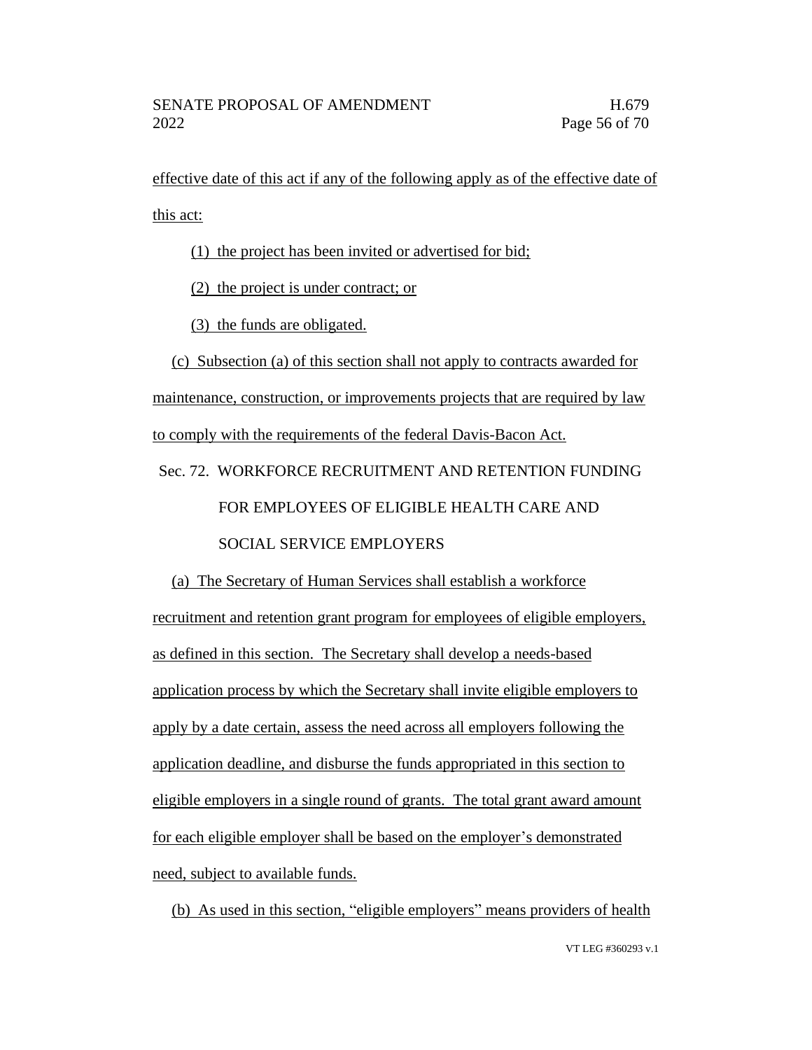effective date of this act if any of the following apply as of the effective date of this act:

(1) the project has been invited or advertised for bid;

(2) the project is under contract; or

(3) the funds are obligated.

(c) Subsection (a) of this section shall not apply to contracts awarded for maintenance, construction, or improvements projects that are required by law to comply with the requirements of the federal Davis-Bacon Act.

Sec. 72. WORKFORCE RECRUITMENT AND RETENTION FUNDING FOR EMPLOYEES OF ELIGIBLE HEALTH CARE AND SOCIAL SERVICE EMPLOYERS

(a) The Secretary of Human Services shall establish a workforce recruitment and retention grant program for employees of eligible employers, as defined in this section. The Secretary shall develop a needs-based application process by which the Secretary shall invite eligible employers to apply by a date certain, assess the need across all employers following the application deadline, and disburse the funds appropriated in this section to eligible employers in a single round of grants. The total grant award amount for each eligible employer shall be based on the employer's demonstrated need, subject to available funds.

(b) As used in this section, "eligible employers" means providers of health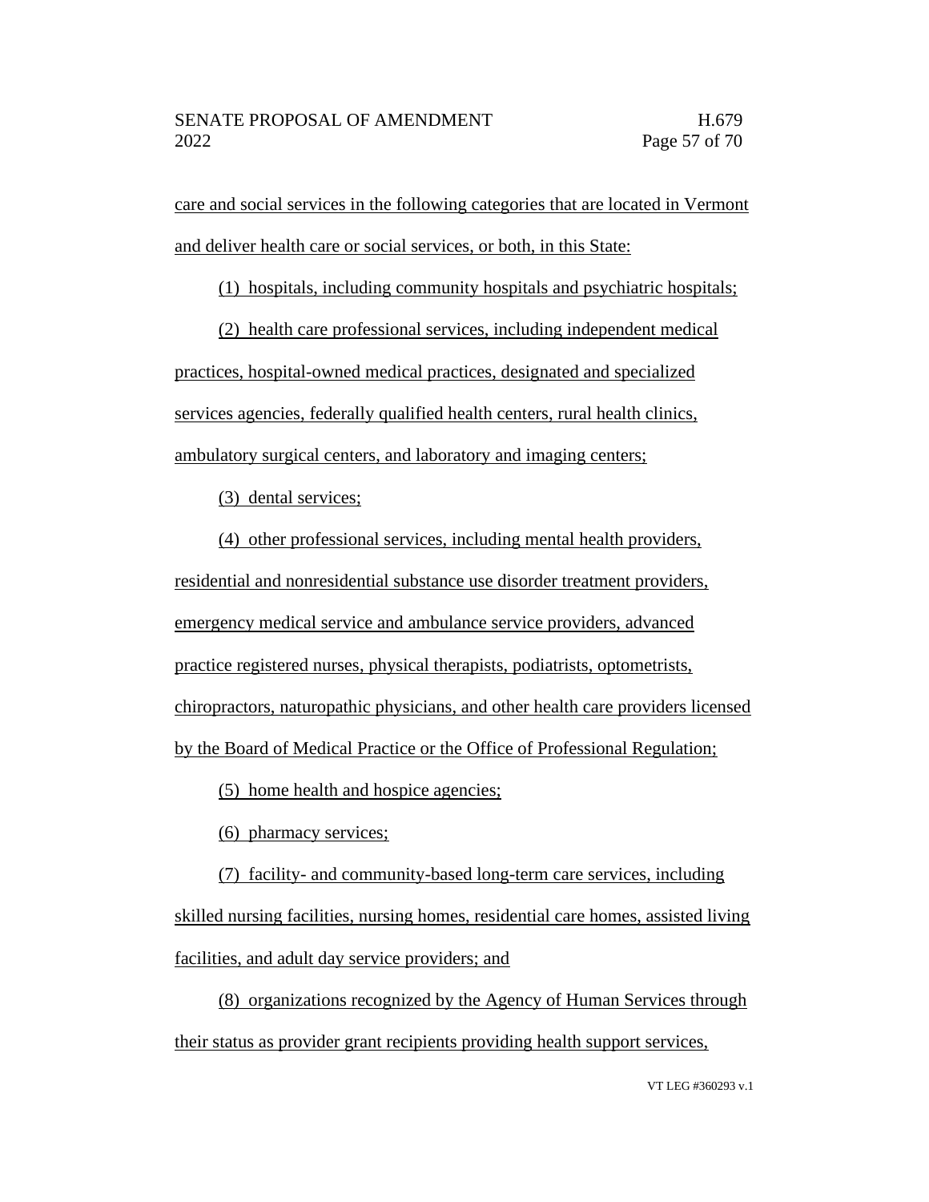care and social services in the following categories that are located in Vermont and deliver health care or social services, or both, in this State:

(1) hospitals, including community hospitals and psychiatric hospitals;

(2) health care professional services, including independent medical practices, hospital-owned medical practices, designated and specialized services agencies, federally qualified health centers, rural health clinics, ambulatory surgical centers, and laboratory and imaging centers;

(3) dental services;

(4) other professional services, including mental health providers, residential and nonresidential substance use disorder treatment providers, emergency medical service and ambulance service providers, advanced practice registered nurses, physical therapists, podiatrists, optometrists, chiropractors, naturopathic physicians, and other health care providers licensed by the Board of Medical Practice or the Office of Professional Regulation;

(5) home health and hospice agencies;

(6) pharmacy services;

(7) facility- and community-based long-term care services, including skilled nursing facilities, nursing homes, residential care homes, assisted living facilities, and adult day service providers; and

(8) organizations recognized by the Agency of Human Services through their status as provider grant recipients providing health support services,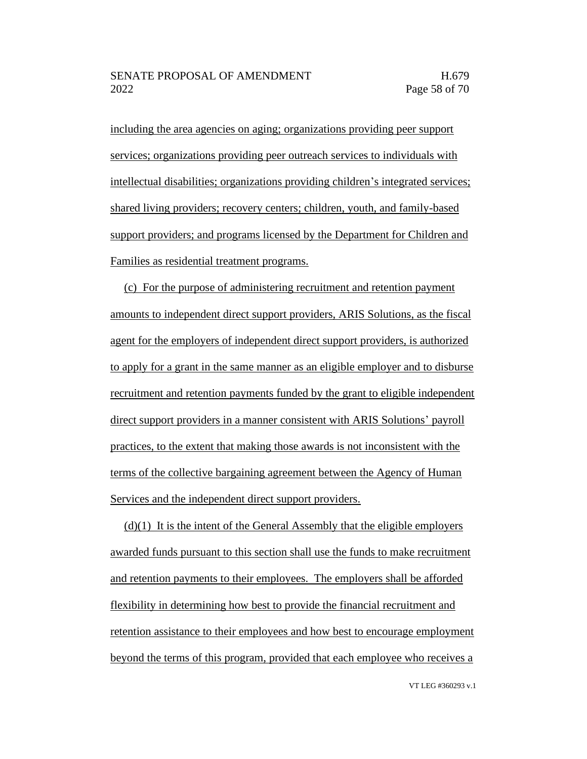including the area agencies on aging; organizations providing peer support services; organizations providing peer outreach services to individuals with intellectual disabilities; organizations providing children's integrated services; shared living providers; recovery centers; children, youth, and family-based support providers; and programs licensed by the Department for Children and Families as residential treatment programs.

(c) For the purpose of administering recruitment and retention payment amounts to independent direct support providers, ARIS Solutions, as the fiscal agent for the employers of independent direct support providers, is authorized to apply for a grant in the same manner as an eligible employer and to disburse recruitment and retention payments funded by the grant to eligible independent direct support providers in a manner consistent with ARIS Solutions' payroll practices, to the extent that making those awards is not inconsistent with the terms of the collective bargaining agreement between the Agency of Human Services and the independent direct support providers.

(d)(1) It is the intent of the General Assembly that the eligible employers awarded funds pursuant to this section shall use the funds to make recruitment and retention payments to their employees. The employers shall be afforded flexibility in determining how best to provide the financial recruitment and retention assistance to their employees and how best to encourage employment beyond the terms of this program, provided that each employee who receives a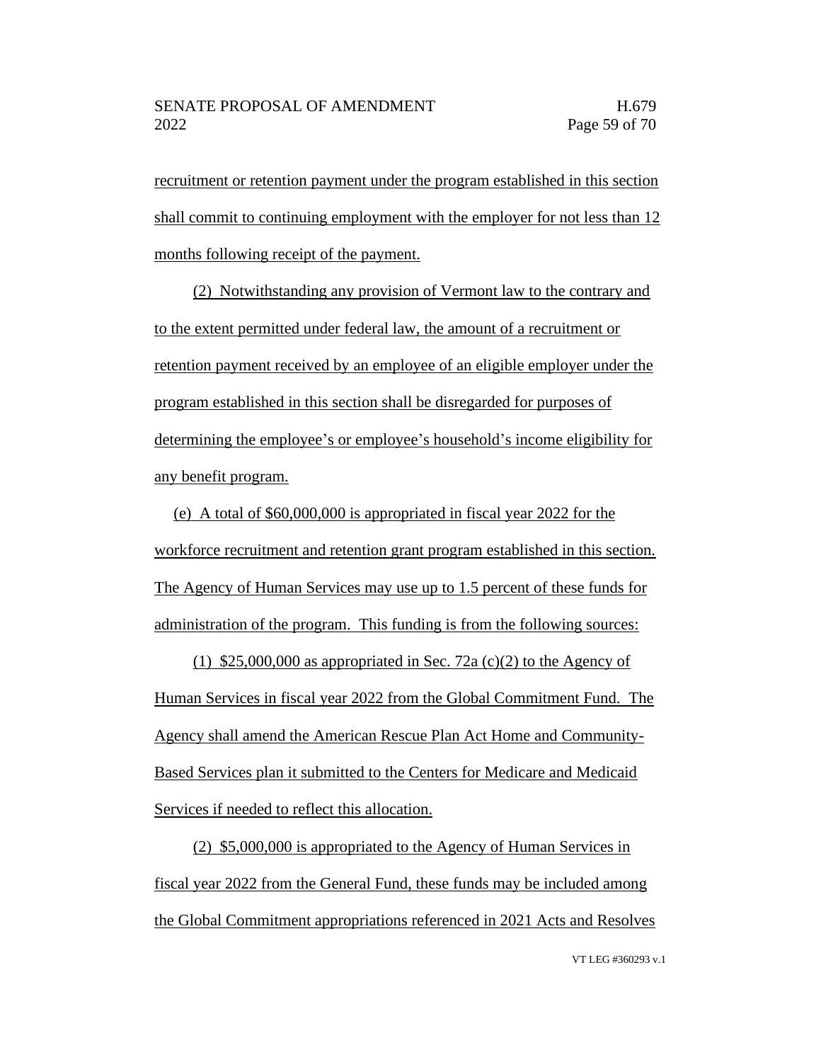recruitment or retention payment under the program established in this section shall commit to continuing employment with the employer for not less than 12 months following receipt of the payment.

(2) Notwithstanding any provision of Vermont law to the contrary and to the extent permitted under federal law, the amount of a recruitment or retention payment received by an employee of an eligible employer under the program established in this section shall be disregarded for purposes of determining the employee's or employee's household's income eligibility for any benefit program.

(e) A total of $60,000,000 is appropriated in fiscal year 2022 for the workforce recruitment and retention grant program established in this section. The Agency of Human Services may use up to 1.5 percent of these funds for administration of the program. This funding is from the following sources:

(1) $25,000,000 as appropriated in Sec. 72a (c)(2) to the Agency of Human Services in fiscal year 2022 from the Global Commitment Fund. The Agency shall amend the American Rescue Plan Act Home and Community-Based Services plan it submitted to the Centers for Medicare and Medicaid Services if needed to reflect this allocation.

(2) $5,000,000 is appropriated to the Agency of Human Services in fiscal year 2022 from the General Fund, these funds may be included among the Global Commitment appropriations referenced in 2021 Acts and Resolves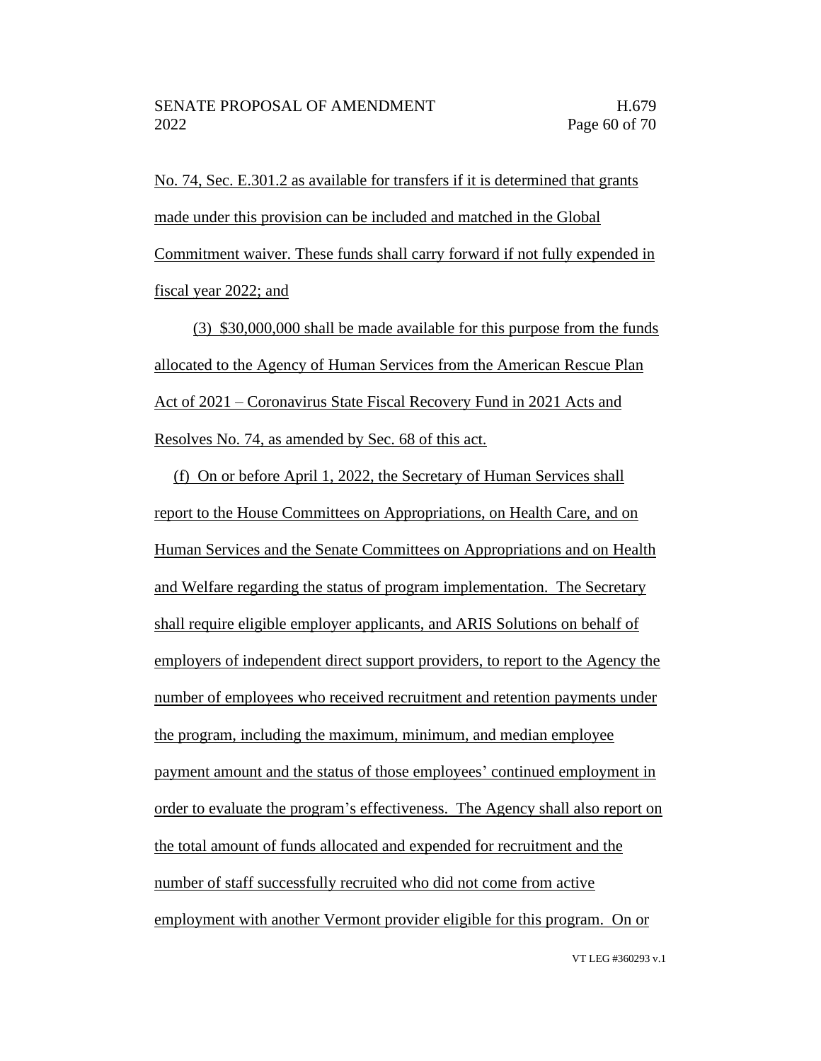No. 74, Sec. E.301.2 as available for transfers if it is determined that grants made under this provision can be included and matched in the Global Commitment waiver. These funds shall carry forward if not fully expended in fiscal year 2022; and

(3) $30,000,000 shall be made available for this purpose from the funds allocated to the Agency of Human Services from the American Rescue Plan Act of 2021 – Coronavirus State Fiscal Recovery Fund in 2021 Acts and Resolves No. 74, as amended by Sec. 68 of this act.

(f) On or before April 1, 2022, the Secretary of Human Services shall report to the House Committees on Appropriations, on Health Care, and on Human Services and the Senate Committees on Appropriations and on Health and Welfare regarding the status of program implementation. The Secretary shall require eligible employer applicants, and ARIS Solutions on behalf of employers of independent direct support providers, to report to the Agency the number of employees who received recruitment and retention payments under the program, including the maximum, minimum, and median employee payment amount and the status of those employees' continued employment in order to evaluate the program's effectiveness. The Agency shall also report on the total amount of funds allocated and expended for recruitment and the number of staff successfully recruited who did not come from active employment with another Vermont provider eligible for this program. On or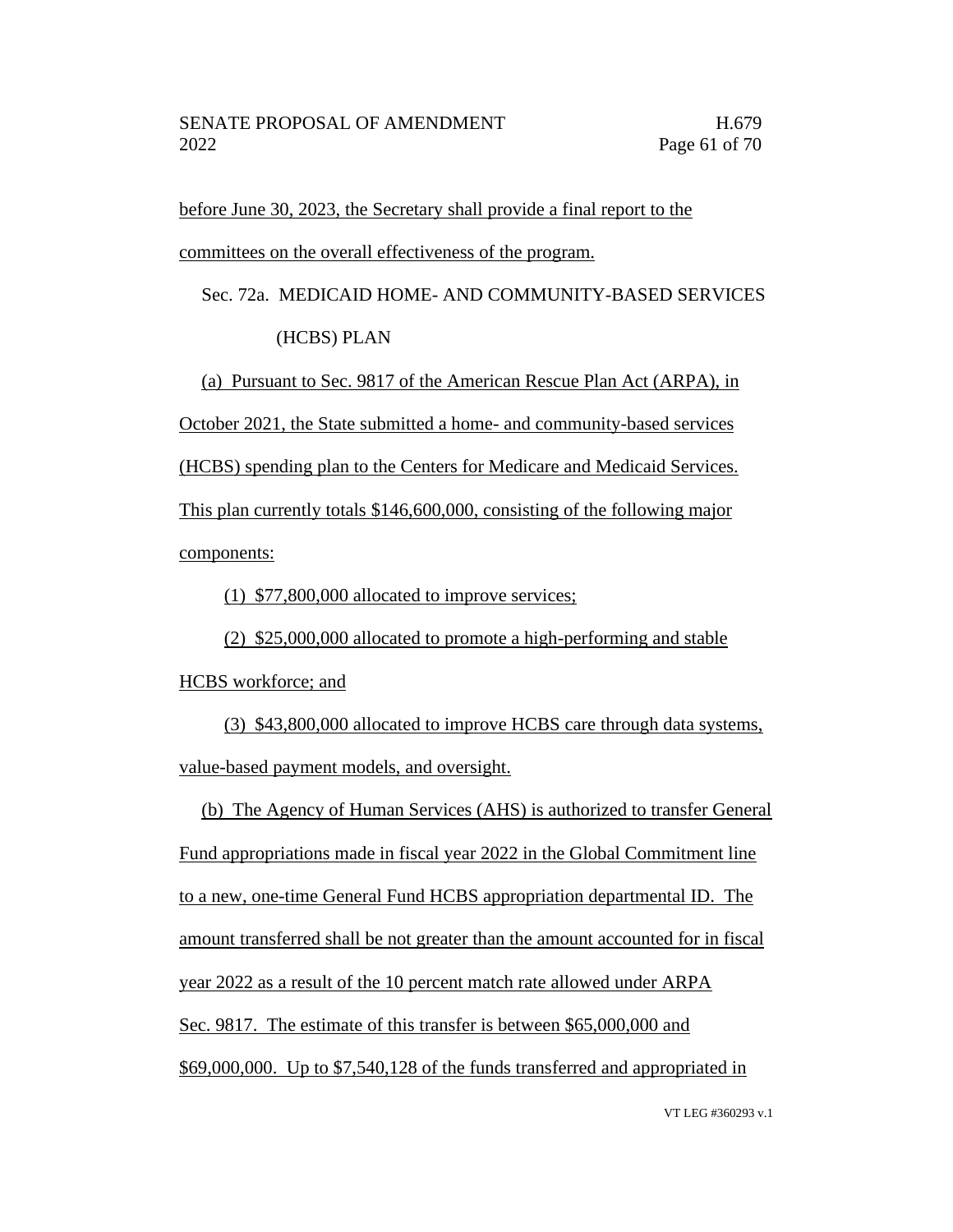before June 30, 2023, the Secretary shall provide a final report to the committees on the overall effectiveness of the program.

Sec. 72a. MEDICAID HOME- AND COMMUNITY-BASED SERVICES (HCBS) PLAN

(a) Pursuant to Sec. 9817 of the American Rescue Plan Act (ARPA), in October 2021, the State submitted a home- and community-based services (HCBS) spending plan to the Centers for Medicare and Medicaid Services. This plan currently totals $146,600,000, consisting of the following major components:

(1) $77,800,000 allocated to improve services;

(2) $25,000,000 allocated to promote a high-performing and stable HCBS workforce; and

(3) $43,800,000 allocated to improve HCBS care through data systems, value-based payment models, and oversight.

(b) The Agency of Human Services (AHS) is authorized to transfer General Fund appropriations made in fiscal year 2022 in the Global Commitment line to a new, one-time General Fund HCBS appropriation departmental ID. The amount transferred shall be not greater than the amount accounted for in fiscal year 2022 as a result of the 10 percent match rate allowed under ARPA Sec. 9817. The estimate of this transfer is between $65,000,000 and $69,000,000. Up to $7,540,128 of the funds transferred and appropriated in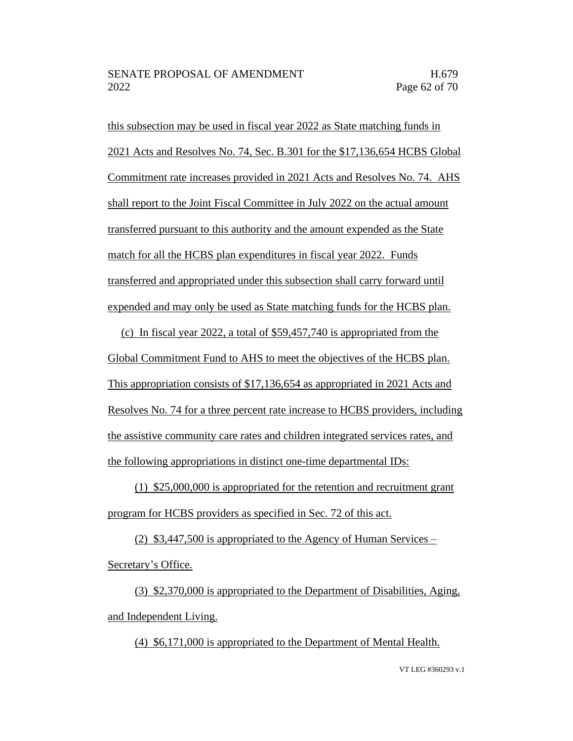this subsection may be used in fiscal year 2022 as State matching funds in 2021 Acts and Resolves No. 74, Sec. B.301 for the $17,136,654 HCBS Global Commitment rate increases provided in 2021 Acts and Resolves No. 74. AHS shall report to the Joint Fiscal Committee in July 2022 on the actual amount transferred pursuant to this authority and the amount expended as the State match for all the HCBS plan expenditures in fiscal year 2022. Funds transferred and appropriated under this subsection shall carry forward until expended and may only be used as State matching funds for the HCBS plan.

(c) In fiscal year 2022, a total of $59,457,740 is appropriated from the Global Commitment Fund to AHS to meet the objectives of the HCBS plan. This appropriation consists of $17,136,654 as appropriated in 2021 Acts and Resolves No. 74 for a three percent rate increase to HCBS providers, including the assistive community care rates and children integrated services rates, and the following appropriations in distinct one-time departmental IDs:

(1) $25,000,000 is appropriated for the retention and recruitment grant program for HCBS providers as specified in Sec. 72 of this act.

(2) $3,447,500 is appropriated to the Agency of Human Services – Secretary's Office.

(3) $2,370,000 is appropriated to the Department of Disabilities, Aging, and Independent Living.

(4) $6,171,000 is appropriated to the Department of Mental Health.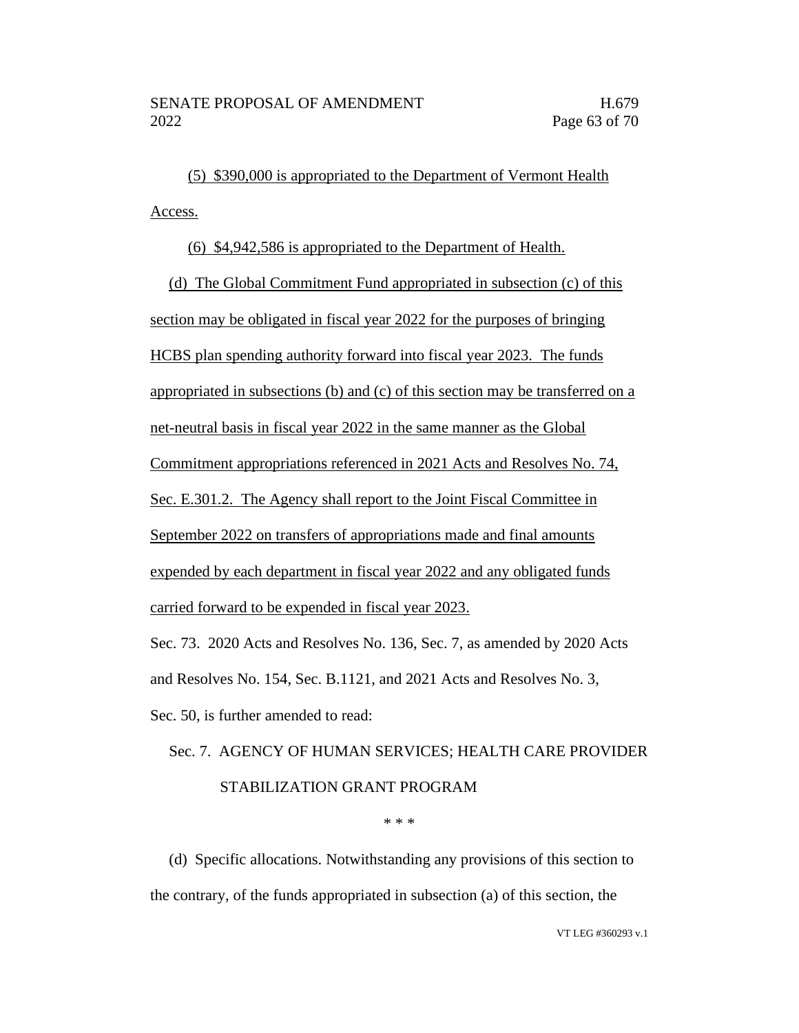(5) $390,000 is appropriated to the Department of Vermont Health Access.

(6) $4,942,586 is appropriated to the Department of Health.

(d) The Global Commitment Fund appropriated in subsection (c) of this section may be obligated in fiscal year 2022 for the purposes of bringing HCBS plan spending authority forward into fiscal year 2023. The funds appropriated in subsections (b) and (c) of this section may be transferred on a net-neutral basis in fiscal year 2022 in the same manner as the Global Commitment appropriations referenced in 2021 Acts and Resolves No. 74, Sec. E.301.2. The Agency shall report to the Joint Fiscal Committee in September 2022 on transfers of appropriations made and final amounts expended by each department in fiscal year 2022 and any obligated funds carried forward to be expended in fiscal year 2023.

Sec. 73. 2020 Acts and Resolves No. 136, Sec. 7, as amended by 2020 Acts and Resolves No. 154, Sec. B.1121, and 2021 Acts and Resolves No. 3, Sec. 50, is further amended to read:

Sec. 7. AGENCY OF HUMAN SERVICES; HEALTH CARE PROVIDER STABILIZATION GRANT PROGRAM

* * *

(d) Specific allocations. Notwithstanding any provisions of this section to the contrary, of the funds appropriated in subsection (a) of this section, the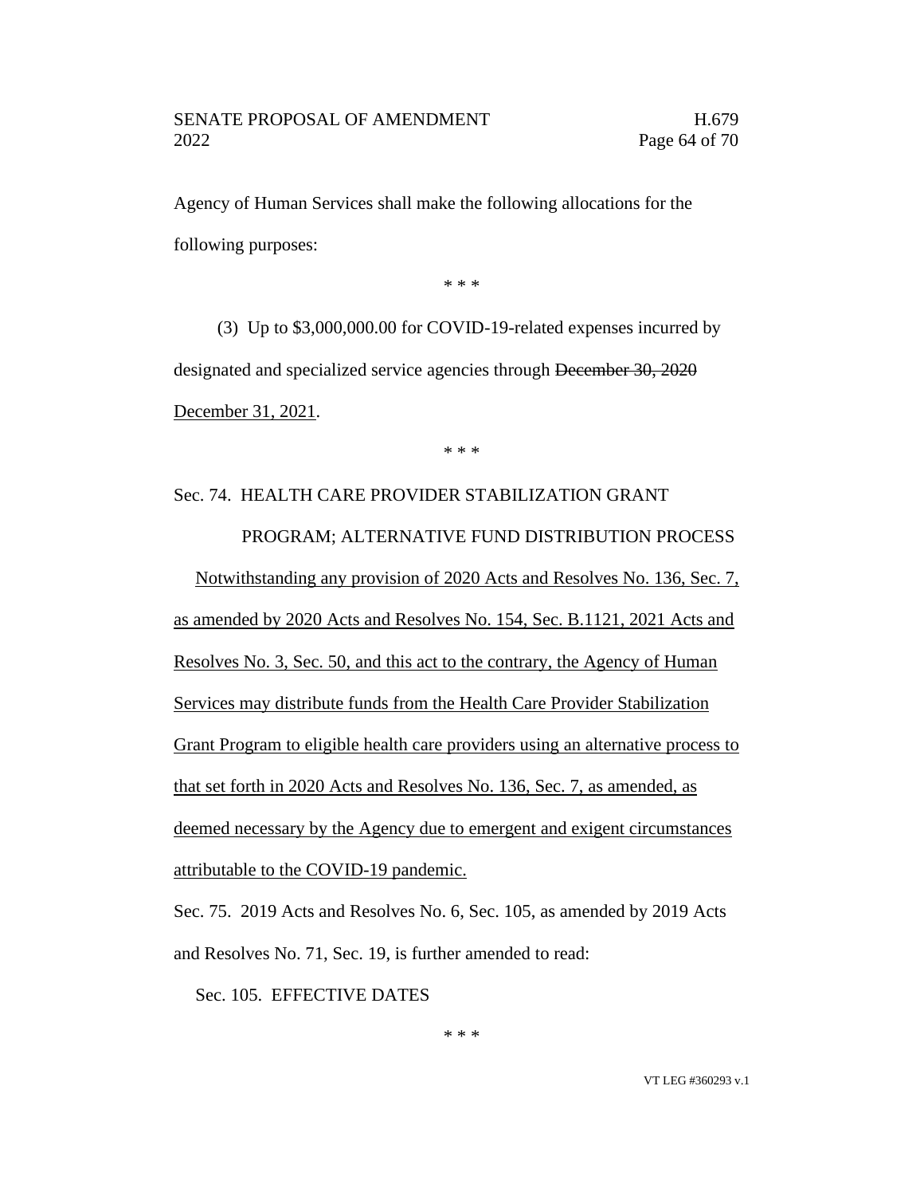Agency of Human Services shall make the following allocations for the following purposes:

\* \* \*

(3) Up to $3,000,000.00 for COVID-19-related expenses incurred by designated and specialized service agencies through ~~December 30, 2020~~ <u>December 31, 2021</u>.

\* \* \*

Sec. 74. HEALTH CARE PROVIDER STABILIZATION GRANT PROGRAM; ALTERNATIVE FUND DISTRIBUTION PROCESS

<u>Notwithstanding any provision of 2020 Acts and Resolves No. 136, Sec. 7, as amended by 2020 Acts and Resolves No. 154, Sec. B.1121, 2021 Acts and Resolves No. 3, Sec. 50, and this act to the contrary, the Agency of Human Services may distribute funds from the Health Care Provider Stabilization Grant Program to eligible health care providers using an alternative process to that set forth in 2020 Acts and Resolves No. 136, Sec. 7, as amended, as deemed necessary by the Agency due to emergent and exigent circumstances attributable to the COVID-19 pandemic.</u>

Sec. 75. 2019 Acts and Resolves No. 6, Sec. 105, as amended by 2019 Acts and Resolves No. 71, Sec. 19, is further amended to read:

Sec. 105. EFFECTIVE DATES

\* \* \*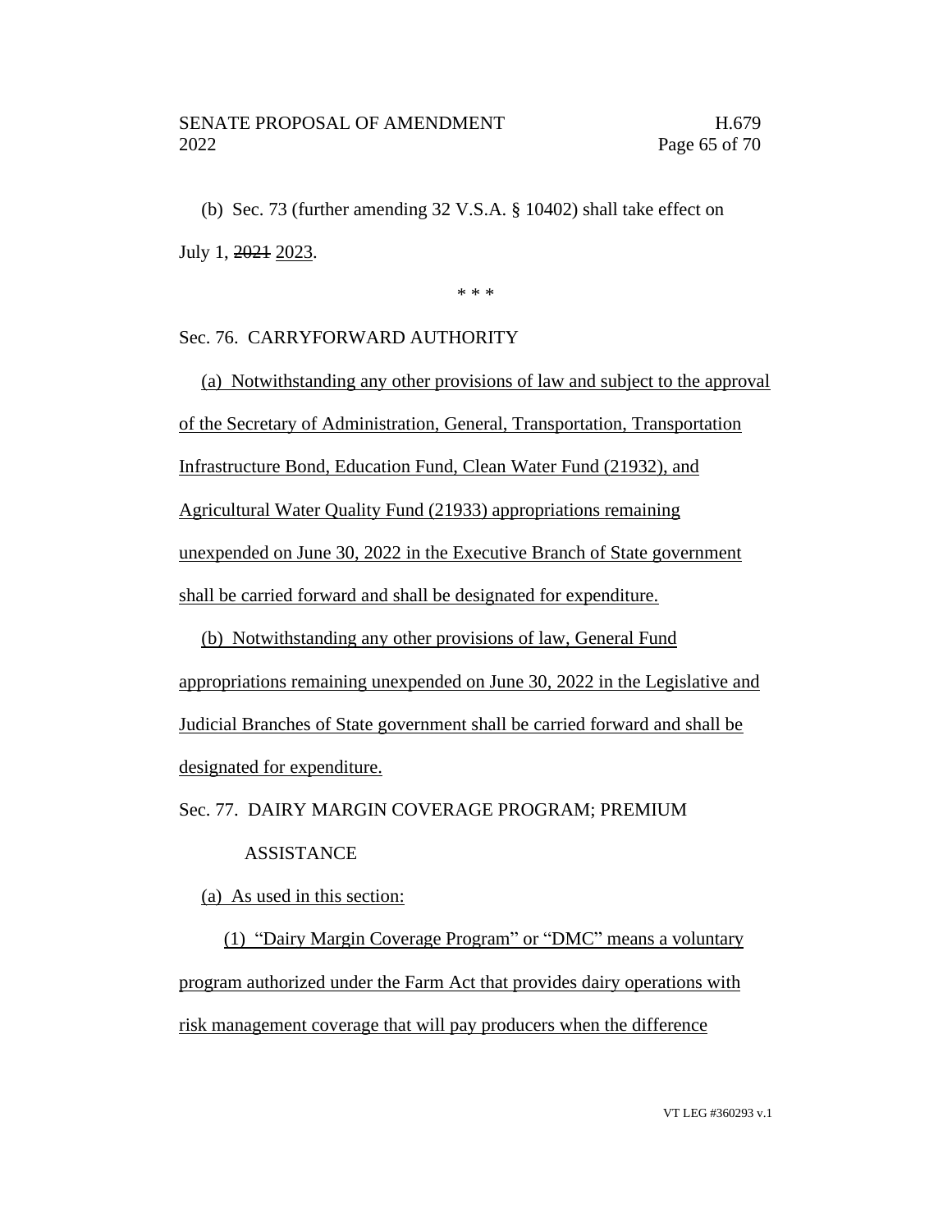(b) Sec. 73 (further amending 32 V.S.A. § 10402) shall take effect on July 1, ~~2021~~ 2023.

\* \* \*

Sec. 76. CARRYFORWARD AUTHORITY

(a) Notwithstanding any other provisions of law and subject to the approval of the Secretary of Administration, General, Transportation, Transportation Infrastructure Bond, Education Fund, Clean Water Fund (21932), and Agricultural Water Quality Fund (21933) appropriations remaining unexpended on June 30, 2022 in the Executive Branch of State government shall be carried forward and shall be designated for expenditure.

(b) Notwithstanding any other provisions of law, General Fund appropriations remaining unexpended on June 30, 2022 in the Legislative and Judicial Branches of State government shall be carried forward and shall be designated for expenditure.

Sec. 77. DAIRY MARGIN COVERAGE PROGRAM; PREMIUM ASSISTANCE

(a) As used in this section:

(1) "Dairy Margin Coverage Program" or "DMC" means a voluntary program authorized under the Farm Act that provides dairy operations with risk management coverage that will pay producers when the difference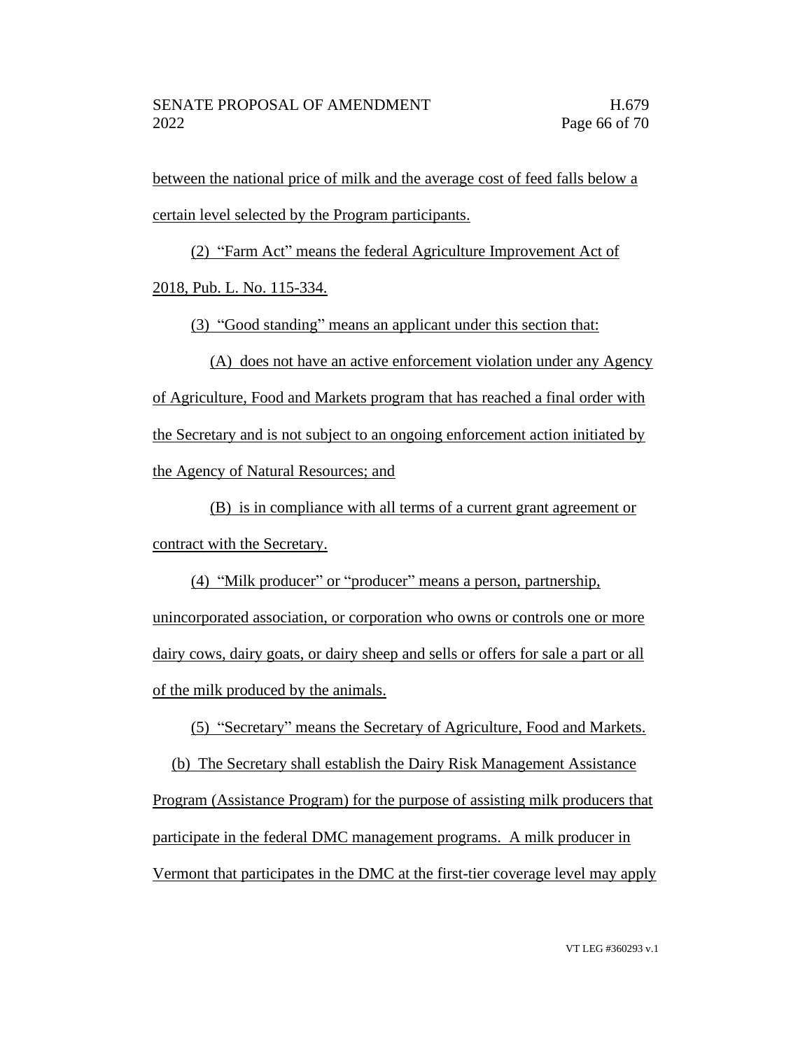between the national price of milk and the average cost of feed falls below a certain level selected by the Program participants.

(2) "Farm Act" means the federal Agriculture Improvement Act of 2018, Pub. L. No. 115-334.

(3) "Good standing" means an applicant under this section that:

(A) does not have an active enforcement violation under any Agency of Agriculture, Food and Markets program that has reached a final order with the Secretary and is not subject to an ongoing enforcement action initiated by the Agency of Natural Resources; and

(B) is in compliance with all terms of a current grant agreement or contract with the Secretary.

(4) "Milk producer" or "producer" means a person, partnership, unincorporated association, or corporation who owns or controls one or more dairy cows, dairy goats, or dairy sheep and sells or offers for sale a part or all of the milk produced by the animals.

(5) "Secretary" means the Secretary of Agriculture, Food and Markets.

(b) The Secretary shall establish the Dairy Risk Management Assistance Program (Assistance Program) for the purpose of assisting milk producers that participate in the federal DMC management programs. A milk producer in Vermont that participates in the DMC at the first-tier coverage level may apply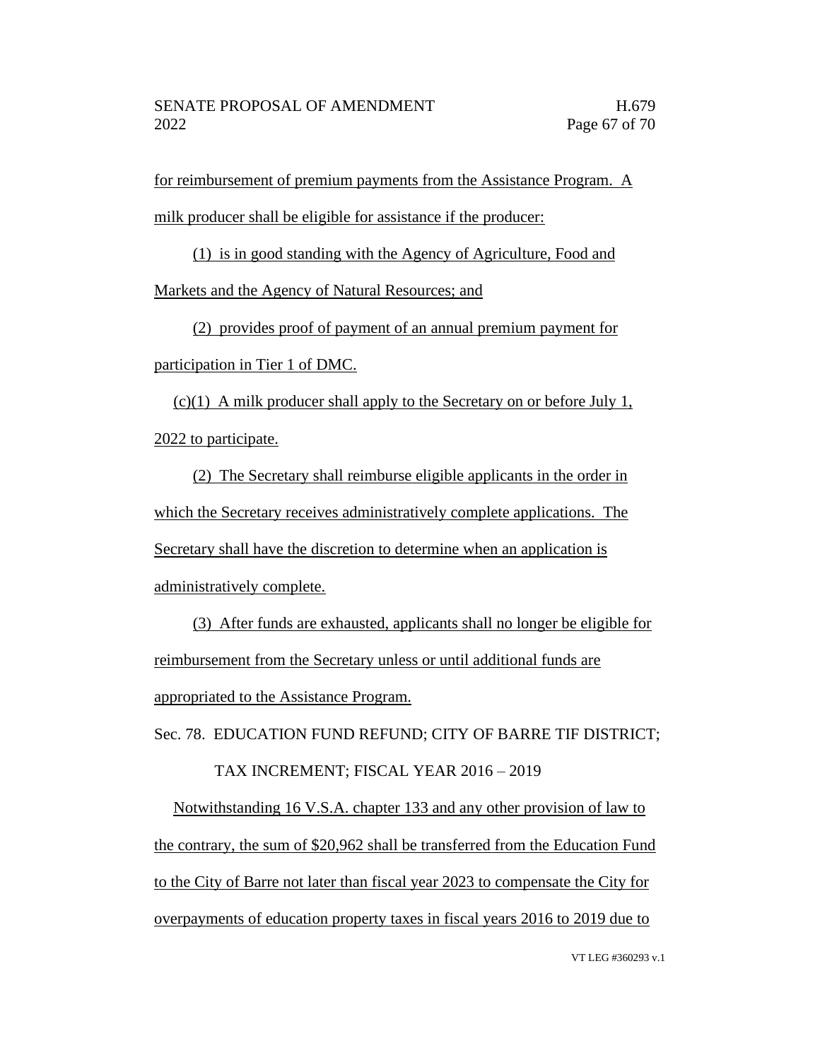for reimbursement of premium payments from the Assistance Program. A milk producer shall be eligible for assistance if the producer:

(1) is in good standing with the Agency of Agriculture, Food and Markets and the Agency of Natural Resources; and

(2) provides proof of payment of an annual premium payment for participation in Tier 1 of DMC.

(c)(1) A milk producer shall apply to the Secretary on or before July 1, 2022 to participate.

(2) The Secretary shall reimburse eligible applicants in the order in which the Secretary receives administratively complete applications. The Secretary shall have the discretion to determine when an application is administratively complete.

(3) After funds are exhausted, applicants shall no longer be eligible for reimbursement from the Secretary unless or until additional funds are appropriated to the Assistance Program.

Sec. 78. EDUCATION FUND REFUND; CITY OF BARRE TIF DISTRICT; TAX INCREMENT; FISCAL YEAR 2016 – 2019

Notwithstanding 16 V.S.A. chapter 133 and any other provision of law to the contrary, the sum of $20,962 shall be transferred from the Education Fund to the City of Barre not later than fiscal year 2023 to compensate the City for overpayments of education property taxes in fiscal years 2016 to 2019 due to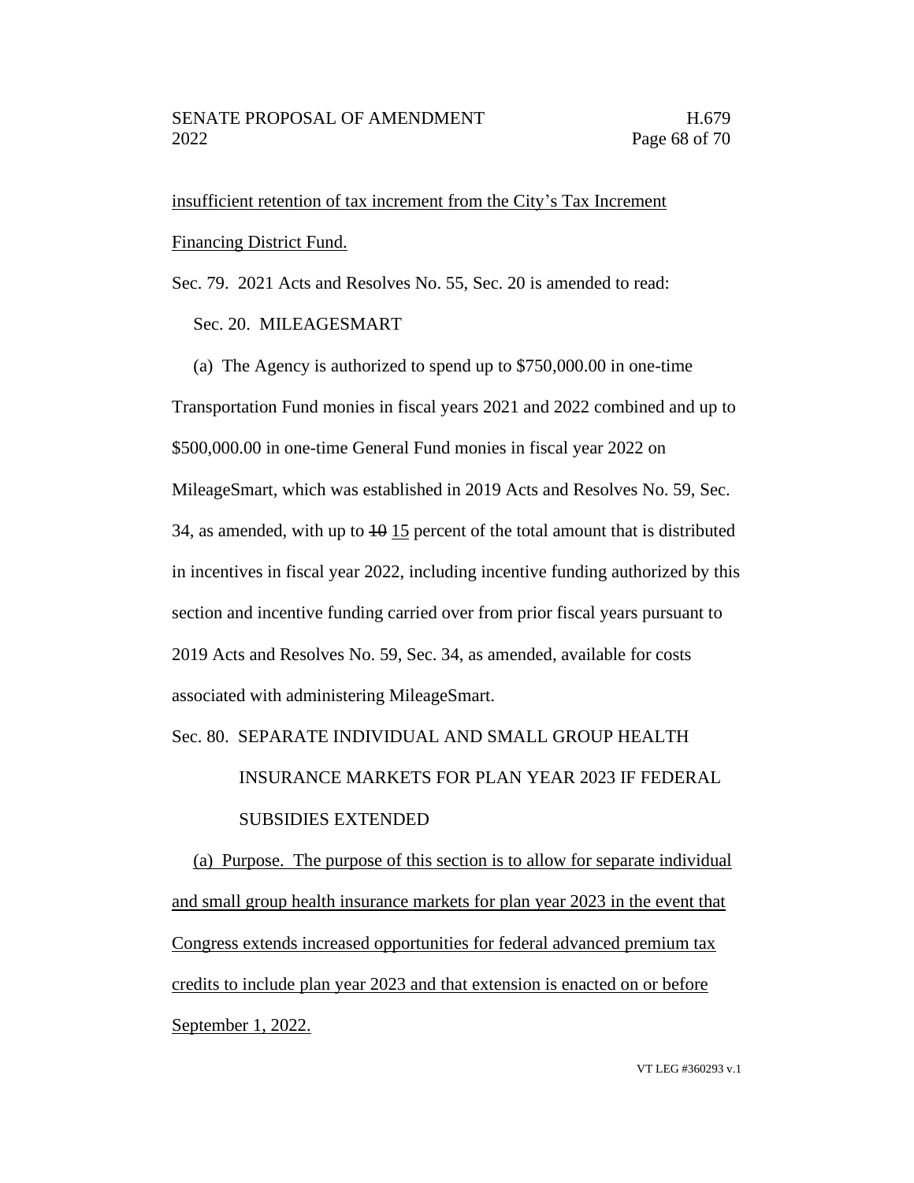insufficient retention of tax increment from the City's Tax Increment Financing District Fund.

Sec. 79. 2021 Acts and Resolves No. 55, Sec. 20 is amended to read:

Sec. 20. MILEAGESMART

(a) The Agency is authorized to spend up to $750,000.00 in one-time Transportation Fund monies in fiscal years 2021 and 2022 combined and up to $500,000.00 in one-time General Fund monies in fiscal year 2022 on MileageSmart, which was established in 2019 Acts and Resolves No. 59, Sec. 34, as amended, with up to ~~10~~ 15 percent of the total amount that is distributed in incentives in fiscal year 2022, including incentive funding authorized by this section and incentive funding carried over from prior fiscal years pursuant to 2019 Acts and Resolves No. 59, Sec. 34, as amended, available for costs associated with administering MileageSmart.

Sec. 80. SEPARATE INDIVIDUAL AND SMALL GROUP HEALTH INSURANCE MARKETS FOR PLAN YEAR 2023 IF FEDERAL SUBSIDIES EXTENDED

(a) Purpose. The purpose of this section is to allow for separate individual and small group health insurance markets for plan year 2023 in the event that Congress extends increased opportunities for federal advanced premium tax credits to include plan year 2023 and that extension is enacted on or before September 1, 2022.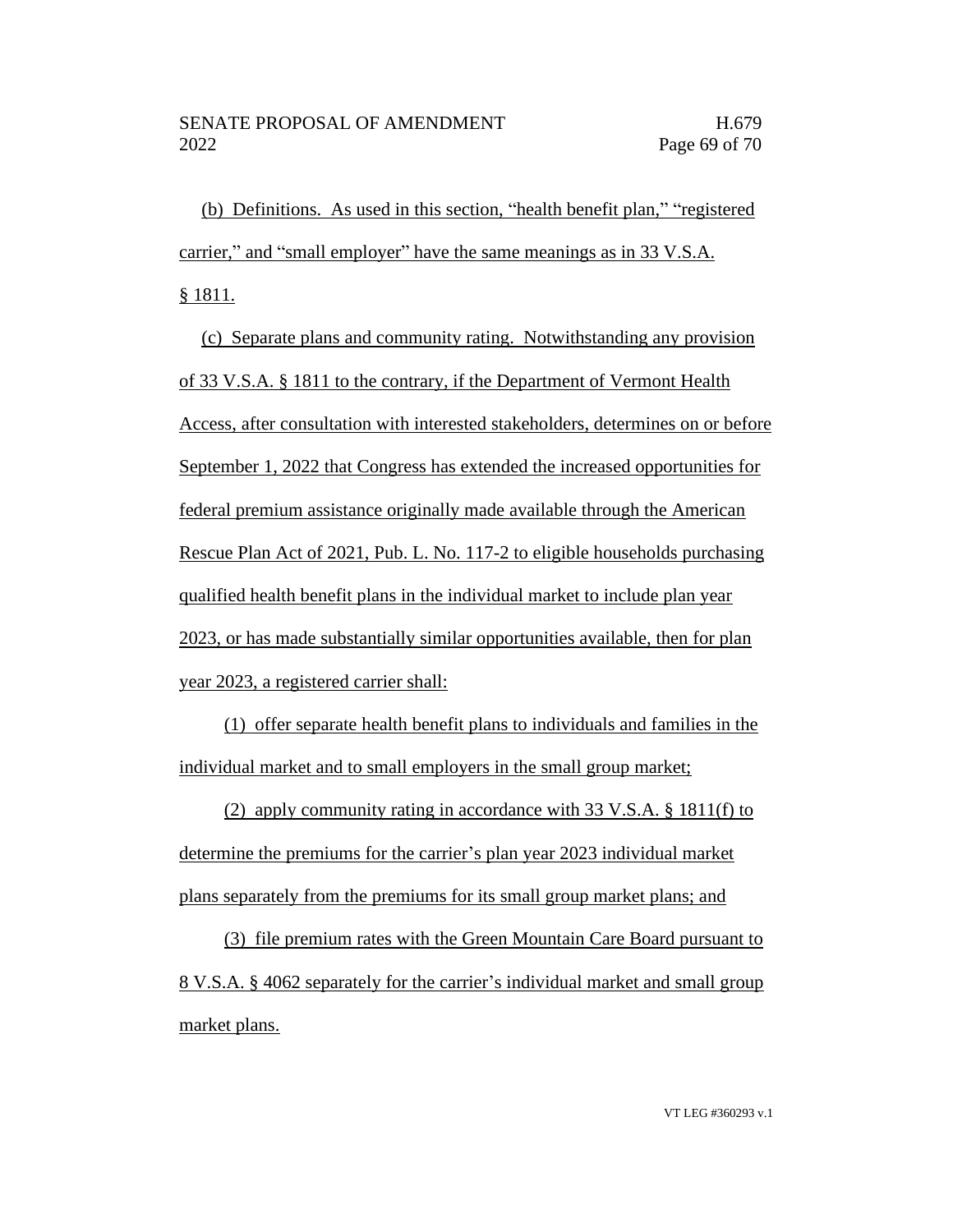(b) Definitions. As used in this section, "health benefit plan," "registered carrier," and "small employer" have the same meanings as in 33 V.S.A. § 1811.

(c) Separate plans and community rating. Notwithstanding any provision of 33 V.S.A. § 1811 to the contrary, if the Department of Vermont Health Access, after consultation with interested stakeholders, determines on or before September 1, 2022 that Congress has extended the increased opportunities for federal premium assistance originally made available through the American Rescue Plan Act of 2021, Pub. L. No. 117-2 to eligible households purchasing qualified health benefit plans in the individual market to include plan year 2023, or has made substantially similar opportunities available, then for plan year 2023, a registered carrier shall:

(1) offer separate health benefit plans to individuals and families in the individual market and to small employers in the small group market;

(2) apply community rating in accordance with 33 V.S.A. § 1811(f) to determine the premiums for the carrier's plan year 2023 individual market plans separately from the premiums for its small group market plans; and

(3) file premium rates with the Green Mountain Care Board pursuant to 8 V.S.A. § 4062 separately for the carrier's individual market and small group market plans.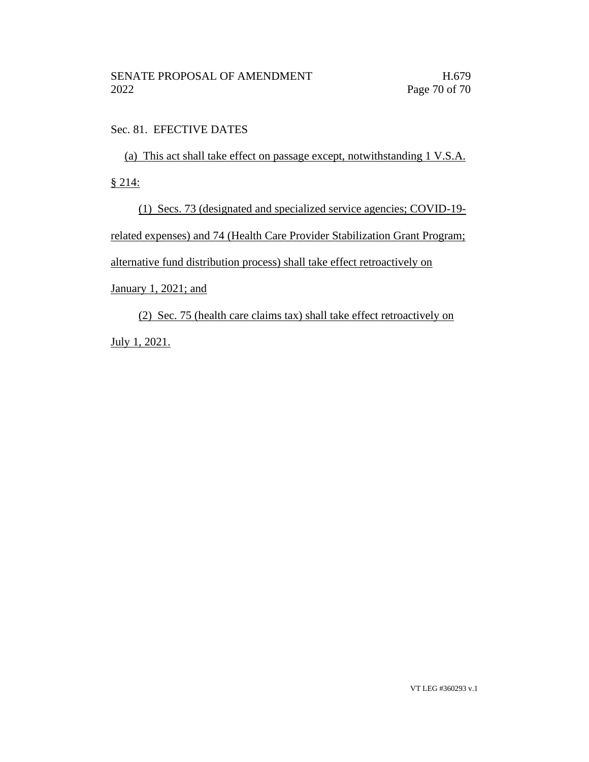Sec. 81. EFECTIVE DATES

(a) This act shall take effect on passage except, notwithstanding 1 V.S.A. § 214:

(1) Secs. 73 (designated and specialized service agencies; COVID-19-related expenses) and 74 (Health Care Provider Stabilization Grant Program; alternative fund distribution process) shall take effect retroactively on January 1, 2021; and

(2) Sec. 75 (health care claims tax) shall take effect retroactively on July 1, 2021.